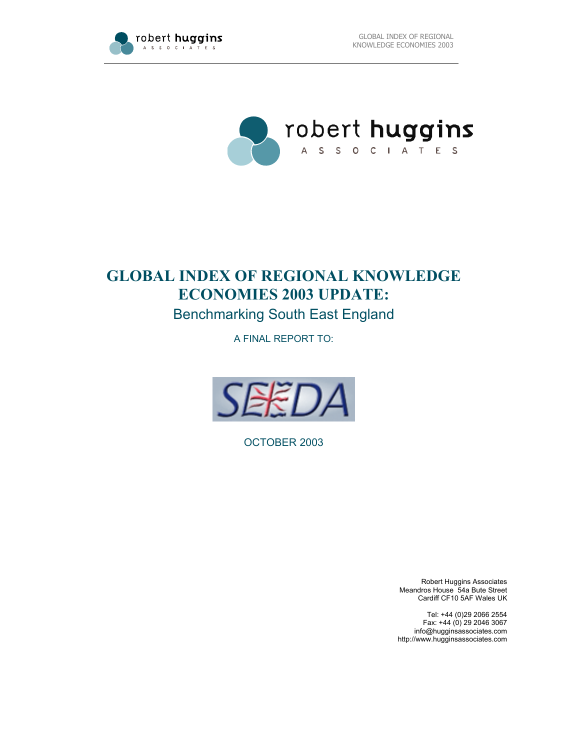# GLOBAL INDEX OF REGIONAL KNOWLEDGE ECONOMIES 2003 UPDATE:

## Benchmarking South East England

A FINAL REPORT TO:

SEEDA

OCTOBER 2003

Robert Huggins Associates
Meandros House 54a Bute Street
Cardiff CF10 5AF Wales UK

Tel: +44 (0)29 2066 2554
Fax: +44 (0) 29 2046 3067
info@hugginsassociates.com
http://www.hugginsassociates.com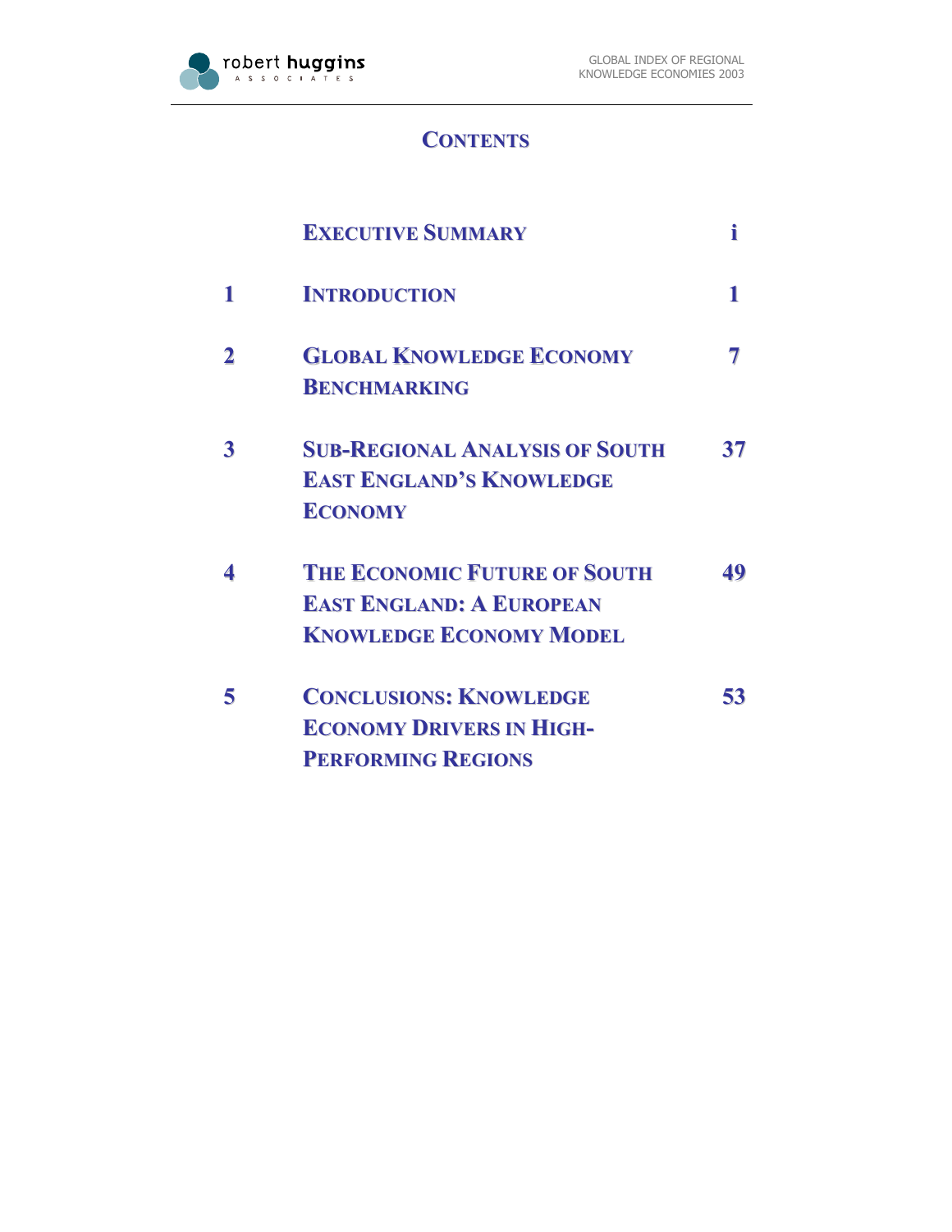# CONTENTS

| | | |
|---|---|---|
| | EXECUTIVE SUMMARY | i |
| 1 | INTRODUCTION | 1 |
| 2 | GLOBAL KNOWLEDGE ECONOMY BENCHMARKING | 7 |
| 3 | SUB-REGIONAL ANALYSIS OF SOUTH EAST ENGLAND'S KNOWLEDGE ECONOMY | 37 |
| 4 | THE ECONOMIC FUTURE OF SOUTH EAST ENGLAND: A EUROPEAN KNOWLEDGE ECONOMY MODEL | 49 |
| 5 | CONCLUSIONS: KNOWLEDGE ECONOMY DRIVERS IN HIGH-PERFORMING REGIONS | 53 |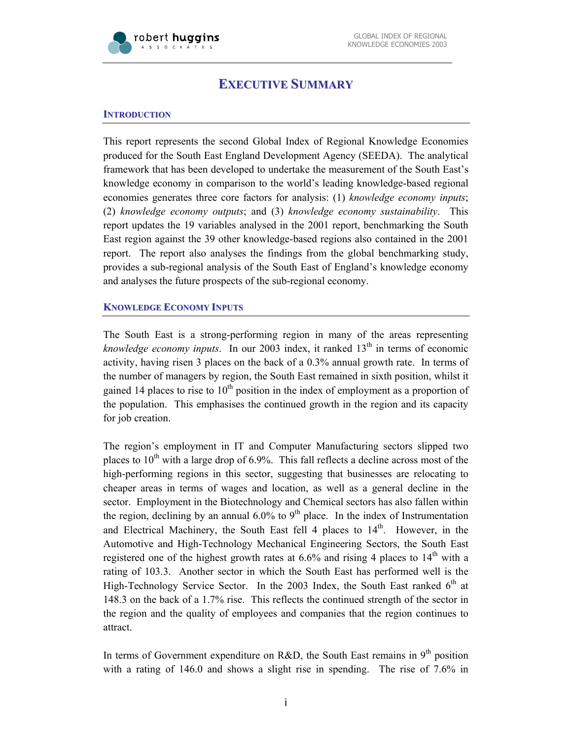# EXECUTIVE SUMMARY

## INTRODUCTION

This report represents the second Global Index of Regional Knowledge Economies produced for the South East England Development Agency (SEEDA). The analytical framework that has been developed to undertake the measurement of the South East's knowledge economy in comparison to the world's leading knowledge-based regional economies generates three core factors for analysis: (1) *knowledge economy inputs*; (2) *knowledge economy outputs*; and (3) *knowledge economy sustainability*. This report updates the 19 variables analysed in the 2001 report, benchmarking the South East region against the 39 other knowledge-based regions also contained in the 2001 report. The report also analyses the findings from the global benchmarking study, provides a sub-regional analysis of the South East of England's knowledge economy and analyses the future prospects of the sub-regional economy.

## KNOWLEDGE ECONOMY INPUTS

The South East is a strong-performing region in many of the areas representing *knowledge economy inputs*. In our 2003 index, it ranked 13th in terms of economic activity, having risen 3 places on the back of a 0.3% annual growth rate. In terms of the number of managers by region, the South East remained in sixth position, whilst it gained 14 places to rise to 10th position in the index of employment as a proportion of the population. This emphasises the continued growth in the region and its capacity for job creation.

The region's employment in IT and Computer Manufacturing sectors slipped two places to 10th with a large drop of 6.9%. This fall reflects a decline across most of the high-performing regions in this sector, suggesting that businesses are relocating to cheaper areas in terms of wages and location, as well as a general decline in the sector. Employment in the Biotechnology and Chemical sectors has also fallen within the region, declining by an annual 6.0% to 9th place. In the index of Instrumentation and Electrical Machinery, the South East fell 4 places to 14th. However, in the Automotive and High-Technology Mechanical Engineering Sectors, the South East registered one of the highest growth rates at 6.6% and rising 4 places to 14th with a rating of 103.3. Another sector in which the South East has performed well is the High-Technology Service Sector. In the 2003 Index, the South East ranked 6th at 148.3 on the back of a 1.7% rise. This reflects the continued strength of the sector in the region and the quality of employees and companies that the region continues to attract.

In terms of Government expenditure on R&D, the South East remains in 9th position with a rating of 146.0 and shows a slight rise in spending. The rise of 7.6% in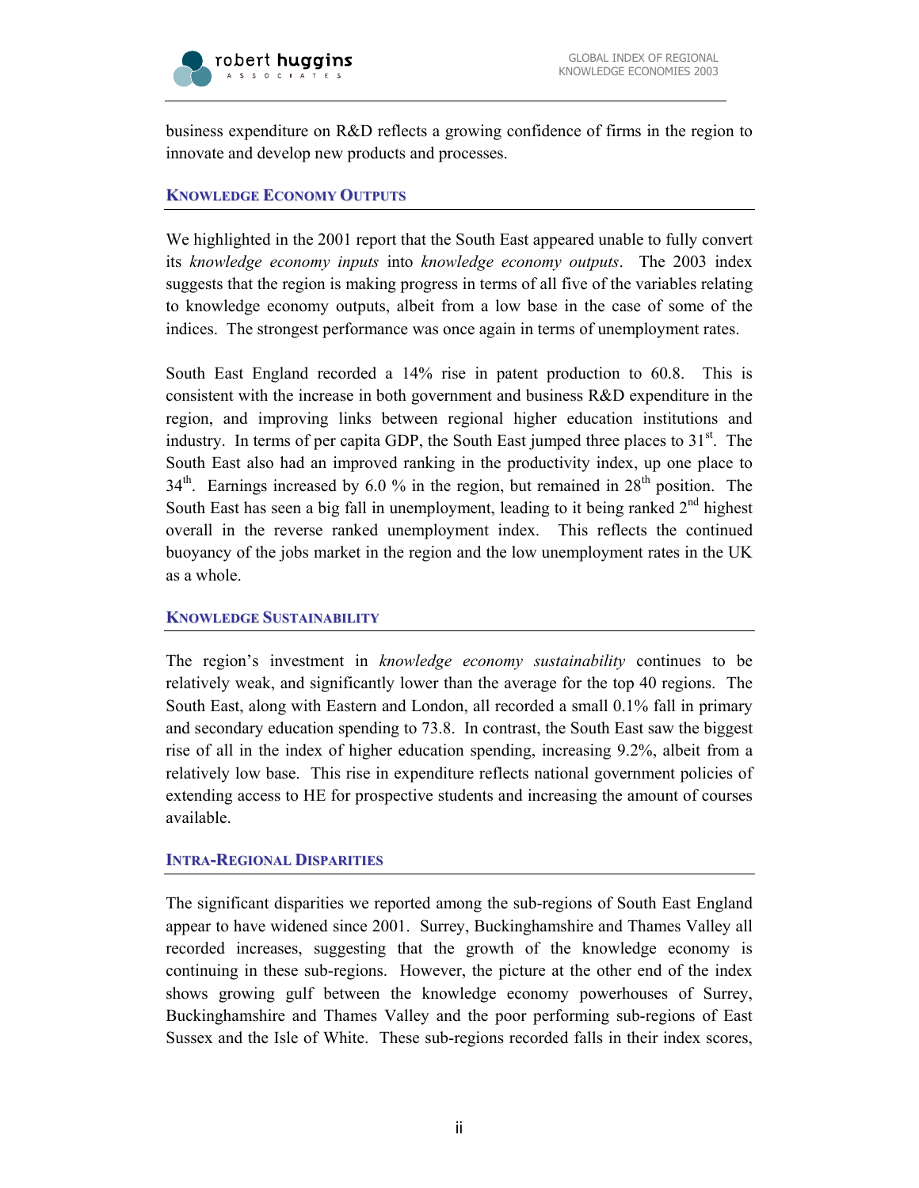business expenditure on R&D reflects a growing confidence of firms in the region to innovate and develop new products and processes.

### Knowledge Economy Outputs

We highlighted in the 2001 report that the South East appeared unable to fully convert its *knowledge economy inputs* into *knowledge economy outputs*. The 2003 index suggests that the region is making progress in terms of all five of the variables relating to knowledge economy outputs, albeit from a low base in the case of some of the indices. The strongest performance was once again in terms of unemployment rates.

South East England recorded a 14% rise in patent production to 60.8. This is consistent with the increase in both government and business R&D expenditure in the region, and improving links between regional higher education institutions and industry. In terms of per capita GDP, the South East jumped three places to 31st. The South East also had an improved ranking in the productivity index, up one place to 34th. Earnings increased by 6.0 % in the region, but remained in 28th position. The South East has seen a big fall in unemployment, leading to it being ranked 2nd highest overall in the reverse ranked unemployment index. This reflects the continued buoyancy of the jobs market in the region and the low unemployment rates in the UK as a whole.

### Knowledge Sustainability

The region's investment in *knowledge economy sustainability* continues to be relatively weak, and significantly lower than the average for the top 40 regions. The South East, along with Eastern and London, all recorded a small 0.1% fall in primary and secondary education spending to 73.8. In contrast, the South East saw the biggest rise of all in the index of higher education spending, increasing 9.2%, albeit from a relatively low base. This rise in expenditure reflects national government policies of extending access to HE for prospective students and increasing the amount of courses available.

### Intra-Regional Disparities

The significant disparities we reported among the sub-regions of South East England appear to have widened since 2001. Surrey, Buckinghamshire and Thames Valley all recorded increases, suggesting that the growth of the knowledge economy is continuing in these sub-regions. However, the picture at the other end of the index shows growing gulf between the knowledge economy powerhouses of Surrey, Buckinghamshire and Thames Valley and the poor performing sub-regions of East Sussex and the Isle of White. These sub-regions recorded falls in their index scores,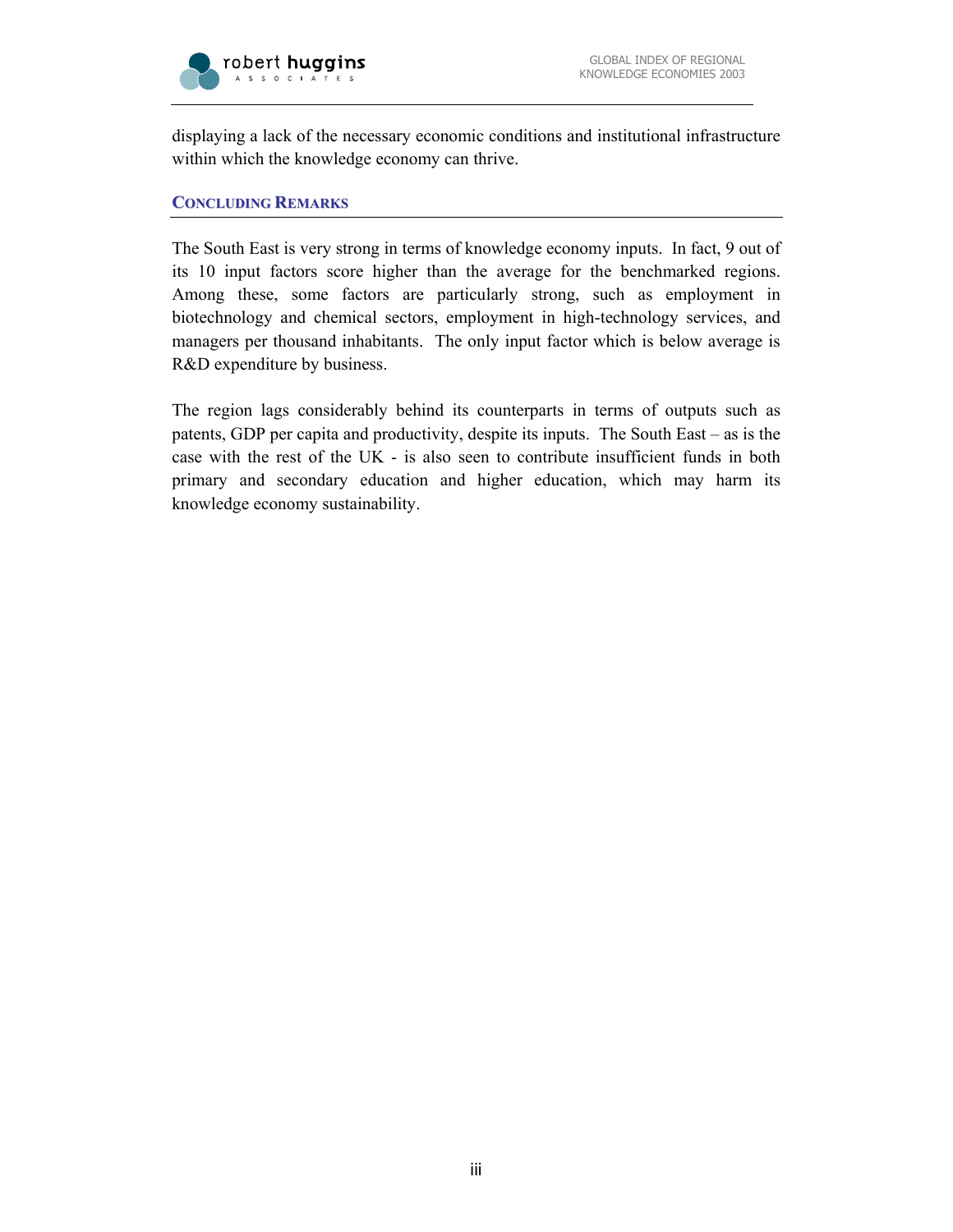displaying a lack of the necessary economic conditions and institutional infrastructure within which the knowledge economy can thrive.

## CONCLUDING REMARKS

The South East is very strong in terms of knowledge economy inputs. In fact, 9 out of its 10 input factors score higher than the average for the benchmarked regions. Among these, some factors are particularly strong, such as employment in biotechnology and chemical sectors, employment in high-technology services, and managers per thousand inhabitants. The only input factor which is below average is R&D expenditure by business.

The region lags considerably behind its counterparts in terms of outputs such as patents, GDP per capita and productivity, despite its inputs. The South East – as is the case with the rest of the UK - is also seen to contribute insufficient funds in both primary and secondary education and higher education, which may harm its knowledge economy sustainability.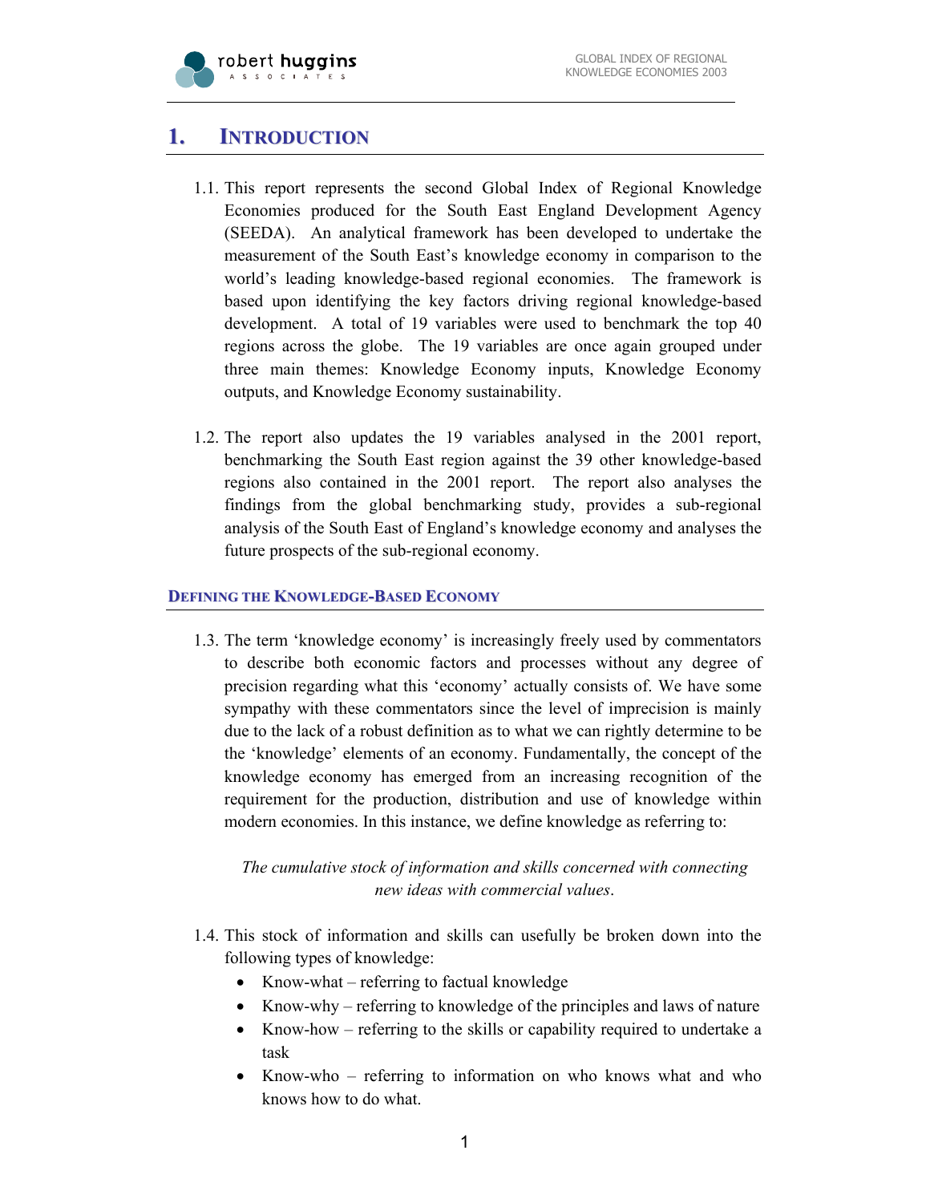# 1. Introduction

1.1. This report represents the second Global Index of Regional Knowledge Economies produced for the South East England Development Agency (SEEDA). An analytical framework has been developed to undertake the measurement of the South East's knowledge economy in comparison to the world's leading knowledge-based regional economies. The framework is based upon identifying the key factors driving regional knowledge-based development. A total of 19 variables were used to benchmark the top 40 regions across the globe. The 19 variables are once again grouped under three main themes: Knowledge Economy inputs, Knowledge Economy outputs, and Knowledge Economy sustainability.

1.2. The report also updates the 19 variables analysed in the 2001 report, benchmarking the South East region against the 39 other knowledge-based regions also contained in the 2001 report. The report also analyses the findings from the global benchmarking study, provides a sub-regional analysis of the South East of England's knowledge economy and analyses the future prospects of the sub-regional economy.

## Defining the Knowledge-Based Economy

1.3. The term 'knowledge economy' is increasingly freely used by commentators to describe both economic factors and processes without any degree of precision regarding what this 'economy' actually consists of. We have some sympathy with these commentators since the level of imprecision is mainly due to the lack of a robust definition as to what we can rightly determine to be the 'knowledge' elements of an economy. Fundamentally, the concept of the knowledge economy has emerged from an increasing recognition of the requirement for the production, distribution and use of knowledge within modern economies. In this instance, we define knowledge as referring to:

*The cumulative stock of information and skills concerned with connecting new ideas with commercial values.*

1.4. This stock of information and skills can usefully be broken down into the following types of knowledge:

- Know-what – referring to factual knowledge
- Know-why – referring to knowledge of the principles and laws of nature
- Know-how – referring to the skills or capability required to undertake a task
- Know-who – referring to information on who knows what and who knows how to do what.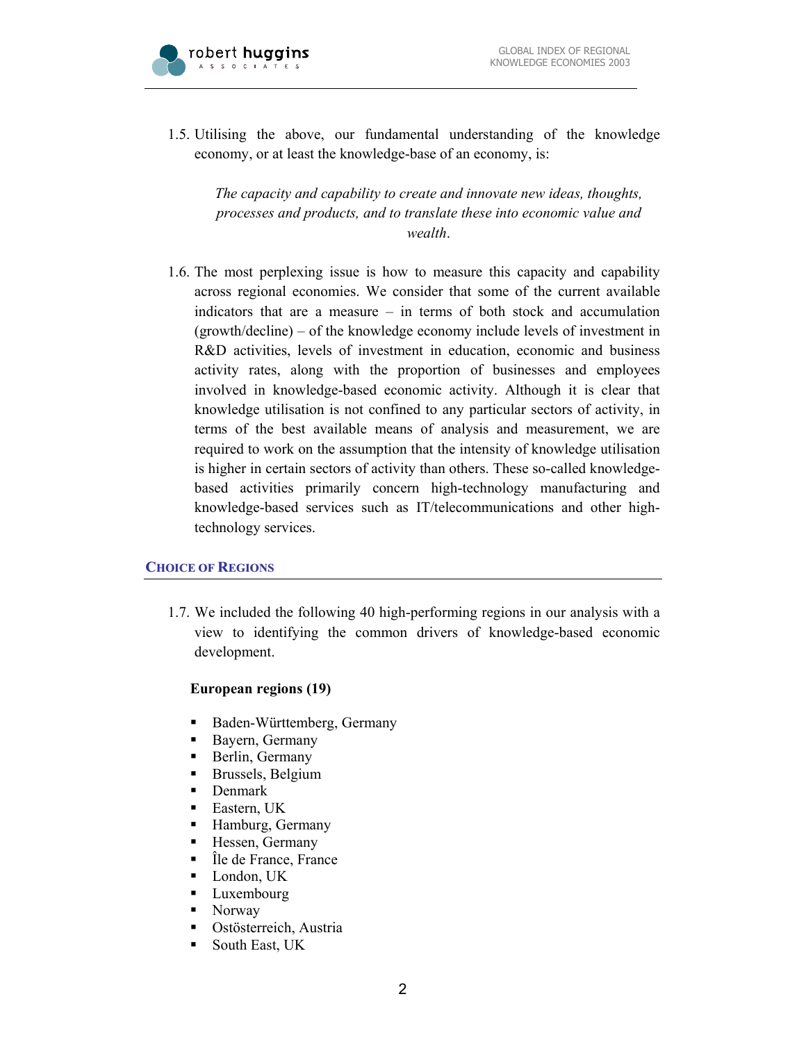1.5. Utilising the above, our fundamental understanding of the knowledge economy, or at least the knowledge-base of an economy, is:

*The capacity and capability to create and innovate new ideas, thoughts, processes and products, and to translate these into economic value and wealth*.

1.6. The most perplexing issue is how to measure this capacity and capability across regional economies. We consider that some of the current available indicators that are a measure – in terms of both stock and accumulation (growth/decline) – of the knowledge economy include levels of investment in R&D activities, levels of investment in education, economic and business activity rates, along with the proportion of businesses and employees involved in knowledge-based economic activity. Although it is clear that knowledge utilisation is not confined to any particular sectors of activity, in terms of the best available means of analysis and measurement, we are required to work on the assumption that the intensity of knowledge utilisation is higher in certain sectors of activity than others. These so-called knowledge-based activities primarily concern high-technology manufacturing and knowledge-based services such as IT/telecommunications and other high-technology services.

## Choice of Regions

1.7. We included the following 40 high-performing regions in our analysis with a view to identifying the common drivers of knowledge-based economic development.

**European regions (19)**

- Baden-Württemberg, Germany
- Bayern, Germany
- Berlin, Germany
- Brussels, Belgium
- Denmark
- Eastern, UK
- Hamburg, Germany
- Hessen, Germany
- Île de France, France
- London, UK
- Luxembourg
- Norway
- Ostösterreich, Austria
- South East, UK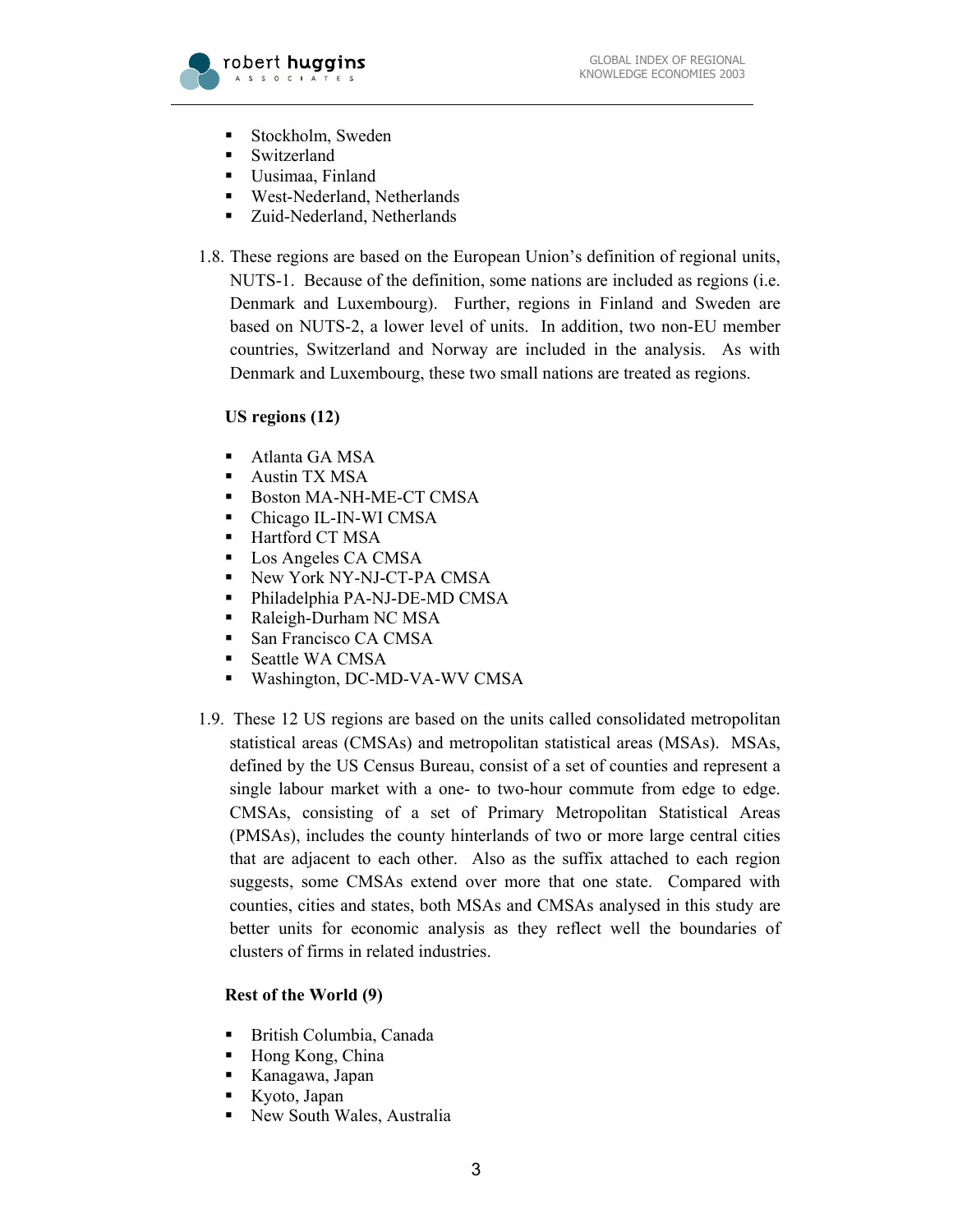- Stockholm, Sweden
- Switzerland
- Uusimaa, Finland
- West-Nederland, Netherlands
- Zuid-Nederland, Netherlands

1.8. These regions are based on the European Union's definition of regional units, NUTS-1. Because of the definition, some nations are included as regions (i.e. Denmark and Luxembourg). Further, regions in Finland and Sweden are based on NUTS-2, a lower level of units. In addition, two non-EU member countries, Switzerland and Norway are included in the analysis. As with Denmark and Luxembourg, these two small nations are treated as regions.

**US regions (12)**

- Atlanta GA MSA
- Austin TX MSA
- Boston MA-NH-ME-CT CMSA
- Chicago IL-IN-WI CMSA
- Hartford CT MSA
- Los Angeles CA CMSA
- New York NY-NJ-CT-PA CMSA
- Philadelphia PA-NJ-DE-MD CMSA
- Raleigh-Durham NC MSA
- San Francisco CA CMSA
- Seattle WA CMSA
- Washington, DC-MD-VA-WV CMSA

1.9. These 12 US regions are based on the units called consolidated metropolitan statistical areas (CMSAs) and metropolitan statistical areas (MSAs). MSAs, defined by the US Census Bureau, consist of a set of counties and represent a single labour market with a one- to two-hour commute from edge to edge. CMSAs, consisting of a set of Primary Metropolitan Statistical Areas (PMSAs), includes the county hinterlands of two or more large central cities that are adjacent to each other. Also as the suffix attached to each region suggests, some CMSAs extend over more that one state. Compared with counties, cities and states, both MSAs and CMSAs analysed in this study are better units for economic analysis as they reflect well the boundaries of clusters of firms in related industries.

**Rest of the World (9)**

- British Columbia, Canada
- Hong Kong, China
- Kanagawa, Japan
- Kyoto, Japan
- New South Wales, Australia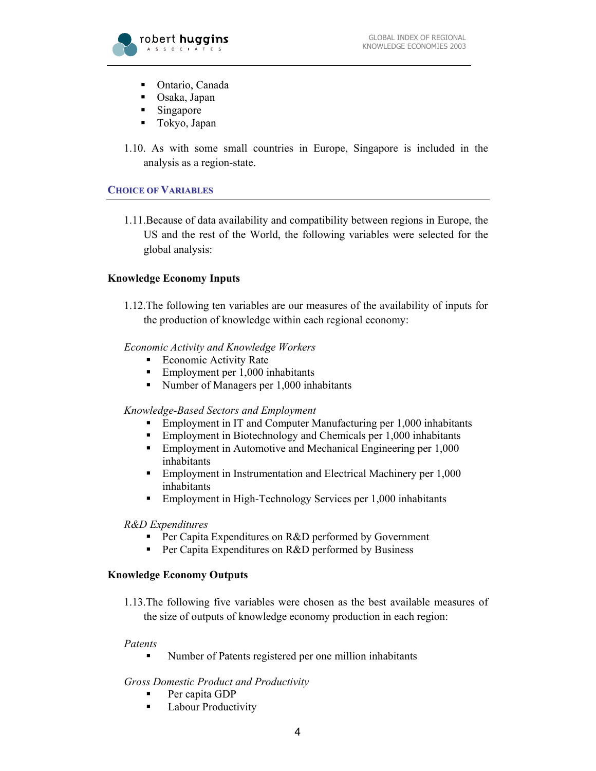- Ontario, Canada
- Osaka, Japan
- Singapore
- Tokyo, Japan

1.10. As with some small countries in Europe, Singapore is included in the analysis as a region-state.

## Choice of Variables

1.11. Because of data availability and compatibility between regions in Europe, the US and the rest of the World, the following variables were selected for the global analysis:

### Knowledge Economy Inputs

1.12. The following ten variables are our measures of the availability of inputs for the production of knowledge within each regional economy:

*Economic Activity and Knowledge Workers*

- Economic Activity Rate
- Employment per 1,000 inhabitants
- Number of Managers per 1,000 inhabitants

*Knowledge-Based Sectors and Employment*

- Employment in IT and Computer Manufacturing per 1,000 inhabitants
- Employment in Biotechnology and Chemicals per 1,000 inhabitants
- Employment in Automotive and Mechanical Engineering per 1,000 inhabitants
- Employment in Instrumentation and Electrical Machinery per 1,000 inhabitants
- Employment in High-Technology Services per 1,000 inhabitants

*R&D Expenditures*

- Per Capita Expenditures on R&D performed by Government
- Per Capita Expenditures on R&D performed by Business

### Knowledge Economy Outputs

1.13. The following five variables were chosen as the best available measures of the size of outputs of knowledge economy production in each region:

*Patents*

- Number of Patents registered per one million inhabitants

*Gross Domestic Product and Productivity*

- Per capita GDP
- Labour Productivity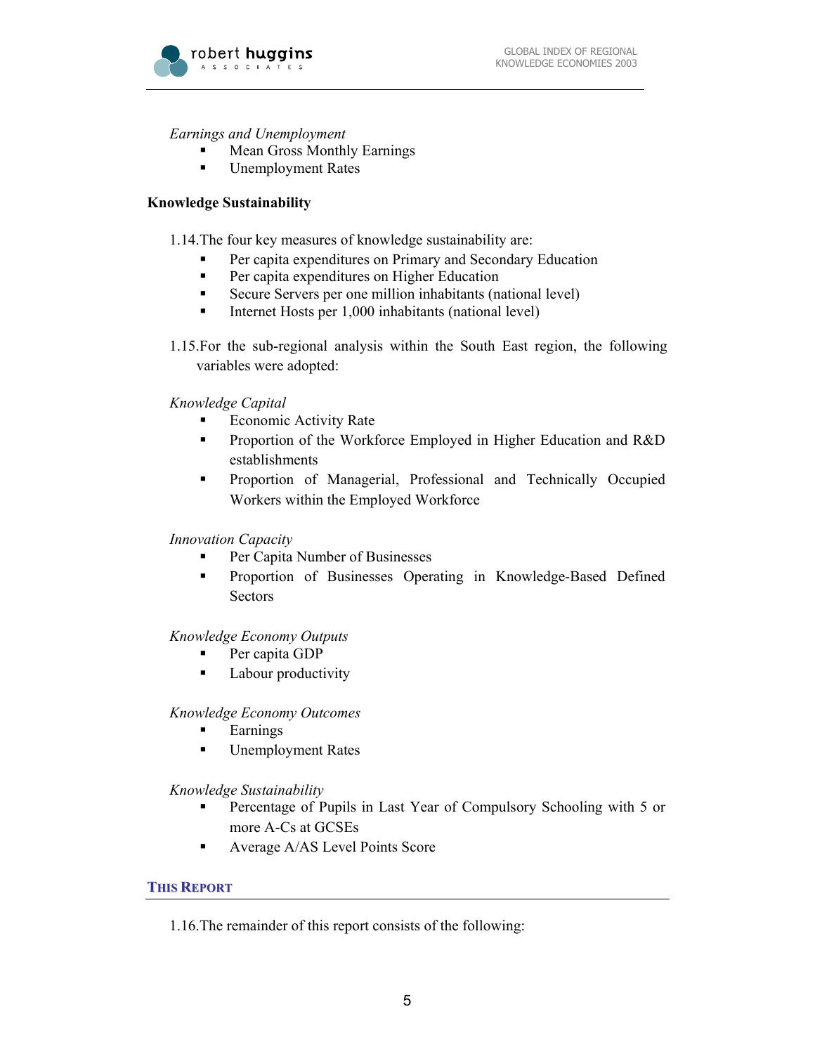*Earnings and Unemployment*

- Mean Gross Monthly Earnings
- Unemployment Rates

**Knowledge Sustainability**

1.14. The four key measures of knowledge sustainability are:

- Per capita expenditures on Primary and Secondary Education
- Per capita expenditures on Higher Education
- Secure Servers per one million inhabitants (national level)
- Internet Hosts per 1,000 inhabitants (national level)

1.15. For the sub-regional analysis within the South East region, the following variables were adopted:

*Knowledge Capital*

- Economic Activity Rate
- Proportion of the Workforce Employed in Higher Education and R&D establishments
- Proportion of Managerial, Professional and Technically Occupied Workers within the Employed Workforce

*Innovation Capacity*

- Per Capita Number of Businesses
- Proportion of Businesses Operating in Knowledge-Based Defined Sectors

*Knowledge Economy Outputs*

- Per capita GDP
- Labour productivity

*Knowledge Economy Outcomes*

- Earnings
- Unemployment Rates

*Knowledge Sustainability*

- Percentage of Pupils in Last Year of Compulsory Schooling with 5 or more A-Cs at GCSEs
- Average A/AS Level Points Score

## THIS REPORT

1.16. The remainder of this report consists of the following: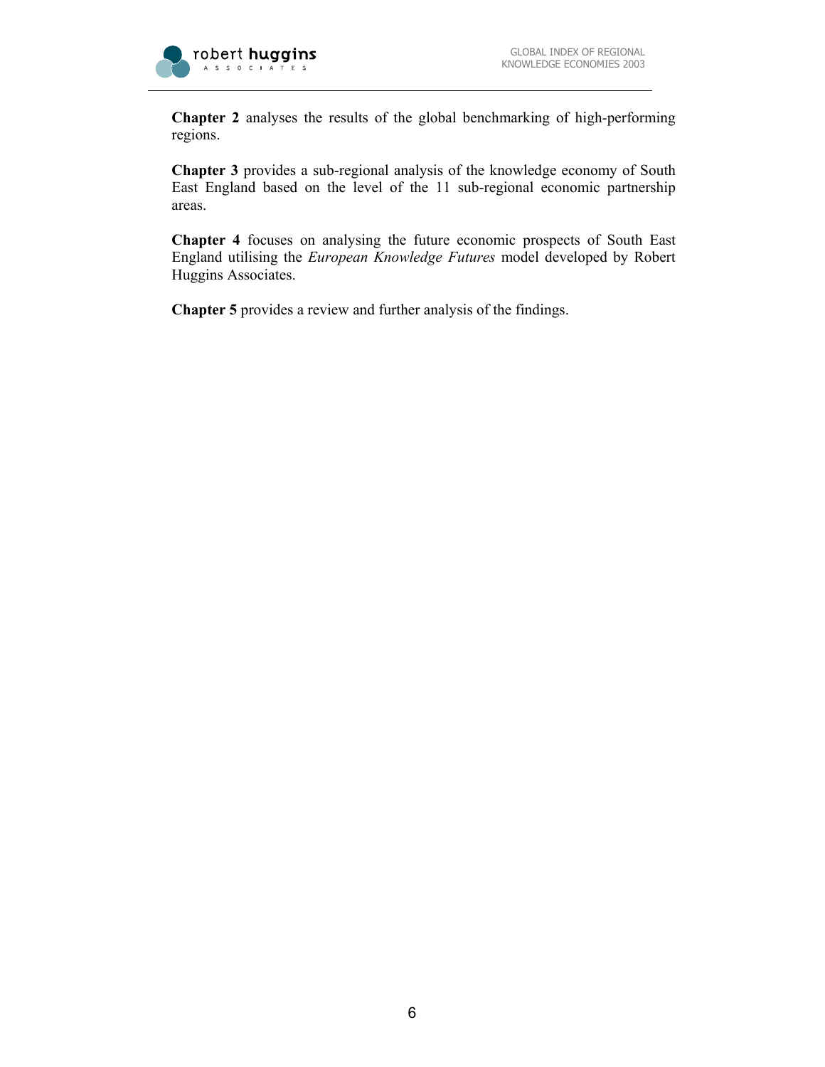**Chapter 2** analyses the results of the global benchmarking of high-performing regions.

**Chapter 3** provides a sub-regional analysis of the knowledge economy of South East England based on the level of the 11 sub-regional economic partnership areas.

**Chapter 4** focuses on analysing the future economic prospects of South East England utilising the *European Knowledge Futures* model developed by Robert Huggins Associates.

**Chapter 5** provides a review and further analysis of the findings.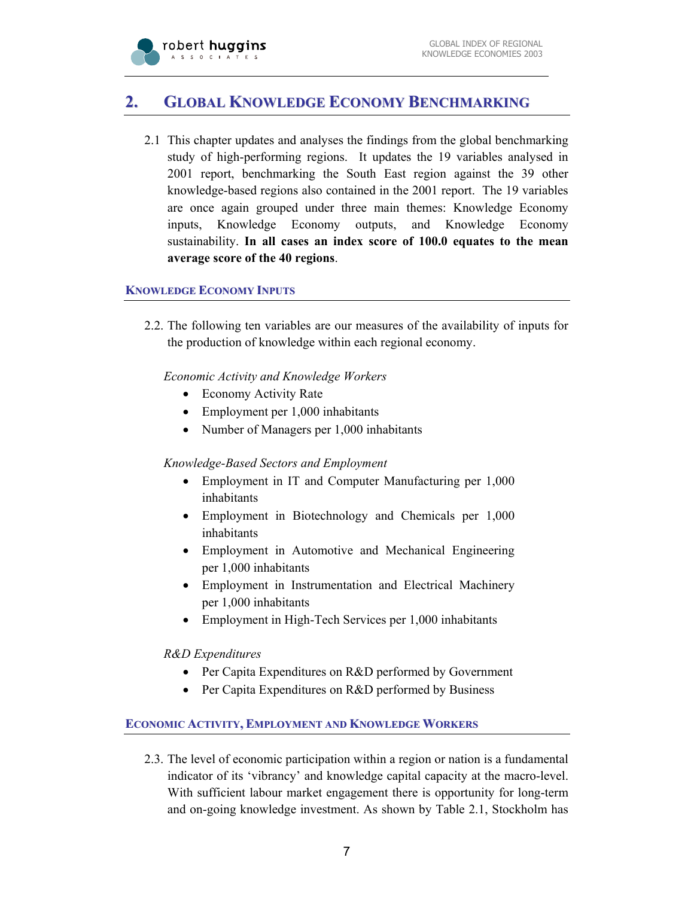## 2. Global Knowledge Economy Benchmarking

2.1 This chapter updates and analyses the findings from the global benchmarking study of high-performing regions. It updates the 19 variables analysed in 2001 report, benchmarking the South East region against the 39 other knowledge-based regions also contained in the 2001 report. The 19 variables are once again grouped under three main themes: Knowledge Economy inputs, Knowledge Economy outputs, and Knowledge Economy sustainability. **In all cases an index score of 100.0 equates to the mean average score of the 40 regions**.

### Knowledge Economy Inputs

2.2. The following ten variables are our measures of the availability of inputs for the production of knowledge within each regional economy.

*Economic Activity and Knowledge Workers*

- Economy Activity Rate
- Employment per 1,000 inhabitants
- Number of Managers per 1,000 inhabitants

*Knowledge-Based Sectors and Employment*

- Employment in IT and Computer Manufacturing per 1,000 inhabitants
- Employment in Biotechnology and Chemicals per 1,000 inhabitants
- Employment in Automotive and Mechanical Engineering per 1,000 inhabitants
- Employment in Instrumentation and Electrical Machinery per 1,000 inhabitants
- Employment in High-Tech Services per 1,000 inhabitants

*R&D Expenditures*

- Per Capita Expenditures on R&D performed by Government
- Per Capita Expenditures on R&D performed by Business

### Economic Activity, Employment and Knowledge Workers

2.3. The level of economic participation within a region or nation is a fundamental indicator of its 'vibrancy' and knowledge capital capacity at the macro-level. With sufficient labour market engagement there is opportunity for long-term and on-going knowledge investment. As shown by Table 2.1, Stockholm has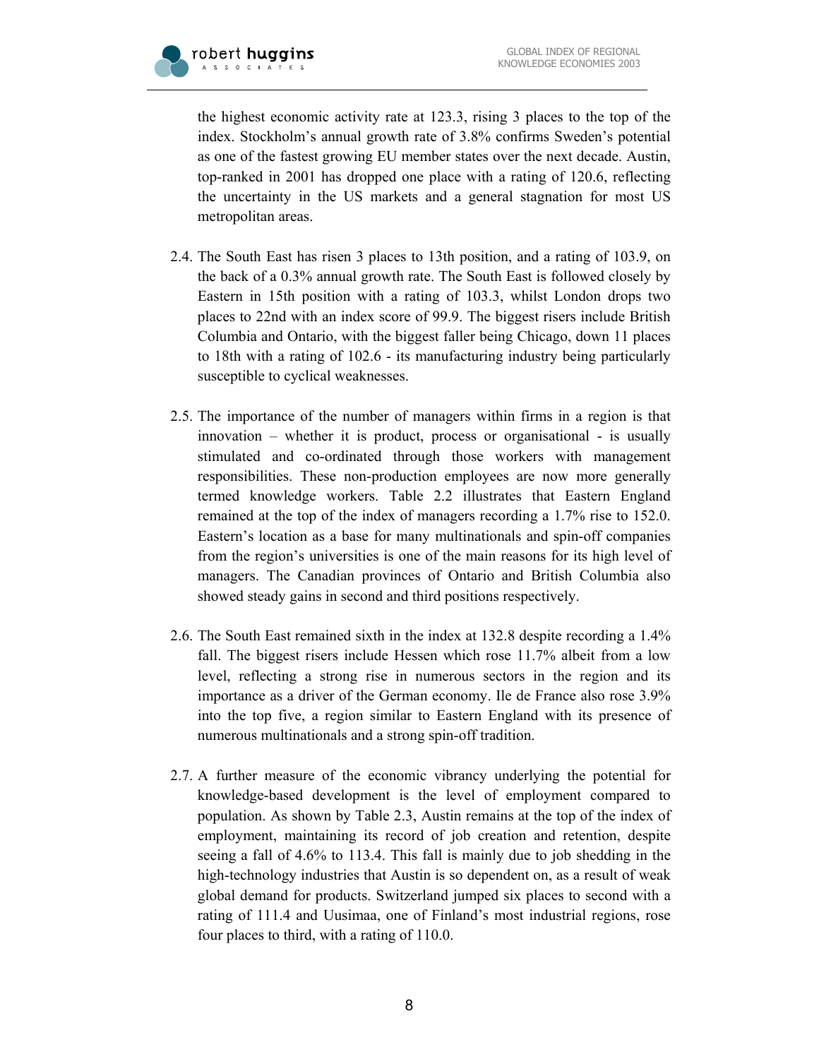the highest economic activity rate at 123.3, rising 3 places to the top of the index. Stockholm's annual growth rate of 3.8% confirms Sweden's potential as one of the fastest growing EU member states over the next decade. Austin, top-ranked in 2001 has dropped one place with a rating of 120.6, reflecting the uncertainty in the US markets and a general stagnation for most US metropolitan areas.

2.4. The South East has risen 3 places to 13th position, and a rating of 103.9, on the back of a 0.3% annual growth rate. The South East is followed closely by Eastern in 15th position with a rating of 103.3, whilst London drops two places to 22nd with an index score of 99.9. The biggest risers include British Columbia and Ontario, with the biggest faller being Chicago, down 11 places to 18th with a rating of 102.6 - its manufacturing industry being particularly susceptible to cyclical weaknesses.

2.5. The importance of the number of managers within firms in a region is that innovation – whether it is product, process or organisational - is usually stimulated and co-ordinated through those workers with management responsibilities. These non-production employees are now more generally termed knowledge workers. Table 2.2 illustrates that Eastern England remained at the top of the index of managers recording a 1.7% rise to 152.0. Eastern's location as a base for many multinationals and spin-off companies from the region's universities is one of the main reasons for its high level of managers. The Canadian provinces of Ontario and British Columbia also showed steady gains in second and third positions respectively.

2.6. The South East remained sixth in the index at 132.8 despite recording a 1.4% fall. The biggest risers include Hessen which rose 11.7% albeit from a low level, reflecting a strong rise in numerous sectors in the region and its importance as a driver of the German economy. Ile de France also rose 3.9% into the top five, a region similar to Eastern England with its presence of numerous multinationals and a strong spin-off tradition.

2.7. A further measure of the economic vibrancy underlying the potential for knowledge-based development is the level of employment compared to population. As shown by Table 2.3, Austin remains at the top of the index of employment, maintaining its record of job creation and retention, despite seeing a fall of 4.6% to 113.4. This fall is mainly due to job shedding in the high-technology industries that Austin is so dependent on, as a result of weak global demand for products. Switzerland jumped six places to second with a rating of 111.4 and Uusimaa, one of Finland's most industrial regions, rose four places to third, with a rating of 110.0.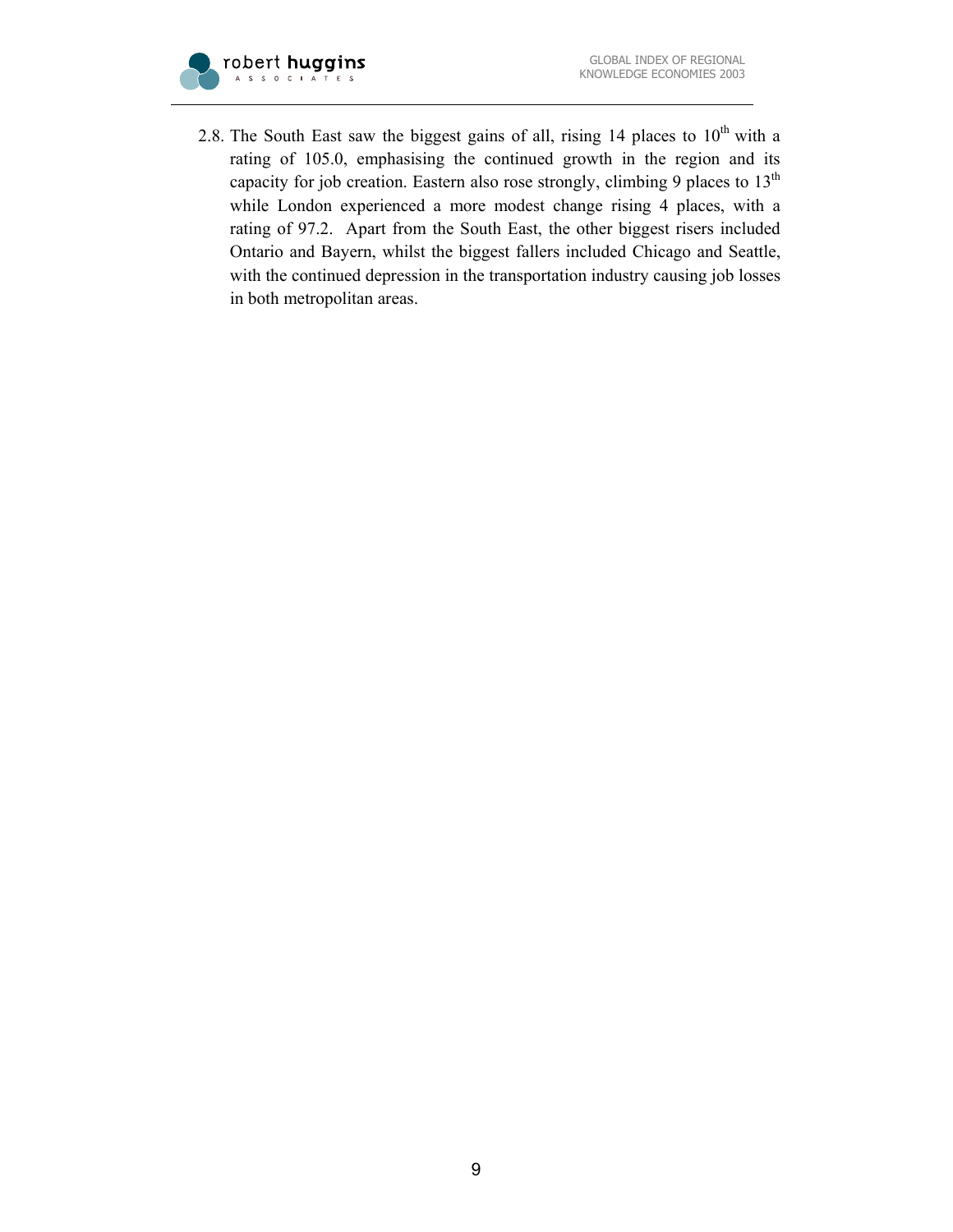2.8. The South East saw the biggest gains of all, rising 14 places to 10th with a rating of 105.0, emphasising the continued growth in the region and its capacity for job creation. Eastern also rose strongly, climbing 9 places to 13th while London experienced a more modest change rising 4 places, with a rating of 97.2. Apart from the South East, the other biggest risers included Ontario and Bayern, whilst the biggest fallers included Chicago and Seattle, with the continued depression in the transportation industry causing job losses in both metropolitan areas.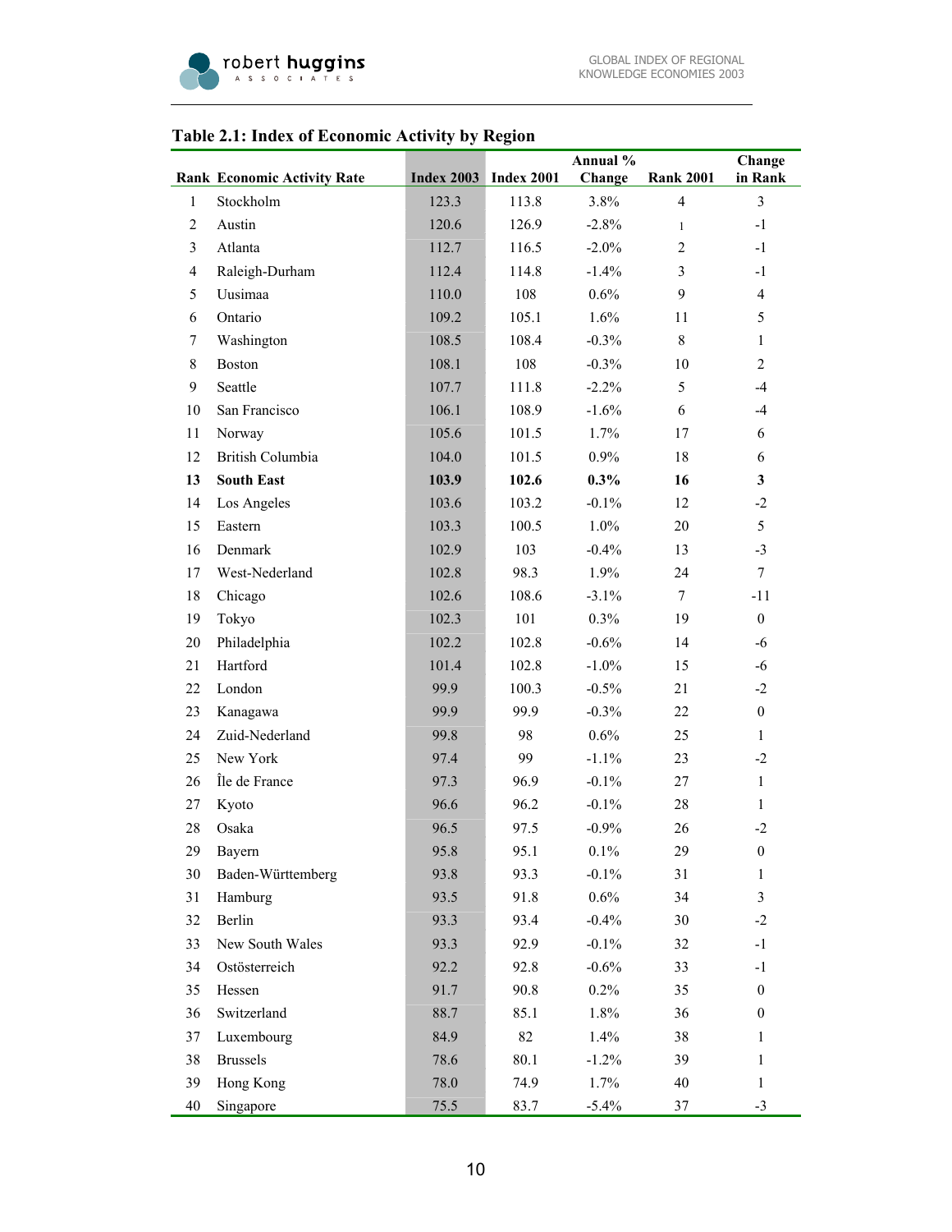**Table 2.1: Index of Economic Activity by Region**

| Rank | Economic Activity Rate | Index 2003 | Index 2001 | Annual % Change | Rank 2001 | Change in Rank |
|---|---|---|---|---|---|---|
| 1 | Stockholm | 123.3 | 113.8 | 3.8% | 4 | 3 |
| 2 | Austin | 120.6 | 126.9 | -2.8% | 1 | -1 |
| 3 | Atlanta | 112.7 | 116.5 | -2.0% | 2 | -1 |
| 4 | Raleigh-Durham | 112.4 | 114.8 | -1.4% | 3 | -1 |
| 5 | Uusimaa | 110.0 | 108 | 0.6% | 9 | 4 |
| 6 | Ontario | 109.2 | 105.1 | 1.6% | 11 | 5 |
| 7 | Washington | 108.5 | 108.4 | -0.3% | 8 | 1 |
| 8 | Boston | 108.1 | 108 | -0.3% | 10 | 2 |
| 9 | Seattle | 107.7 | 111.8 | -2.2% | 5 | -4 |
| 10 | San Francisco | 106.1 | 108.9 | -1.6% | 6 | -4 |
| 11 | Norway | 105.6 | 101.5 | 1.7% | 17 | 6 |
| 12 | British Columbia | 104.0 | 101.5 | 0.9% | 18 | 6 |
| **13** | **South East** | **103.9** | **102.6** | **0.3%** | **16** | **3** |
| 14 | Los Angeles | 103.6 | 103.2 | -0.1% | 12 | -2 |
| 15 | Eastern | 103.3 | 100.5 | 1.0% | 20 | 5 |
| 16 | Denmark | 102.9 | 103 | -0.4% | 13 | -3 |
| 17 | West-Nederland | 102.8 | 98.3 | 1.9% | 24 | 7 |
| 18 | Chicago | 102.6 | 108.6 | -3.1% | 7 | -11 |
| 19 | Tokyo | 102.3 | 101 | 0.3% | 19 | 0 |
| 20 | Philadelphia | 102.2 | 102.8 | -0.6% | 14 | -6 |
| 21 | Hartford | 101.4 | 102.8 | -1.0% | 15 | -6 |
| 22 | London | 99.9 | 100.3 | -0.5% | 21 | -2 |
| 23 | Kanagawa | 99.9 | 99.9 | -0.3% | 22 | 0 |
| 24 | Zuid-Nederland | 99.8 | 98 | 0.6% | 25 | 1 |
| 25 | New York | 97.4 | 99 | -1.1% | 23 | -2 |
| 26 | Île de France | 97.3 | 96.9 | -0.1% | 27 | 1 |
| 27 | Kyoto | 96.6 | 96.2 | -0.1% | 28 | 1 |
| 28 | Osaka | 96.5 | 97.5 | -0.9% | 26 | -2 |
| 29 | Bayern | 95.8 | 95.1 | 0.1% | 29 | 0 |
| 30 | Baden-Württemberg | 93.8 | 93.3 | -0.1% | 31 | 1 |
| 31 | Hamburg | 93.5 | 91.8 | 0.6% | 34 | 3 |
| 32 | Berlin | 93.3 | 93.4 | -0.4% | 30 | -2 |
| 33 | New South Wales | 93.3 | 92.9 | -0.1% | 32 | -1 |
| 34 | Ostösterreich | 92.2 | 92.8 | -0.6% | 33 | -1 |
| 35 | Hessen | 91.7 | 90.8 | 0.2% | 35 | 0 |
| 36 | Switzerland | 88.7 | 85.1 | 1.8% | 36 | 0 |
| 37 | Luxembourg | 84.9 | 82 | 1.4% | 38 | 1 |
| 38 | Brussels | 78.6 | 80.1 | -1.2% | 39 | 1 |
| 39 | Hong Kong | 78.0 | 74.9 | 1.7% | 40 | 1 |
| 40 | Singapore | 75.5 | 83.7 | -5.4% | 37 | -3 |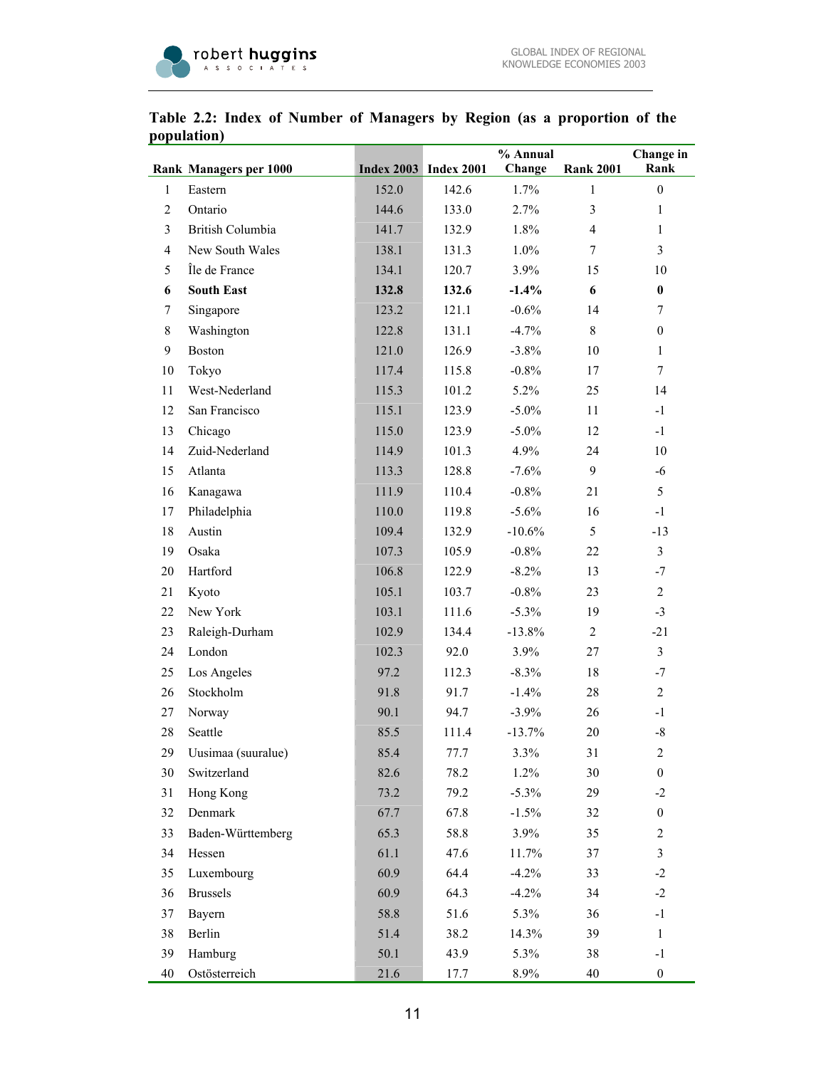**Table 2.2: Index of Number of Managers by Region (as a proportion of the population)**

| Rank | Managers per 1000 | Index 2003 | Index 2001 | % Annual Change | Rank 2001 | Change in Rank |
|---|---|---|---|---|---|---|
| 1 | Eastern | 152.0 | 142.6 | 1.7% | 1 | 0 |
| 2 | Ontario | 144.6 | 133.0 | 2.7% | 3 | 1 |
| 3 | British Columbia | 141.7 | 132.9 | 1.8% | 4 | 1 |
| 4 | New South Wales | 138.1 | 131.3 | 1.0% | 7 | 3 |
| 5 | Île de France | 134.1 | 120.7 | 3.9% | 15 | 10 |
| **6** | **South East** | **132.8** | **132.6** | **-1.4%** | **6** | **0** |
| 7 | Singapore | 123.2 | 121.1 | -0.6% | 14 | 7 |
| 8 | Washington | 122.8 | 131.1 | -4.7% | 8 | 0 |
| 9 | Boston | 121.0 | 126.9 | -3.8% | 10 | 1 |
| 10 | Tokyo | 117.4 | 115.8 | -0.8% | 17 | 7 |
| 11 | West-Nederland | 115.3 | 101.2 | 5.2% | 25 | 14 |
| 12 | San Francisco | 115.1 | 123.9 | -5.0% | 11 | -1 |
| 13 | Chicago | 115.0 | 123.9 | -5.0% | 12 | -1 |
| 14 | Zuid-Nederland | 114.9 | 101.3 | 4.9% | 24 | 10 |
| 15 | Atlanta | 113.3 | 128.8 | -7.6% | 9 | -6 |
| 16 | Kanagawa | 111.9 | 110.4 | -0.8% | 21 | 5 |
| 17 | Philadelphia | 110.0 | 119.8 | -5.6% | 16 | -1 |
| 18 | Austin | 109.4 | 132.9 | -10.6% | 5 | -13 |
| 19 | Osaka | 107.3 | 105.9 | -0.8% | 22 | 3 |
| 20 | Hartford | 106.8 | 122.9 | -8.2% | 13 | -7 |
| 21 | Kyoto | 105.1 | 103.7 | -0.8% | 23 | 2 |
| 22 | New York | 103.1 | 111.6 | -5.3% | 19 | -3 |
| 23 | Raleigh-Durham | 102.9 | 134.4 | -13.8% | 2 | -21 |
| 24 | London | 102.3 | 92.0 | 3.9% | 27 | 3 |
| 25 | Los Angeles | 97.2 | 112.3 | -8.3% | 18 | -7 |
| 26 | Stockholm | 91.8 | 91.7 | -1.4% | 28 | 2 |
| 27 | Norway | 90.1 | 94.7 | -3.9% | 26 | -1 |
| 28 | Seattle | 85.5 | 111.4 | -13.7% | 20 | -8 |
| 29 | Uusimaa (suuralue) | 85.4 | 77.7 | 3.3% | 31 | 2 |
| 30 | Switzerland | 82.6 | 78.2 | 1.2% | 30 | 0 |
| 31 | Hong Kong | 73.2 | 79.2 | -5.3% | 29 | -2 |
| 32 | Denmark | 67.7 | 67.8 | -1.5% | 32 | 0 |
| 33 | Baden-Württemberg | 65.3 | 58.8 | 3.9% | 35 | 2 |
| 34 | Hessen | 61.1 | 47.6 | 11.7% | 37 | 3 |
| 35 | Luxembourg | 60.9 | 64.4 | -4.2% | 33 | -2 |
| 36 | Brussels | 60.9 | 64.3 | -4.2% | 34 | -2 |
| 37 | Bayern | 58.8 | 51.6 | 5.3% | 36 | -1 |
| 38 | Berlin | 51.4 | 38.2 | 14.3% | 39 | 1 |
| 39 | Hamburg | 50.1 | 43.9 | 5.3% | 38 | -1 |
| 40 | Ostösterreich | 21.6 | 17.7 | 8.9% | 40 | 0 |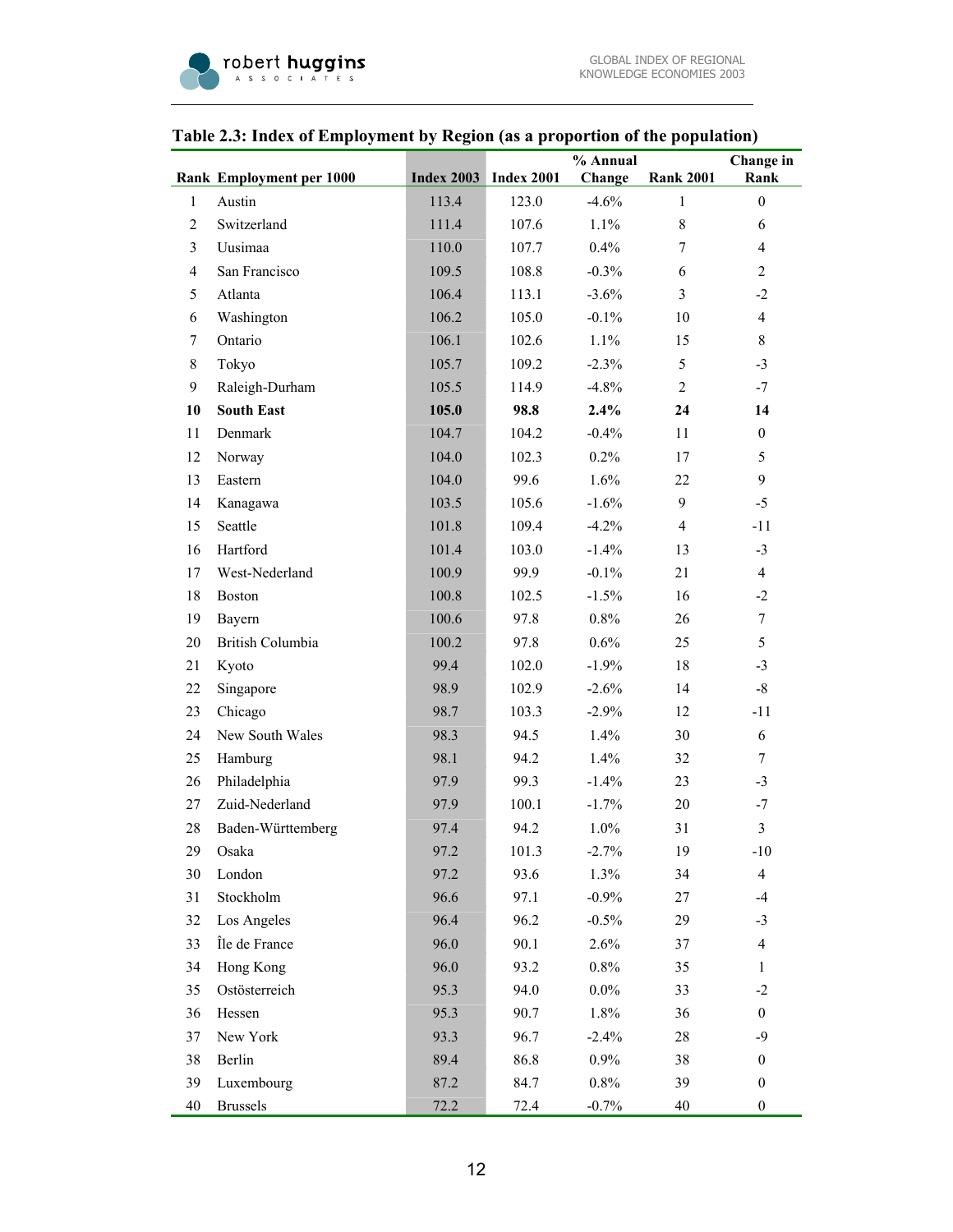**Table 2.3: Index of Employment by Region (as a proportion of the population)**

| Rank | Employment per 1000 | Index 2003 | Index 2001 | % Annual Change | Rank 2001 | Change in Rank |
|---|---|---|---|---|---|---|
| 1 | Austin | 113.4 | 123.0 | -4.6% | 1 | 0 |
| 2 | Switzerland | 111.4 | 107.6 | 1.1% | 8 | 6 |
| 3 | Uusimaa | 110.0 | 107.7 | 0.4% | 7 | 4 |
| 4 | San Francisco | 109.5 | 108.8 | -0.3% | 6 | 2 |
| 5 | Atlanta | 106.4 | 113.1 | -3.6% | 3 | -2 |
| 6 | Washington | 106.2 | 105.0 | -0.1% | 10 | 4 |
| 7 | Ontario | 106.1 | 102.6 | 1.1% | 15 | 8 |
| 8 | Tokyo | 105.7 | 109.2 | -2.3% | 5 | -3 |
| 9 | Raleigh-Durham | 105.5 | 114.9 | -4.8% | 2 | -7 |
| **10** | **South East** | **105.0** | **98.8** | **2.4%** | **24** | **14** |
| 11 | Denmark | 104.7 | 104.2 | -0.4% | 11 | 0 |
| 12 | Norway | 104.0 | 102.3 | 0.2% | 17 | 5 |
| 13 | Eastern | 104.0 | 99.6 | 1.6% | 22 | 9 |
| 14 | Kanagawa | 103.5 | 105.6 | -1.6% | 9 | -5 |
| 15 | Seattle | 101.8 | 109.4 | -4.2% | 4 | -11 |
| 16 | Hartford | 101.4 | 103.0 | -1.4% | 13 | -3 |
| 17 | West-Nederland | 100.9 | 99.9 | -0.1% | 21 | 4 |
| 18 | Boston | 100.8 | 102.5 | -1.5% | 16 | -2 |
| 19 | Bayern | 100.6 | 97.8 | 0.8% | 26 | 7 |
| 20 | British Columbia | 100.2 | 97.8 | 0.6% | 25 | 5 |
| 21 | Kyoto | 99.4 | 102.0 | -1.9% | 18 | -3 |
| 22 | Singapore | 98.9 | 102.9 | -2.6% | 14 | -8 |
| 23 | Chicago | 98.7 | 103.3 | -2.9% | 12 | -11 |
| 24 | New South Wales | 98.3 | 94.5 | 1.4% | 30 | 6 |
| 25 | Hamburg | 98.1 | 94.2 | 1.4% | 32 | 7 |
| 26 | Philadelphia | 97.9 | 99.3 | -1.4% | 23 | -3 |
| 27 | Zuid-Nederland | 97.9 | 100.1 | -1.7% | 20 | -7 |
| 28 | Baden-Württemberg | 97.4 | 94.2 | 1.0% | 31 | 3 |
| 29 | Osaka | 97.2 | 101.3 | -2.7% | 19 | -10 |
| 30 | London | 97.2 | 93.6 | 1.3% | 34 | 4 |
| 31 | Stockholm | 96.6 | 97.1 | -0.9% | 27 | -4 |
| 32 | Los Angeles | 96.4 | 96.2 | -0.5% | 29 | -3 |
| 33 | Île de France | 96.0 | 90.1 | 2.6% | 37 | 4 |
| 34 | Hong Kong | 96.0 | 93.2 | 0.8% | 35 | 1 |
| 35 | Ostösterreich | 95.3 | 94.0 | 0.0% | 33 | -2 |
| 36 | Hessen | 95.3 | 90.7 | 1.8% | 36 | 0 |
| 37 | New York | 93.3 | 96.7 | -2.4% | 28 | -9 |
| 38 | Berlin | 89.4 | 86.8 | 0.9% | 38 | 0 |
| 39 | Luxembourg | 87.2 | 84.7 | 0.8% | 39 | 0 |
| 40 | Brussels | 72.2 | 72.4 | -0.7% | 40 | 0 |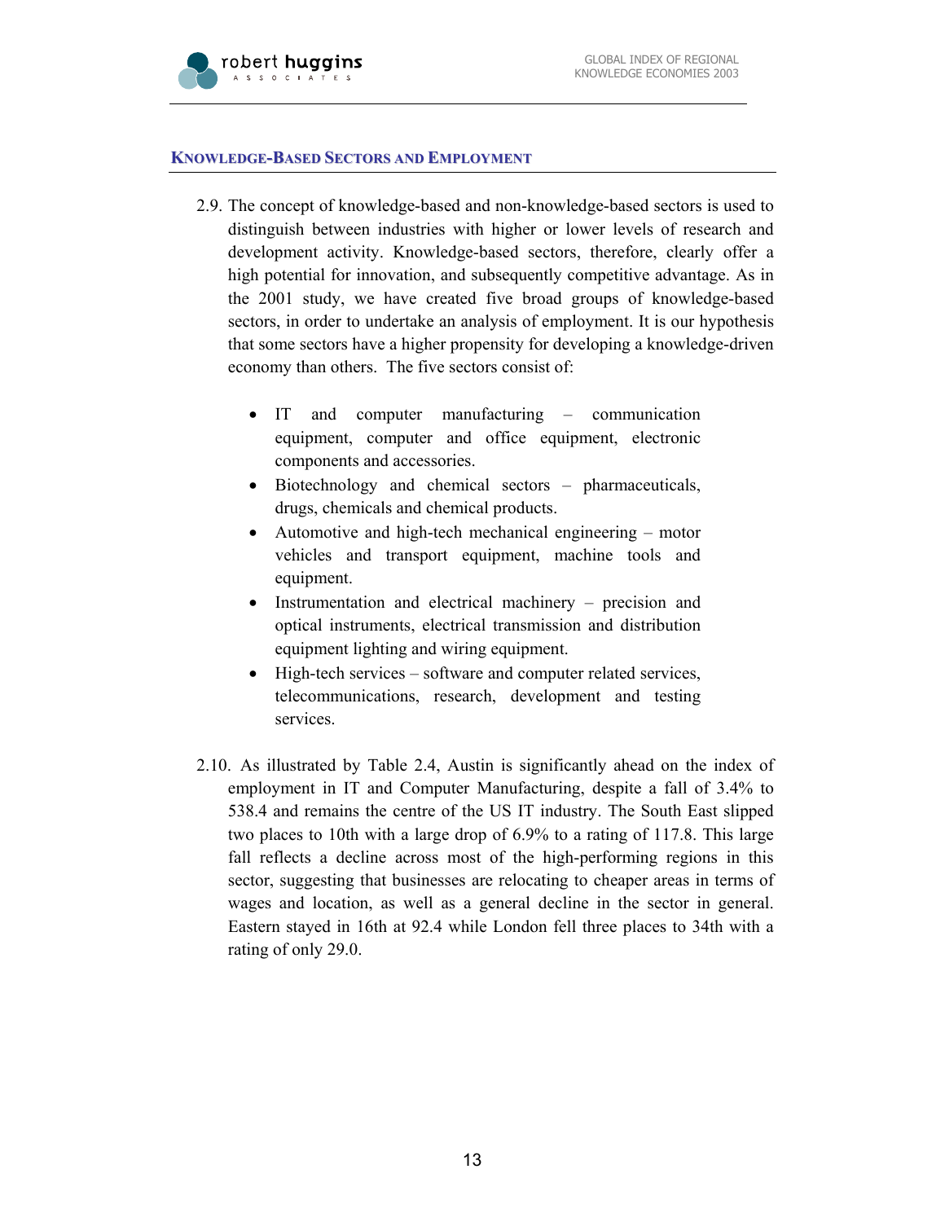## Knowledge-Based Sectors and Employment

2.9. The concept of knowledge-based and non-knowledge-based sectors is used to distinguish between industries with higher or lower levels of research and development activity. Knowledge-based sectors, therefore, clearly offer a high potential for innovation, and subsequently competitive advantage. As in the 2001 study, we have created five broad groups of knowledge-based sectors, in order to undertake an analysis of employment. It is our hypothesis that some sectors have a higher propensity for developing a knowledge-driven economy than others. The five sectors consist of:

- IT and computer manufacturing – communication equipment, computer and office equipment, electronic components and accessories.
- Biotechnology and chemical sectors – pharmaceuticals, drugs, chemicals and chemical products.
- Automotive and high-tech mechanical engineering – motor vehicles and transport equipment, machine tools and equipment.
- Instrumentation and electrical machinery – precision and optical instruments, electrical transmission and distribution equipment lighting and wiring equipment.
- High-tech services – software and computer related services, telecommunications, research, development and testing services.

2.10. As illustrated by Table 2.4, Austin is significantly ahead on the index of employment in IT and Computer Manufacturing, despite a fall of 3.4% to 538.4 and remains the centre of the US IT industry. The South East slipped two places to 10th with a large drop of 6.9% to a rating of 117.8. This large fall reflects a decline across most of the high-performing regions in this sector, suggesting that businesses are relocating to cheaper areas in terms of wages and location, as well as a general decline in the sector in general. Eastern stayed in 16th at 92.4 while London fell three places to 34th with a rating of only 29.0.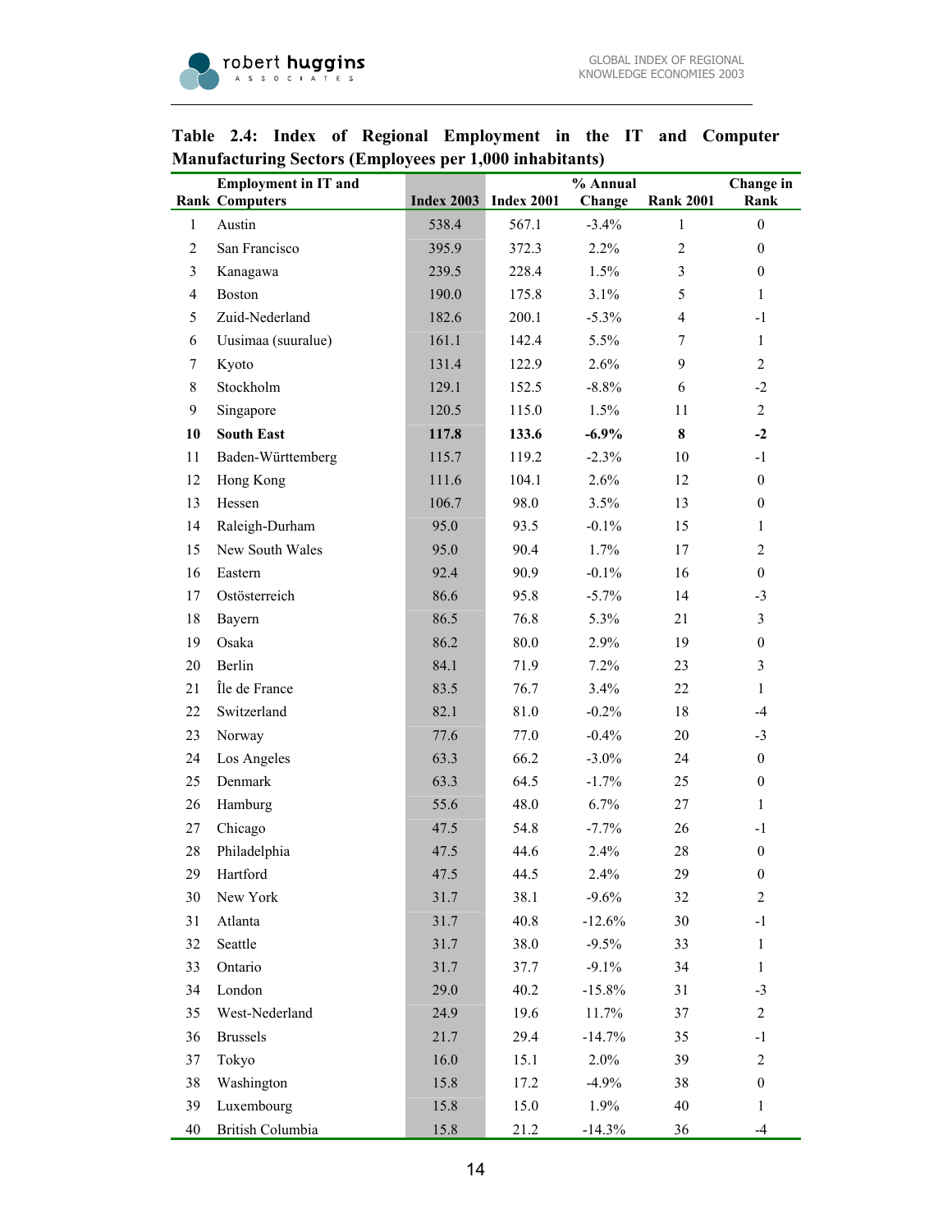**Table 2.4: Index of Regional Employment in the IT and Computer Manufacturing Sectors (Employees per 1,000 inhabitants)**

| Rank | Employment in IT and Computers | Index 2003 | Index 2001 | % Annual Change | Rank 2001 | Change in Rank |
|---|---|---|---|---|---|---|
| 1 | Austin | 538.4 | 567.1 | -3.4% | 1 | 0 |
| 2 | San Francisco | 395.9 | 372.3 | 2.2% | 2 | 0 |
| 3 | Kanagawa | 239.5 | 228.4 | 1.5% | 3 | 0 |
| 4 | Boston | 190.0 | 175.8 | 3.1% | 5 | 1 |
| 5 | Zuid-Nederland | 182.6 | 200.1 | -5.3% | 4 | -1 |
| 6 | Uusimaa (suuralue) | 161.1 | 142.4 | 5.5% | 7 | 1 |
| 7 | Kyoto | 131.4 | 122.9 | 2.6% | 9 | 2 |
| 8 | Stockholm | 129.1 | 152.5 | -8.8% | 6 | -2 |
| 9 | Singapore | 120.5 | 115.0 | 1.5% | 11 | 2 |
| **10** | **South East** | **117.8** | **133.6** | **-6.9%** | **8** | **-2** |
| 11 | Baden-Württemberg | 115.7 | 119.2 | -2.3% | 10 | -1 |
| 12 | Hong Kong | 111.6 | 104.1 | 2.6% | 12 | 0 |
| 13 | Hessen | 106.7 | 98.0 | 3.5% | 13 | 0 |
| 14 | Raleigh-Durham | 95.0 | 93.5 | -0.1% | 15 | 1 |
| 15 | New South Wales | 95.0 | 90.4 | 1.7% | 17 | 2 |
| 16 | Eastern | 92.4 | 90.9 | -0.1% | 16 | 0 |
| 17 | Ostösterreich | 86.6 | 95.8 | -5.7% | 14 | -3 |
| 18 | Bayern | 86.5 | 76.8 | 5.3% | 21 | 3 |
| 19 | Osaka | 86.2 | 80.0 | 2.9% | 19 | 0 |
| 20 | Berlin | 84.1 | 71.9 | 7.2% | 23 | 3 |
| 21 | Île de France | 83.5 | 76.7 | 3.4% | 22 | 1 |
| 22 | Switzerland | 82.1 | 81.0 | -0.2% | 18 | -4 |
| 23 | Norway | 77.6 | 77.0 | -0.4% | 20 | -3 |
| 24 | Los Angeles | 63.3 | 66.2 | -3.0% | 24 | 0 |
| 25 | Denmark | 63.3 | 64.5 | -1.7% | 25 | 0 |
| 26 | Hamburg | 55.6 | 48.0 | 6.7% | 27 | 1 |
| 27 | Chicago | 47.5 | 54.8 | -7.7% | 26 | -1 |
| 28 | Philadelphia | 47.5 | 44.6 | 2.4% | 28 | 0 |
| 29 | Hartford | 47.5 | 44.5 | 2.4% | 29 | 0 |
| 30 | New York | 31.7 | 38.1 | -9.6% | 32 | 2 |
| 31 | Atlanta | 31.7 | 40.8 | -12.6% | 30 | -1 |
| 32 | Seattle | 31.7 | 38.0 | -9.5% | 33 | 1 |
| 33 | Ontario | 31.7 | 37.7 | -9.1% | 34 | 1 |
| 34 | London | 29.0 | 40.2 | -15.8% | 31 | -3 |
| 35 | West-Nederland | 24.9 | 19.6 | 11.7% | 37 | 2 |
| 36 | Brussels | 21.7 | 29.4 | -14.7% | 35 | -1 |
| 37 | Tokyo | 16.0 | 15.1 | 2.0% | 39 | 2 |
| 38 | Washington | 15.8 | 17.2 | -4.9% | 38 | 0 |
| 39 | Luxembourg | 15.8 | 15.0 | 1.9% | 40 | 1 |
| 40 | British Columbia | 15.8 | 21.2 | -14.3% | 36 | -4 |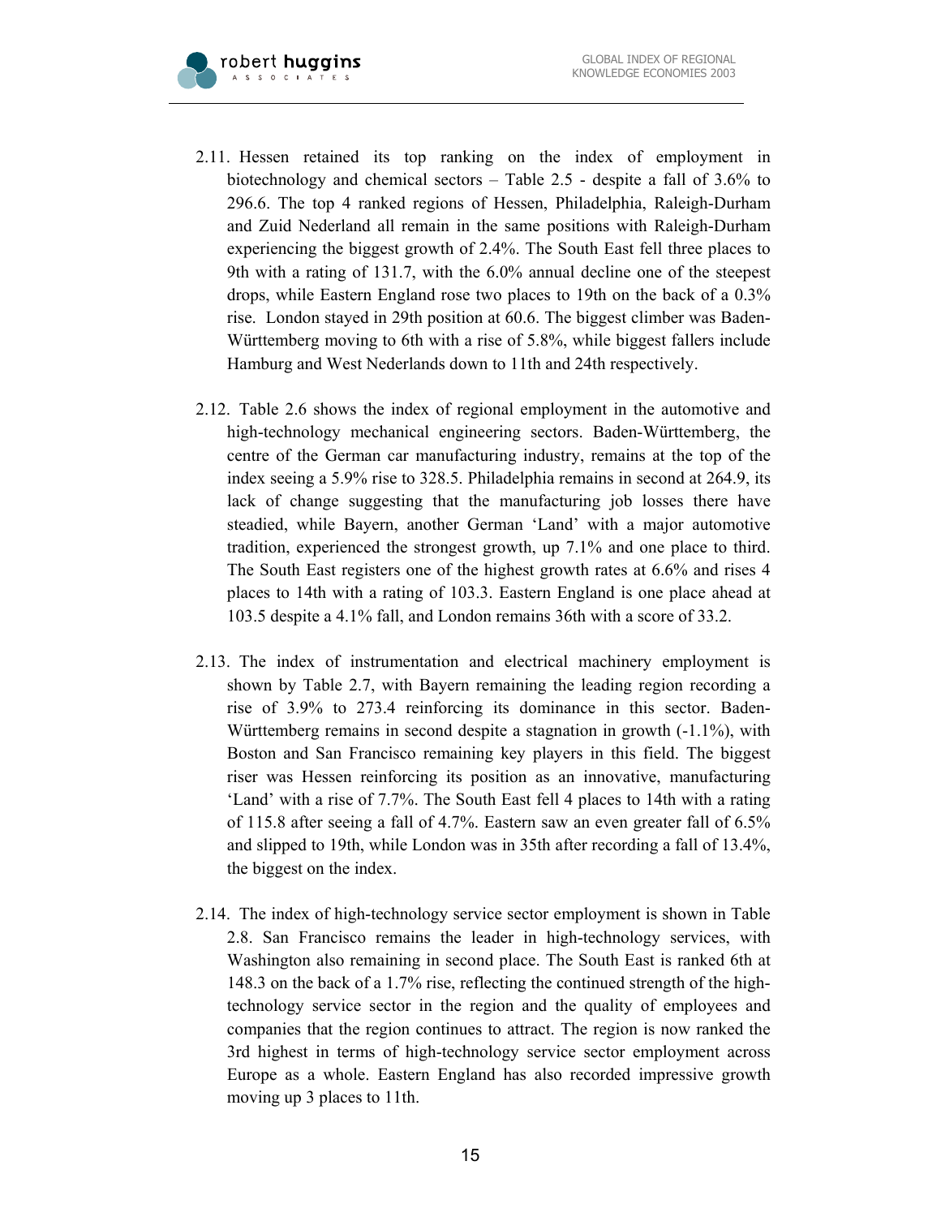2.11. Hessen retained its top ranking on the index of employment in biotechnology and chemical sectors – Table 2.5 - despite a fall of 3.6% to 296.6. The top 4 ranked regions of Hessen, Philadelphia, Raleigh-Durham and Zuid Nederland all remain in the same positions with Raleigh-Durham experiencing the biggest growth of 2.4%. The South East fell three places to 9th with a rating of 131.7, with the 6.0% annual decline one of the steepest drops, while Eastern England rose two places to 19th on the back of a 0.3% rise. London stayed in 29th position at 60.6. The biggest climber was Baden-Württemberg moving to 6th with a rise of 5.8%, while biggest fallers include Hamburg and West Nederlands down to 11th and 24th respectively.

2.12. Table 2.6 shows the index of regional employment in the automotive and high-technology mechanical engineering sectors. Baden-Württemberg, the centre of the German car manufacturing industry, remains at the top of the index seeing a 5.9% rise to 328.5. Philadelphia remains in second at 264.9, its lack of change suggesting that the manufacturing job losses there have steadied, while Bayern, another German 'Land' with a major automotive tradition, experienced the strongest growth, up 7.1% and one place to third. The South East registers one of the highest growth rates at 6.6% and rises 4 places to 14th with a rating of 103.3. Eastern England is one place ahead at 103.5 despite a 4.1% fall, and London remains 36th with a score of 33.2.

2.13. The index of instrumentation and electrical machinery employment is shown by Table 2.7, with Bayern remaining the leading region recording a rise of 3.9% to 273.4 reinforcing its dominance in this sector. Baden-Württemberg remains in second despite a stagnation in growth (-1.1%), with Boston and San Francisco remaining key players in this field. The biggest riser was Hessen reinforcing its position as an innovative, manufacturing 'Land' with a rise of 7.7%. The South East fell 4 places to 14th with a rating of 115.8 after seeing a fall of 4.7%. Eastern saw an even greater fall of 6.5% and slipped to 19th, while London was in 35th after recording a fall of 13.4%, the biggest on the index.

2.14. The index of high-technology service sector employment is shown in Table 2.8. San Francisco remains the leader in high-technology services, with Washington also remaining in second place. The South East is ranked 6th at 148.3 on the back of a 1.7% rise, reflecting the continued strength of the high-technology service sector in the region and the quality of employees and companies that the region continues to attract. The region is now ranked the 3rd highest in terms of high-technology service sector employment across Europe as a whole. Eastern England has also recorded impressive growth moving up 3 places to 11th.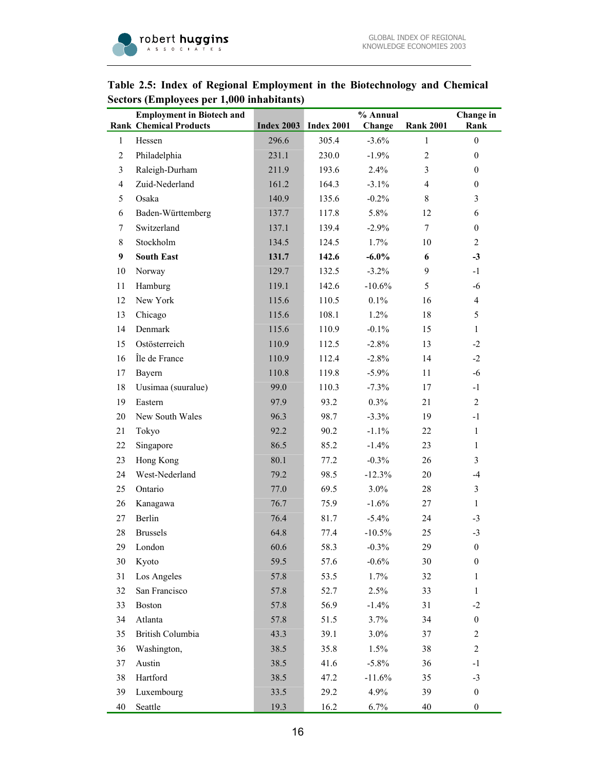**Table 2.5: Index of Regional Employment in the Biotechnology and Chemical Sectors (Employees per 1,000 inhabitants)**

| Rank | Employment in Biotech and Chemical Products | Index 2003 | Index 2001 | % Annual Change | Rank 2001 | Change in Rank |
|---|---|---|---|---|---|---|
| 1 | Hessen | 296.6 | 305.4 | -3.6% | 1 | 0 |
| 2 | Philadelphia | 231.1 | 230.0 | -1.9% | 2 | 0 |
| 3 | Raleigh-Durham | 211.9 | 193.6 | 2.4% | 3 | 0 |
| 4 | Zuid-Nederland | 161.2 | 164.3 | -3.1% | 4 | 0 |
| 5 | Osaka | 140.9 | 135.6 | -0.2% | 8 | 3 |
| 6 | Baden-Württemberg | 137.7 | 117.8 | 5.8% | 12 | 6 |
| 7 | Switzerland | 137.1 | 139.4 | -2.9% | 7 | 0 |
| 8 | Stockholm | 134.5 | 124.5 | 1.7% | 10 | 2 |
| **9** | **South East** | **131.7** | **142.6** | **-6.0%** | **6** | **-3** |
| 10 | Norway | 129.7 | 132.5 | -3.2% | 9 | -1 |
| 11 | Hamburg | 119.1 | 142.6 | -10.6% | 5 | -6 |
| 12 | New York | 115.6 | 110.5 | 0.1% | 16 | 4 |
| 13 | Chicago | 115.6 | 108.1 | 1.2% | 18 | 5 |
| 14 | Denmark | 115.6 | 110.9 | -0.1% | 15 | 1 |
| 15 | Ostösterreich | 110.9 | 112.5 | -2.8% | 13 | -2 |
| 16 | Île de France | 110.9 | 112.4 | -2.8% | 14 | -2 |
| 17 | Bayern | 110.8 | 119.8 | -5.9% | 11 | -6 |
| 18 | Uusimaa (suuralue) | 99.0 | 110.3 | -7.3% | 17 | -1 |
| 19 | Eastern | 97.9 | 93.2 | 0.3% | 21 | 2 |
| 20 | New South Wales | 96.3 | 98.7 | -3.3% | 19 | -1 |
| 21 | Tokyo | 92.2 | 90.2 | -1.1% | 22 | 1 |
| 22 | Singapore | 86.5 | 85.2 | -1.4% | 23 | 1 |
| 23 | Hong Kong | 80.1 | 77.2 | -0.3% | 26 | 3 |
| 24 | West-Nederland | 79.2 | 98.5 | -12.3% | 20 | -4 |
| 25 | Ontario | 77.0 | 69.5 | 3.0% | 28 | 3 |
| 26 | Kanagawa | 76.7 | 75.9 | -1.6% | 27 | 1 |
| 27 | Berlin | 76.4 | 81.7 | -5.4% | 24 | -3 |
| 28 | Brussels | 64.8 | 77.4 | -10.5% | 25 | -3 |
| 29 | London | 60.6 | 58.3 | -0.3% | 29 | 0 |
| 30 | Kyoto | 59.5 | 57.6 | -0.6% | 30 | 0 |
| 31 | Los Angeles | 57.8 | 53.5 | 1.7% | 32 | 1 |
| 32 | San Francisco | 57.8 | 52.7 | 2.5% | 33 | 1 |
| 33 | Boston | 57.8 | 56.9 | -1.4% | 31 | -2 |
| 34 | Atlanta | 57.8 | 51.5 | 3.7% | 34 | 0 |
| 35 | British Columbia | 43.3 | 39.1 | 3.0% | 37 | 2 |
| 36 | Washington, | 38.5 | 35.8 | 1.5% | 38 | 2 |
| 37 | Austin | 38.5 | 41.6 | -5.8% | 36 | -1 |
| 38 | Hartford | 38.5 | 47.2 | -11.6% | 35 | -3 |
| 39 | Luxembourg | 33.5 | 29.2 | 4.9% | 39 | 0 |
| 40 | Seattle | 19.3 | 16.2 | 6.7% | 40 | 0 |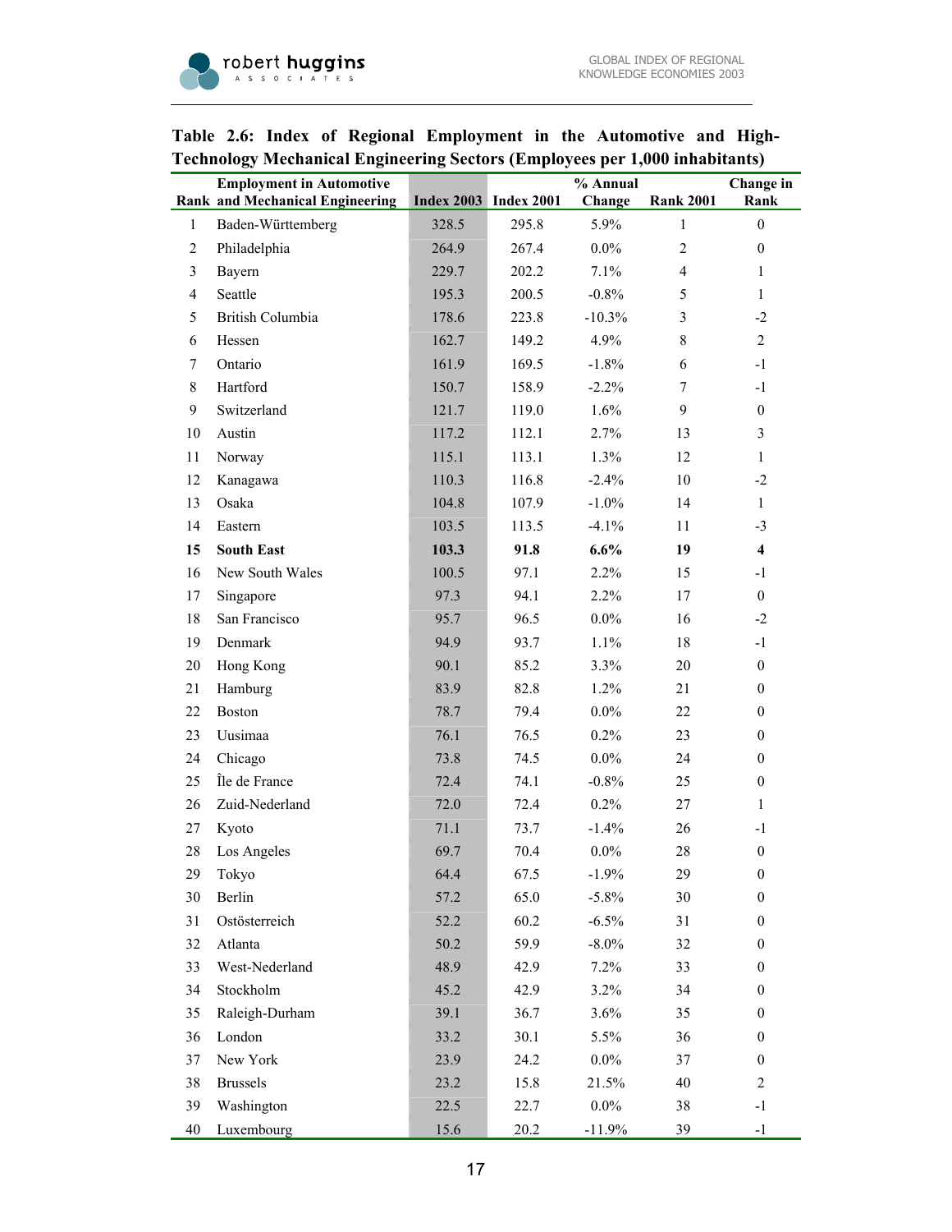**Table 2.6: Index of Regional Employment in the Automotive and High-Technology Mechanical Engineering Sectors (Employees per 1,000 inhabitants)**

| Rank | Employment in Automotive and Mechanical Engineering | Index 2003 | Index 2001 | % Annual Change | Rank 2001 | Change in Rank |
|---|---|---|---|---|---|---|
| 1 | Baden-Württemberg | 328.5 | 295.8 | 5.9% | 1 | 0 |
| 2 | Philadelphia | 264.9 | 267.4 | 0.0% | 2 | 0 |
| 3 | Bayern | 229.7 | 202.2 | 7.1% | 4 | 1 |
| 4 | Seattle | 195.3 | 200.5 | -0.8% | 5 | 1 |
| 5 | British Columbia | 178.6 | 223.8 | -10.3% | 3 | -2 |
| 6 | Hessen | 162.7 | 149.2 | 4.9% | 8 | 2 |
| 7 | Ontario | 161.9 | 169.5 | -1.8% | 6 | -1 |
| 8 | Hartford | 150.7 | 158.9 | -2.2% | 7 | -1 |
| 9 | Switzerland | 121.7 | 119.0 | 1.6% | 9 | 0 |
| 10 | Austin | 117.2 | 112.1 | 2.7% | 13 | 3 |
| 11 | Norway | 115.1 | 113.1 | 1.3% | 12 | 1 |
| 12 | Kanagawa | 110.3 | 116.8 | -2.4% | 10 | -2 |
| 13 | Osaka | 104.8 | 107.9 | -1.0% | 14 | 1 |
| 14 | Eastern | 103.5 | 113.5 | -4.1% | 11 | -3 |
| **15** | **South East** | **103.3** | **91.8** | **6.6%** | **19** | **4** |
| 16 | New South Wales | 100.5 | 97.1 | 2.2% | 15 | -1 |
| 17 | Singapore | 97.3 | 94.1 | 2.2% | 17 | 0 |
| 18 | San Francisco | 95.7 | 96.5 | 0.0% | 16 | -2 |
| 19 | Denmark | 94.9 | 93.7 | 1.1% | 18 | -1 |
| 20 | Hong Kong | 90.1 | 85.2 | 3.3% | 20 | 0 |
| 21 | Hamburg | 83.9 | 82.8 | 1.2% | 21 | 0 |
| 22 | Boston | 78.7 | 79.4 | 0.0% | 22 | 0 |
| 23 | Uusimaa | 76.1 | 76.5 | 0.2% | 23 | 0 |
| 24 | Chicago | 73.8 | 74.5 | 0.0% | 24 | 0 |
| 25 | Île de France | 72.4 | 74.1 | -0.8% | 25 | 0 |
| 26 | Zuid-Nederland | 72.0 | 72.4 | 0.2% | 27 | 1 |
| 27 | Kyoto | 71.1 | 73.7 | -1.4% | 26 | -1 |
| 28 | Los Angeles | 69.7 | 70.4 | 0.0% | 28 | 0 |
| 29 | Tokyo | 64.4 | 67.5 | -1.9% | 29 | 0 |
| 30 | Berlin | 57.2 | 65.0 | -5.8% | 30 | 0 |
| 31 | Ostösterreich | 52.2 | 60.2 | -6.5% | 31 | 0 |
| 32 | Atlanta | 50.2 | 59.9 | -8.0% | 32 | 0 |
| 33 | West-Nederland | 48.9 | 42.9 | 7.2% | 33 | 0 |
| 34 | Stockholm | 45.2 | 42.9 | 3.2% | 34 | 0 |
| 35 | Raleigh-Durham | 39.1 | 36.7 | 3.6% | 35 | 0 |
| 36 | London | 33.2 | 30.1 | 5.5% | 36 | 0 |
| 37 | New York | 23.9 | 24.2 | 0.0% | 37 | 0 |
| 38 | Brussels | 23.2 | 15.8 | 21.5% | 40 | 2 |
| 39 | Washington | 22.5 | 22.7 | 0.0% | 38 | -1 |
| 40 | Luxembourg | 15.6 | 20.2 | -11.9% | 39 | -1 |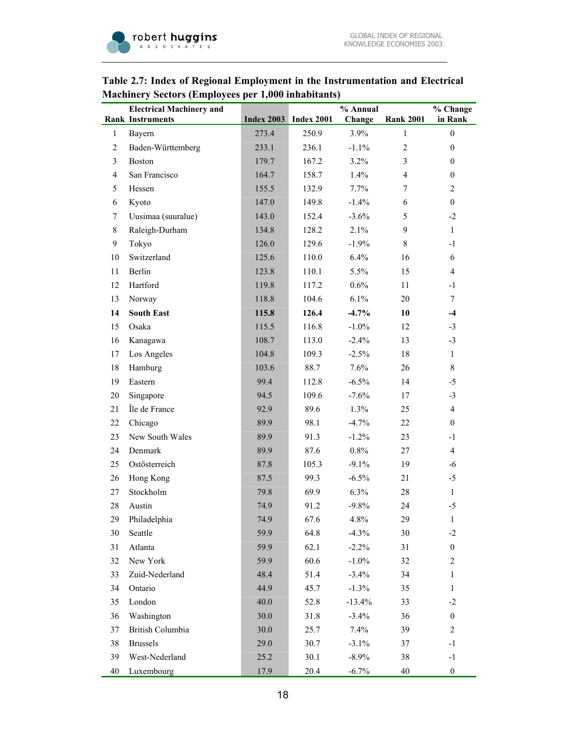**Table 2.7: Index of Regional Employment in the Instrumentation and Electrical Machinery Sectors (Employees per 1,000 inhabitants)**

| Rank | Electrical Machinery and Instruments | Index 2003 | Index 2001 | % Annual Change | Rank 2001 | % Change in Rank |
|---|---|---|---|---|---|---|
| 1 | Bayern | 273.4 | 250.9 | 3.9% | 1 | 0 |
| 2 | Baden-Württemberg | 233.1 | 236.1 | -1.1% | 2 | 0 |
| 3 | Boston | 179.7 | 167.2 | 3.2% | 3 | 0 |
| 4 | San Francisco | 164.7 | 158.7 | 1.4% | 4 | 0 |
| 5 | Hessen | 155.5 | 132.9 | 7.7% | 7 | 2 |
| 6 | Kyoto | 147.0 | 149.8 | -1.4% | 6 | 0 |
| 7 | Uusimaa (suuralue) | 143.0 | 152.4 | -3.6% | 5 | -2 |
| 8 | Raleigh-Durham | 134.8 | 128.2 | 2.1% | 9 | 1 |
| 9 | Tokyo | 126.0 | 129.6 | -1.9% | 8 | -1 |
| 10 | Switzerland | 125.6 | 110.0 | 6.4% | 16 | 6 |
| 11 | Berlin | 123.8 | 110.1 | 5.5% | 15 | 4 |
| 12 | Hartford | 119.8 | 117.2 | 0.6% | 11 | -1 |
| 13 | Norway | 118.8 | 104.6 | 6.1% | 20 | 7 |
| **14** | **South East** | **115.8** | **126.4** | **-4.7%** | **10** | **-4** |
| 15 | Osaka | 115.5 | 116.8 | -1.0% | 12 | -3 |
| 16 | Kanagawa | 108.7 | 113.0 | -2.4% | 13 | -3 |
| 17 | Los Angeles | 104.8 | 109.3 | -2.5% | 18 | 1 |
| 18 | Hamburg | 103.6 | 88.7 | 7.6% | 26 | 8 |
| 19 | Eastern | 99.4 | 112.8 | -6.5% | 14 | -5 |
| 20 | Singapore | 94.5 | 109.6 | -7.6% | 17 | -3 |
| 21 | Île de France | 92.9 | 89.6 | 1.3% | 25 | 4 |
| 22 | Chicago | 89.9 | 98.1 | -4.7% | 22 | 0 |
| 23 | New South Wales | 89.9 | 91.3 | -1.2% | 23 | -1 |
| 24 | Denmark | 89.9 | 87.6 | 0.8% | 27 | 4 |
| 25 | Ostösterreich | 87.8 | 105.3 | -9.1% | 19 | -6 |
| 26 | Hong Kong | 87.5 | 99.3 | -6.5% | 21 | -5 |
| 27 | Stockholm | 79.8 | 69.9 | 6.3% | 28 | 1 |
| 28 | Austin | 74.9 | 91.2 | -9.8% | 24 | -5 |
| 29 | Philadelphia | 74.9 | 67.6 | 4.8% | 29 | 1 |
| 30 | Seattle | 59.9 | 64.8 | -4.3% | 30 | -2 |
| 31 | Atlanta | 59.9 | 62.1 | -2.2% | 31 | 0 |
| 32 | New York | 59.9 | 60.6 | -1.0% | 32 | 2 |
| 33 | Zuid-Nederland | 48.4 | 51.4 | -3.4% | 34 | 1 |
| 34 | Ontario | 44.9 | 45.7 | -1.3% | 35 | 1 |
| 35 | London | 40.0 | 52.8 | -13.4% | 33 | -2 |
| 36 | Washington | 30.0 | 31.8 | -3.4% | 36 | 0 |
| 37 | British Columbia | 30.0 | 25.7 | 7.4% | 39 | 2 |
| 38 | Brussels | 29.0 | 30.7 | -3.1% | 37 | -1 |
| 39 | West-Nederland | 25.2 | 30.1 | -8.9% | 38 | -1 |
| 40 | Luxembourg | 17.9 | 20.4 | -6.7% | 40 | 0 |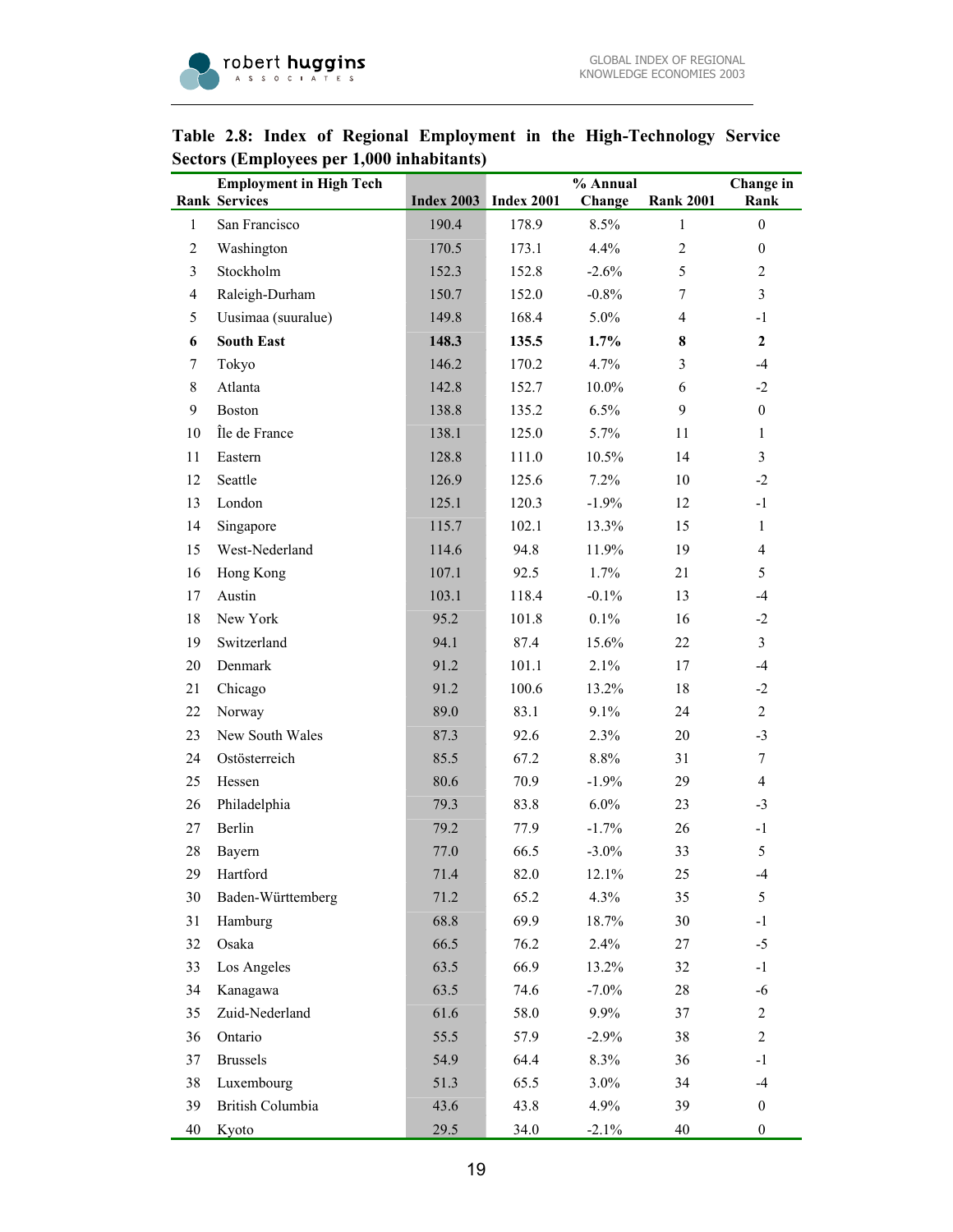**Table 2.8: Index of Regional Employment in the High-Technology Service Sectors (Employees per 1,000 inhabitants)**

| Rank | Employment in High Tech Services | Index 2003 | Index 2001 | % Annual Change | Rank 2001 | Change in Rank |
|---|---|---|---|---|---|---|
| 1 | San Francisco | 190.4 | 178.9 | 8.5% | 1 | 0 |
| 2 | Washington | 170.5 | 173.1 | 4.4% | 2 | 0 |
| 3 | Stockholm | 152.3 | 152.8 | -2.6% | 5 | 2 |
| 4 | Raleigh-Durham | 150.7 | 152.0 | -0.8% | 7 | 3 |
| 5 | Uusimaa (suuralue) | 149.8 | 168.4 | 5.0% | 4 | -1 |
| **6** | **South East** | **148.3** | **135.5** | **1.7%** | **8** | **2** |
| 7 | Tokyo | 146.2 | 170.2 | 4.7% | 3 | -4 |
| 8 | Atlanta | 142.8 | 152.7 | 10.0% | 6 | -2 |
| 9 | Boston | 138.8 | 135.2 | 6.5% | 9 | 0 |
| 10 | Île de France | 138.1 | 125.0 | 5.7% | 11 | 1 |
| 11 | Eastern | 128.8 | 111.0 | 10.5% | 14 | 3 |
| 12 | Seattle | 126.9 | 125.6 | 7.2% | 10 | -2 |
| 13 | London | 125.1 | 120.3 | -1.9% | 12 | -1 |
| 14 | Singapore | 115.7 | 102.1 | 13.3% | 15 | 1 |
| 15 | West-Nederland | 114.6 | 94.8 | 11.9% | 19 | 4 |
| 16 | Hong Kong | 107.1 | 92.5 | 1.7% | 21 | 5 |
| 17 | Austin | 103.1 | 118.4 | -0.1% | 13 | -4 |
| 18 | New York | 95.2 | 101.8 | 0.1% | 16 | -2 |
| 19 | Switzerland | 94.1 | 87.4 | 15.6% | 22 | 3 |
| 20 | Denmark | 91.2 | 101.1 | 2.1% | 17 | -4 |
| 21 | Chicago | 91.2 | 100.6 | 13.2% | 18 | -2 |
| 22 | Norway | 89.0 | 83.1 | 9.1% | 24 | 2 |
| 23 | New South Wales | 87.3 | 92.6 | 2.3% | 20 | -3 |
| 24 | Ostösterreich | 85.5 | 67.2 | 8.8% | 31 | 7 |
| 25 | Hessen | 80.6 | 70.9 | -1.9% | 29 | 4 |
| 26 | Philadelphia | 79.3 | 83.8 | 6.0% | 23 | -3 |
| 27 | Berlin | 79.2 | 77.9 | -1.7% | 26 | -1 |
| 28 | Bayern | 77.0 | 66.5 | -3.0% | 33 | 5 |
| 29 | Hartford | 71.4 | 82.0 | 12.1% | 25 | -4 |
| 30 | Baden-Württemberg | 71.2 | 65.2 | 4.3% | 35 | 5 |
| 31 | Hamburg | 68.8 | 69.9 | 18.7% | 30 | -1 |
| 32 | Osaka | 66.5 | 76.2 | 2.4% | 27 | -5 |
| 33 | Los Angeles | 63.5 | 66.9 | 13.2% | 32 | -1 |
| 34 | Kanagawa | 63.5 | 74.6 | -7.0% | 28 | -6 |
| 35 | Zuid-Nederland | 61.6 | 58.0 | 9.9% | 37 | 2 |
| 36 | Ontario | 55.5 | 57.9 | -2.9% | 38 | 2 |
| 37 | Brussels | 54.9 | 64.4 | 8.3% | 36 | -1 |
| 38 | Luxembourg | 51.3 | 65.5 | 3.0% | 34 | -4 |
| 39 | British Columbia | 43.6 | 43.8 | 4.9% | 39 | 0 |
| 40 | Kyoto | 29.5 | 34.0 | -2.1% | 40 | 0 |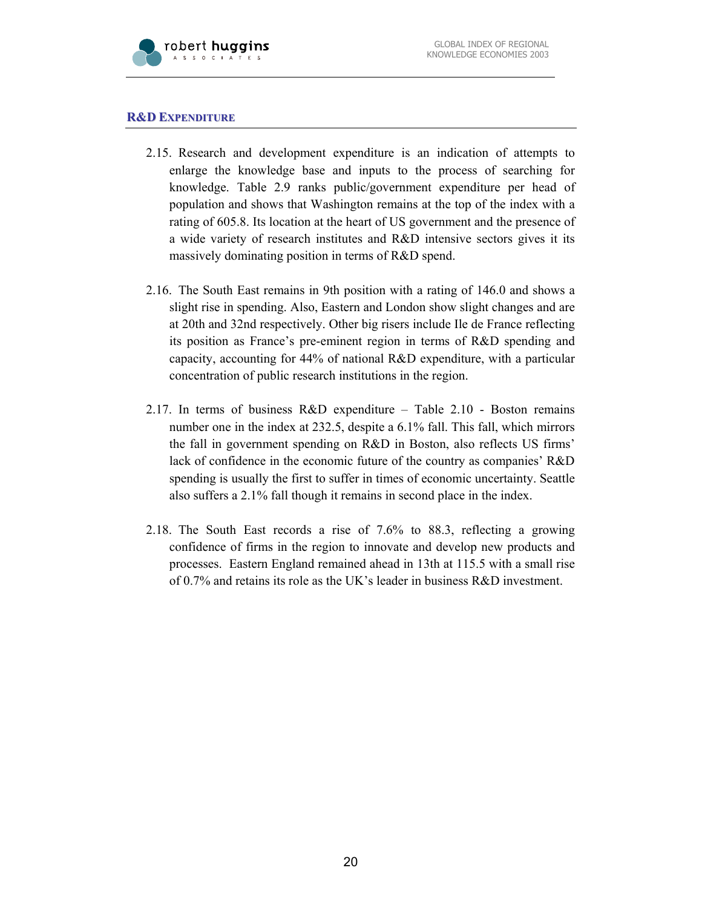## R&D EXPENDITURE

2.15. Research and development expenditure is an indication of attempts to enlarge the knowledge base and inputs to the process of searching for knowledge. Table 2.9 ranks public/government expenditure per head of population and shows that Washington remains at the top of the index with a rating of 605.8. Its location at the heart of US government and the presence of a wide variety of research institutes and R&D intensive sectors gives it its massively dominating position in terms of R&D spend.

2.16. The South East remains in 9th position with a rating of 146.0 and shows a slight rise in spending. Also, Eastern and London show slight changes and are at 20th and 32nd respectively. Other big risers include Ile de France reflecting its position as France's pre-eminent region in terms of R&D spending and capacity, accounting for 44% of national R&D expenditure, with a particular concentration of public research institutions in the region.

2.17. In terms of business R&D expenditure – Table 2.10 - Boston remains number one in the index at 232.5, despite a 6.1% fall. This fall, which mirrors the fall in government spending on R&D in Boston, also reflects US firms' lack of confidence in the economic future of the country as companies' R&D spending is usually the first to suffer in times of economic uncertainty. Seattle also suffers a 2.1% fall though it remains in second place in the index.

2.18. The South East records a rise of 7.6% to 88.3, reflecting a growing confidence of firms in the region to innovate and develop new products and processes. Eastern England remained ahead in 13th at 115.5 with a small rise of 0.7% and retains its role as the UK's leader in business R&D investment.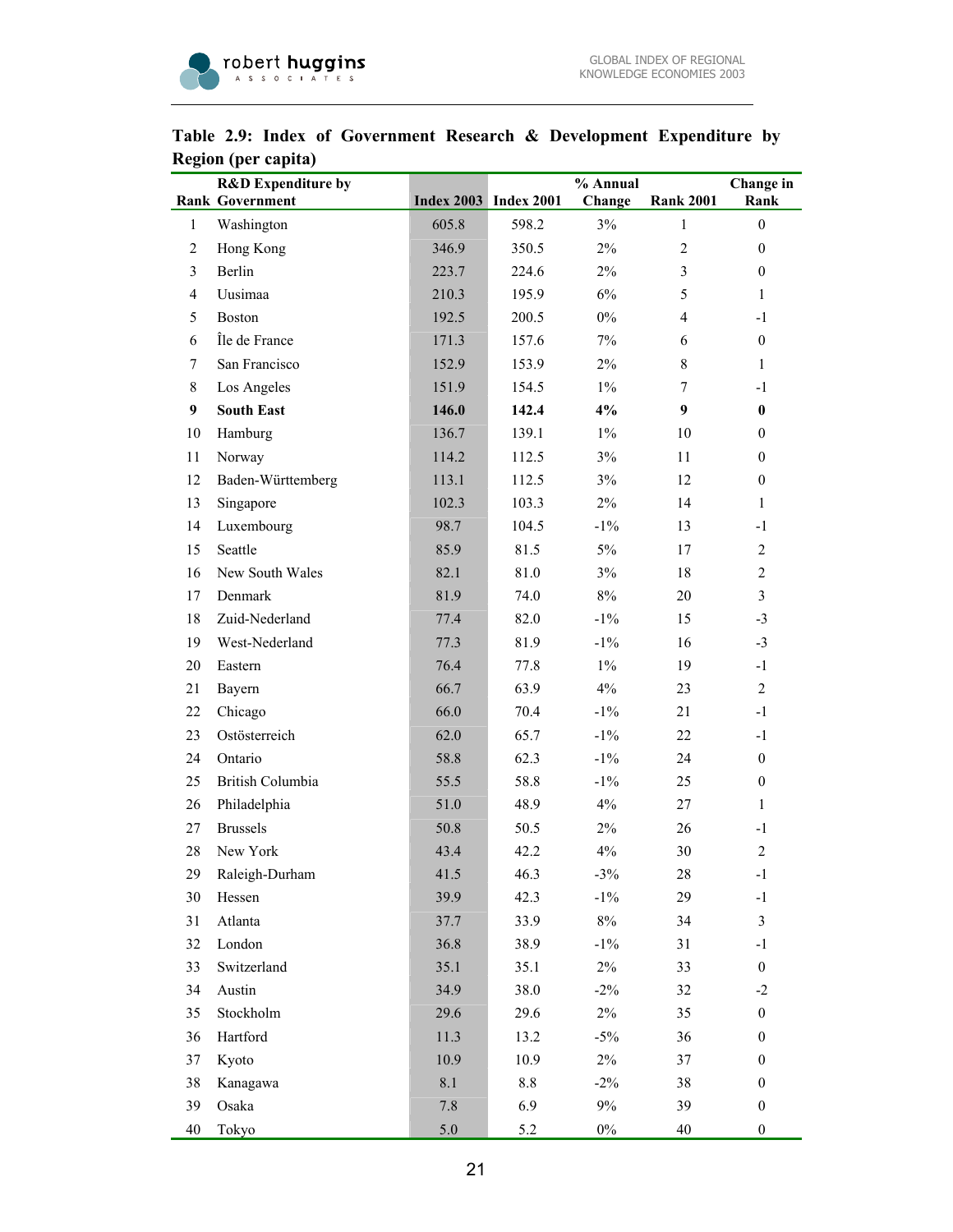**Table 2.9: Index of Government Research & Development Expenditure by Region (per capita)**

| Rank | R&D Expenditure by Government | Index 2003 | Index 2001 | % Annual Change | Rank 2001 | Change in Rank |
|---|---|---|---|---|---|---|
| 1 | Washington | 605.8 | 598.2 | 3% | 1 | 0 |
| 2 | Hong Kong | 346.9 | 350.5 | 2% | 2 | 0 |
| 3 | Berlin | 223.7 | 224.6 | 2% | 3 | 0 |
| 4 | Uusimaa | 210.3 | 195.9 | 6% | 5 | 1 |
| 5 | Boston | 192.5 | 200.5 | 0% | 4 | -1 |
| 6 | Île de France | 171.3 | 157.6 | 7% | 6 | 0 |
| 7 | San Francisco | 152.9 | 153.9 | 2% | 8 | 1 |
| 8 | Los Angeles | 151.9 | 154.5 | 1% | 7 | -1 |
| **9** | **South East** | **146.0** | **142.4** | **4%** | **9** | **0** |
| 10 | Hamburg | 136.7 | 139.1 | 1% | 10 | 0 |
| 11 | Norway | 114.2 | 112.5 | 3% | 11 | 0 |
| 12 | Baden-Württemberg | 113.1 | 112.5 | 3% | 12 | 0 |
| 13 | Singapore | 102.3 | 103.3 | 2% | 14 | 1 |
| 14 | Luxembourg | 98.7 | 104.5 | -1% | 13 | -1 |
| 15 | Seattle | 85.9 | 81.5 | 5% | 17 | 2 |
| 16 | New South Wales | 82.1 | 81.0 | 3% | 18 | 2 |
| 17 | Denmark | 81.9 | 74.0 | 8% | 20 | 3 |
| 18 | Zuid-Nederland | 77.4 | 82.0 | -1% | 15 | -3 |
| 19 | West-Nederland | 77.3 | 81.9 | -1% | 16 | -3 |
| 20 | Eastern | 76.4 | 77.8 | 1% | 19 | -1 |
| 21 | Bayern | 66.7 | 63.9 | 4% | 23 | 2 |
| 22 | Chicago | 66.0 | 70.4 | -1% | 21 | -1 |
| 23 | Ostösterreich | 62.0 | 65.7 | -1% | 22 | -1 |
| 24 | Ontario | 58.8 | 62.3 | -1% | 24 | 0 |
| 25 | British Columbia | 55.5 | 58.8 | -1% | 25 | 0 |
| 26 | Philadelphia | 51.0 | 48.9 | 4% | 27 | 1 |
| 27 | Brussels | 50.8 | 50.5 | 2% | 26 | -1 |
| 28 | New York | 43.4 | 42.2 | 4% | 30 | 2 |
| 29 | Raleigh-Durham | 41.5 | 46.3 | -3% | 28 | -1 |
| 30 | Hessen | 39.9 | 42.3 | -1% | 29 | -1 |
| 31 | Atlanta | 37.7 | 33.9 | 8% | 34 | 3 |
| 32 | London | 36.8 | 38.9 | -1% | 31 | -1 |
| 33 | Switzerland | 35.1 | 35.1 | 2% | 33 | 0 |
| 34 | Austin | 34.9 | 38.0 | -2% | 32 | -2 |
| 35 | Stockholm | 29.6 | 29.6 | 2% | 35 | 0 |
| 36 | Hartford | 11.3 | 13.2 | -5% | 36 | 0 |
| 37 | Kyoto | 10.9 | 10.9 | 2% | 37 | 0 |
| 38 | Kanagawa | 8.1 | 8.8 | -2% | 38 | 0 |
| 39 | Osaka | 7.8 | 6.9 | 9% | 39 | 0 |
| 40 | Tokyo | 5.0 | 5.2 | 0% | 40 | 0 |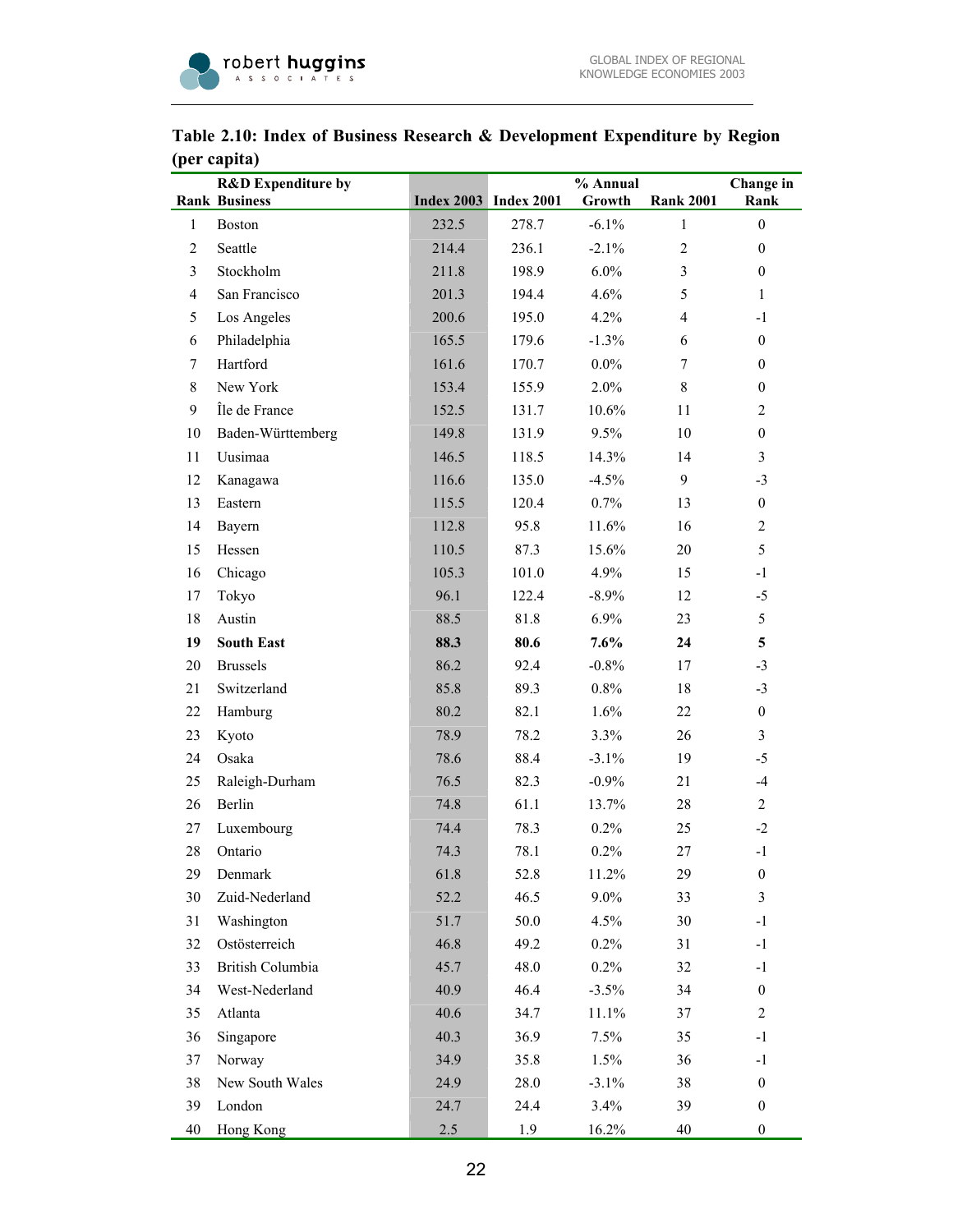**Table 2.10: Index of Business Research & Development Expenditure by Region (per capita)**

| Rank | R&D Expenditure by Business | Index 2003 | Index 2001 | % Annual Growth | Rank 2001 | Change in Rank |
|---|---|---|---|---|---|---|
| 1 | Boston | 232.5 | 278.7 | -6.1% | 1 | 0 |
| 2 | Seattle | 214.4 | 236.1 | -2.1% | 2 | 0 |
| 3 | Stockholm | 211.8 | 198.9 | 6.0% | 3 | 0 |
| 4 | San Francisco | 201.3 | 194.4 | 4.6% | 5 | 1 |
| 5 | Los Angeles | 200.6 | 195.0 | 4.2% | 4 | -1 |
| 6 | Philadelphia | 165.5 | 179.6 | -1.3% | 6 | 0 |
| 7 | Hartford | 161.6 | 170.7 | 0.0% | 7 | 0 |
| 8 | New York | 153.4 | 155.9 | 2.0% | 8 | 0 |
| 9 | Île de France | 152.5 | 131.7 | 10.6% | 11 | 2 |
| 10 | Baden-Württemberg | 149.8 | 131.9 | 9.5% | 10 | 0 |
| 11 | Uusimaa | 146.5 | 118.5 | 14.3% | 14 | 3 |
| 12 | Kanagawa | 116.6 | 135.0 | -4.5% | 9 | -3 |
| 13 | Eastern | 115.5 | 120.4 | 0.7% | 13 | 0 |
| 14 | Bayern | 112.8 | 95.8 | 11.6% | 16 | 2 |
| 15 | Hessen | 110.5 | 87.3 | 15.6% | 20 | 5 |
| 16 | Chicago | 105.3 | 101.0 | 4.9% | 15 | -1 |
| 17 | Tokyo | 96.1 | 122.4 | -8.9% | 12 | -5 |
| 18 | Austin | 88.5 | 81.8 | 6.9% | 23 | 5 |
| **19** | **South East** | **88.3** | **80.6** | **7.6%** | **24** | **5** |
| 20 | Brussels | 86.2 | 92.4 | -0.8% | 17 | -3 |
| 21 | Switzerland | 85.8 | 89.3 | 0.8% | 18 | -3 |
| 22 | Hamburg | 80.2 | 82.1 | 1.6% | 22 | 0 |
| 23 | Kyoto | 78.9 | 78.2 | 3.3% | 26 | 3 |
| 24 | Osaka | 78.6 | 88.4 | -3.1% | 19 | -5 |
| 25 | Raleigh-Durham | 76.5 | 82.3 | -0.9% | 21 | -4 |
| 26 | Berlin | 74.8 | 61.1 | 13.7% | 28 | 2 |
| 27 | Luxembourg | 74.4 | 78.3 | 0.2% | 25 | -2 |
| 28 | Ontario | 74.3 | 78.1 | 0.2% | 27 | -1 |
| 29 | Denmark | 61.8 | 52.8 | 11.2% | 29 | 0 |
| 30 | Zuid-Nederland | 52.2 | 46.5 | 9.0% | 33 | 3 |
| 31 | Washington | 51.7 | 50.0 | 4.5% | 30 | -1 |
| 32 | Ostösterreich | 46.8 | 49.2 | 0.2% | 31 | -1 |
| 33 | British Columbia | 45.7 | 48.0 | 0.2% | 32 | -1 |
| 34 | West-Nederland | 40.9 | 46.4 | -3.5% | 34 | 0 |
| 35 | Atlanta | 40.6 | 34.7 | 11.1% | 37 | 2 |
| 36 | Singapore | 40.3 | 36.9 | 7.5% | 35 | -1 |
| 37 | Norway | 34.9 | 35.8 | 1.5% | 36 | -1 |
| 38 | New South Wales | 24.9 | 28.0 | -3.1% | 38 | 0 |
| 39 | London | 24.7 | 24.4 | 3.4% | 39 | 0 |
| 40 | Hong Kong | 2.5 | 1.9 | 16.2% | 40 | 0 |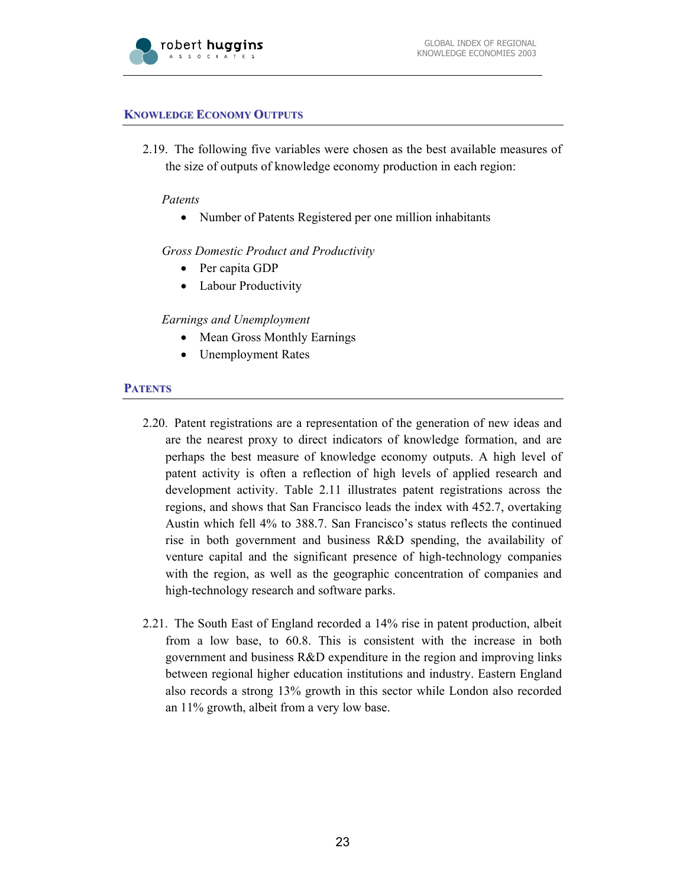## Knowledge Economy Outputs

2.19. The following five variables were chosen as the best available measures of the size of outputs of knowledge economy production in each region:

*Patents*

- Number of Patents Registered per one million inhabitants

*Gross Domestic Product and Productivity*

- Per capita GDP
- Labour Productivity

*Earnings and Unemployment*

- Mean Gross Monthly Earnings
- Unemployment Rates

## Patents

2.20. Patent registrations are a representation of the generation of new ideas and are the nearest proxy to direct indicators of knowledge formation, and are perhaps the best measure of knowledge economy outputs. A high level of patent activity is often a reflection of high levels of applied research and development activity. Table 2.11 illustrates patent registrations across the regions, and shows that San Francisco leads the index with 452.7, overtaking Austin which fell 4% to 388.7. San Francisco's status reflects the continued rise in both government and business R&D spending, the availability of venture capital and the significant presence of high-technology companies with the region, as well as the geographic concentration of companies and high-technology research and software parks.

2.21. The South East of England recorded a 14% rise in patent production, albeit from a low base, to 60.8. This is consistent with the increase in both government and business R&D expenditure in the region and improving links between regional higher education institutions and industry. Eastern England also records a strong 13% growth in this sector while London also recorded an 11% growth, albeit from a very low base.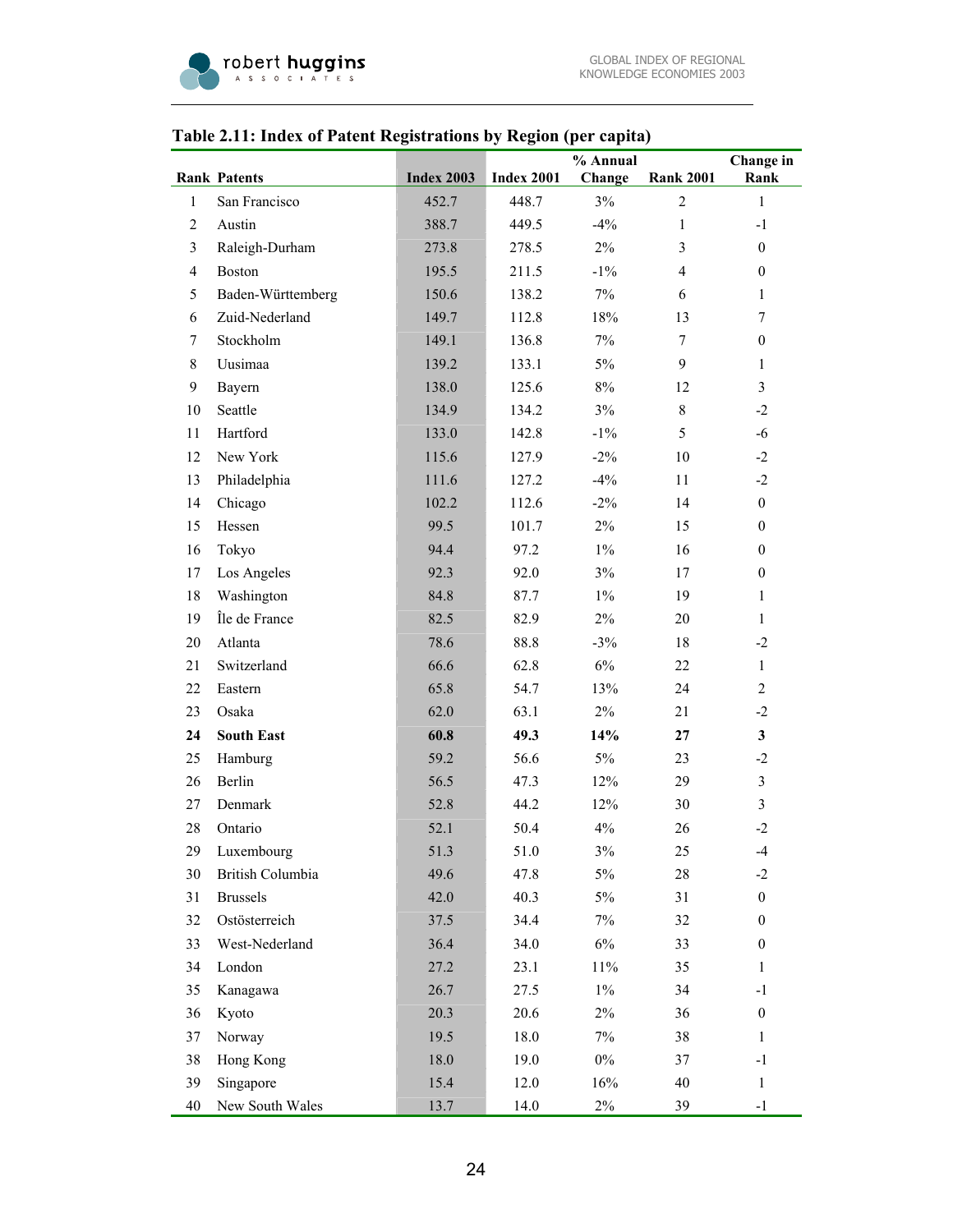**Table 2.11: Index of Patent Registrations by Region (per capita)**

| Rank | Patents | Index 2003 | Index 2001 | % Annual Change | Rank 2001 | Change in Rank |
|---|---|---|---|---|---|---|
| 1 | San Francisco | 452.7 | 448.7 | 3% | 2 | 1 |
| 2 | Austin | 388.7 | 449.5 | -4% | 1 | -1 |
| 3 | Raleigh-Durham | 273.8 | 278.5 | 2% | 3 | 0 |
| 4 | Boston | 195.5 | 211.5 | -1% | 4 | 0 |
| 5 | Baden-Württemberg | 150.6 | 138.2 | 7% | 6 | 1 |
| 6 | Zuid-Nederland | 149.7 | 112.8 | 18% | 13 | 7 |
| 7 | Stockholm | 149.1 | 136.8 | 7% | 7 | 0 |
| 8 | Uusimaa | 139.2 | 133.1 | 5% | 9 | 1 |
| 9 | Bayern | 138.0 | 125.6 | 8% | 12 | 3 |
| 10 | Seattle | 134.9 | 134.2 | 3% | 8 | -2 |
| 11 | Hartford | 133.0 | 142.8 | -1% | 5 | -6 |
| 12 | New York | 115.6 | 127.9 | -2% | 10 | -2 |
| 13 | Philadelphia | 111.6 | 127.2 | -4% | 11 | -2 |
| 14 | Chicago | 102.2 | 112.6 | -2% | 14 | 0 |
| 15 | Hessen | 99.5 | 101.7 | 2% | 15 | 0 |
| 16 | Tokyo | 94.4 | 97.2 | 1% | 16 | 0 |
| 17 | Los Angeles | 92.3 | 92.0 | 3% | 17 | 0 |
| 18 | Washington | 84.8 | 87.7 | 1% | 19 | 1 |
| 19 | Île de France | 82.5 | 82.9 | 2% | 20 | 1 |
| 20 | Atlanta | 78.6 | 88.8 | -3% | 18 | -2 |
| 21 | Switzerland | 66.6 | 62.8 | 6% | 22 | 1 |
| 22 | Eastern | 65.8 | 54.7 | 13% | 24 | 2 |
| 23 | Osaka | 62.0 | 63.1 | 2% | 21 | -2 |
| **24** | **South East** | **60.8** | **49.3** | **14%** | **27** | **3** |
| 25 | Hamburg | 59.2 | 56.6 | 5% | 23 | -2 |
| 26 | Berlin | 56.5 | 47.3 | 12% | 29 | 3 |
| 27 | Denmark | 52.8 | 44.2 | 12% | 30 | 3 |
| 28 | Ontario | 52.1 | 50.4 | 4% | 26 | -2 |
| 29 | Luxembourg | 51.3 | 51.0 | 3% | 25 | -4 |
| 30 | British Columbia | 49.6 | 47.8 | 5% | 28 | -2 |
| 31 | Brussels | 42.0 | 40.3 | 5% | 31 | 0 |
| 32 | Ostösterreich | 37.5 | 34.4 | 7% | 32 | 0 |
| 33 | West-Nederland | 36.4 | 34.0 | 6% | 33 | 0 |
| 34 | London | 27.2 | 23.1 | 11% | 35 | 1 |
| 35 | Kanagawa | 26.7 | 27.5 | 1% | 34 | -1 |
| 36 | Kyoto | 20.3 | 20.6 | 2% | 36 | 0 |
| 37 | Norway | 19.5 | 18.0 | 7% | 38 | 1 |
| 38 | Hong Kong | 18.0 | 19.0 | 0% | 37 | -1 |
| 39 | Singapore | 15.4 | 12.0 | 16% | 40 | 1 |
| 40 | New South Wales | 13.7 | 14.0 | 2% | 39 | -1 |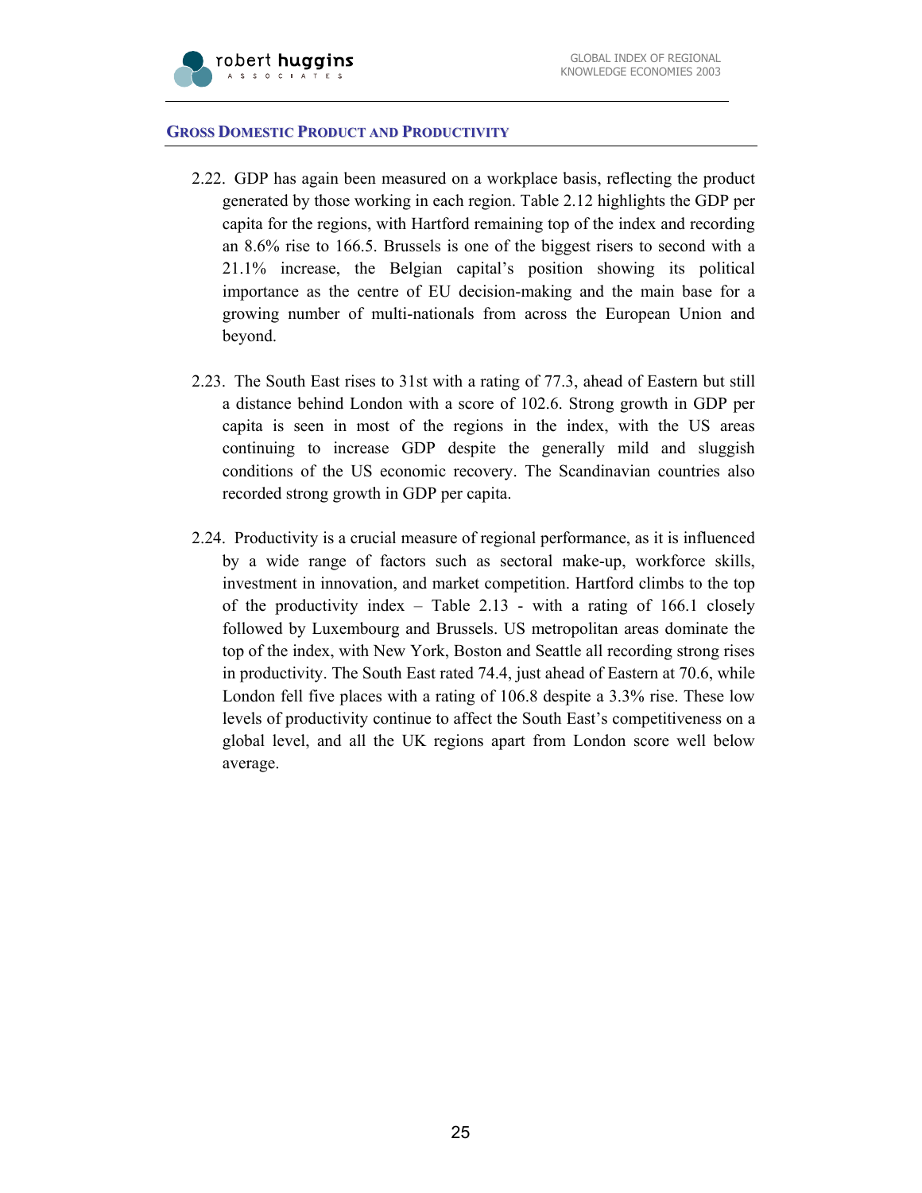## Gross Domestic Product and Productivity

2.22. GDP has again been measured on a workplace basis, reflecting the product generated by those working in each region. Table 2.12 highlights the GDP per capita for the regions, with Hartford remaining top of the index and recording an 8.6% rise to 166.5. Brussels is one of the biggest risers to second with a 21.1% increase, the Belgian capital's position showing its political importance as the centre of EU decision-making and the main base for a growing number of multi-nationals from across the European Union and beyond.

2.23. The South East rises to 31st with a rating of 77.3, ahead of Eastern but still a distance behind London with a score of 102.6. Strong growth in GDP per capita is seen in most of the regions in the index, with the US areas continuing to increase GDP despite the generally mild and sluggish conditions of the US economic recovery. The Scandinavian countries also recorded strong growth in GDP per capita.

2.24. Productivity is a crucial measure of regional performance, as it is influenced by a wide range of factors such as sectoral make-up, workforce skills, investment in innovation, and market competition. Hartford climbs to the top of the productivity index – Table 2.13 - with a rating of 166.1 closely followed by Luxembourg and Brussels. US metropolitan areas dominate the top of the index, with New York, Boston and Seattle all recording strong rises in productivity. The South East rated 74.4, just ahead of Eastern at 70.6, while London fell five places with a rating of 106.8 despite a 3.3% rise. These low levels of productivity continue to affect the South East's competitiveness on a global level, and all the UK regions apart from London score well below average.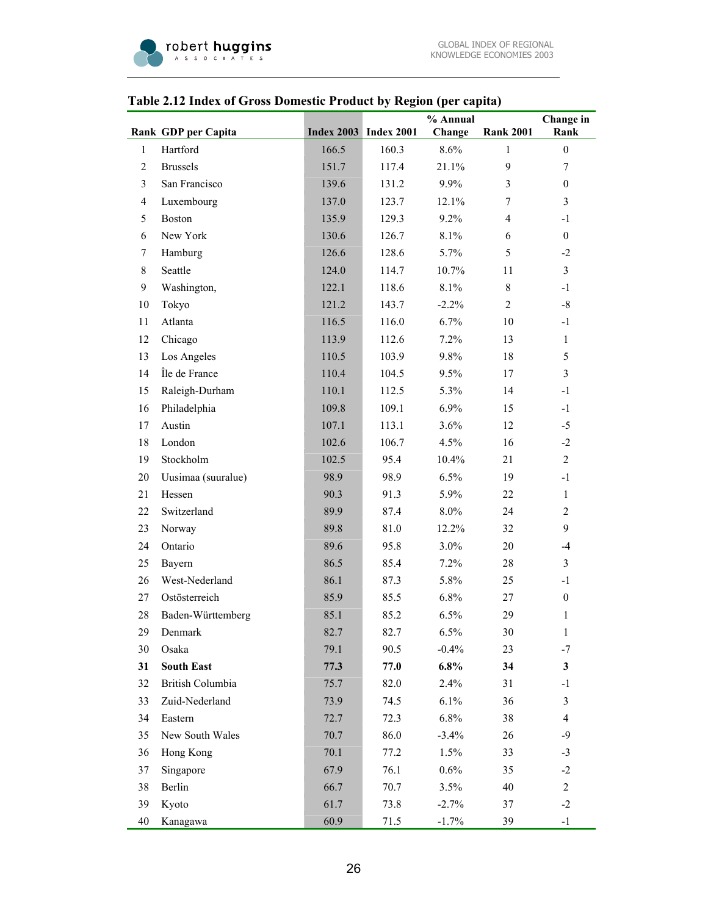## Table 2.12 Index of Gross Domestic Product by Region (per capita)

| Rank | GDP per Capita | Index 2003 | Index 2001 | % Annual Change | Rank 2001 | Change in Rank |
|---|---|---|---|---|---|---|
| 1 | Hartford | 166.5 | 160.3 | 8.6% | 1 | 0 |
| 2 | Brussels | 151.7 | 117.4 | 21.1% | 9 | 7 |
| 3 | San Francisco | 139.6 | 131.2 | 9.9% | 3 | 0 |
| 4 | Luxembourg | 137.0 | 123.7 | 12.1% | 7 | 3 |
| 5 | Boston | 135.9 | 129.3 | 9.2% | 4 | -1 |
| 6 | New York | 130.6 | 126.7 | 8.1% | 6 | 0 |
| 7 | Hamburg | 126.6 | 128.6 | 5.7% | 5 | -2 |
| 8 | Seattle | 124.0 | 114.7 | 10.7% | 11 | 3 |
| 9 | Washington, | 122.1 | 118.6 | 8.1% | 8 | -1 |
| 10 | Tokyo | 121.2 | 143.7 | -2.2% | 2 | -8 |
| 11 | Atlanta | 116.5 | 116.0 | 6.7% | 10 | -1 |
| 12 | Chicago | 113.9 | 112.6 | 7.2% | 13 | 1 |
| 13 | Los Angeles | 110.5 | 103.9 | 9.8% | 18 | 5 |
| 14 | Île de France | 110.4 | 104.5 | 9.5% | 17 | 3 |
| 15 | Raleigh-Durham | 110.1 | 112.5 | 5.3% | 14 | -1 |
| 16 | Philadelphia | 109.8 | 109.1 | 6.9% | 15 | -1 |
| 17 | Austin | 107.1 | 113.1 | 3.6% | 12 | -5 |
| 18 | London | 102.6 | 106.7 | 4.5% | 16 | -2 |
| 19 | Stockholm | 102.5 | 95.4 | 10.4% | 21 | 2 |
| 20 | Uusimaa (suuralue) | 98.9 | 98.9 | 6.5% | 19 | -1 |
| 21 | Hessen | 90.3 | 91.3 | 5.9% | 22 | 1 |
| 22 | Switzerland | 89.9 | 87.4 | 8.0% | 24 | 2 |
| 23 | Norway | 89.8 | 81.0 | 12.2% | 32 | 9 |
| 24 | Ontario | 89.6 | 95.8 | 3.0% | 20 | -4 |
| 25 | Bayern | 86.5 | 85.4 | 7.2% | 28 | 3 |
| 26 | West-Nederland | 86.1 | 87.3 | 5.8% | 25 | -1 |
| 27 | Ostösterreich | 85.9 | 85.5 | 6.8% | 27 | 0 |
| 28 | Baden-Württemberg | 85.1 | 85.2 | 6.5% | 29 | 1 |
| 29 | Denmark | 82.7 | 82.7 | 6.5% | 30 | 1 |
| 30 | Osaka | 79.1 | 90.5 | -0.4% | 23 | -7 |
| **31** | **South East** | **77.3** | **77.0** | **6.8%** | **34** | **3** |
| 32 | British Columbia | 75.7 | 82.0 | 2.4% | 31 | -1 |
| 33 | Zuid-Nederland | 73.9 | 74.5 | 6.1% | 36 | 3 |
| 34 | Eastern | 72.7 | 72.3 | 6.8% | 38 | 4 |
| 35 | New South Wales | 70.7 | 86.0 | -3.4% | 26 | -9 |
| 36 | Hong Kong | 70.1 | 77.2 | 1.5% | 33 | -3 |
| 37 | Singapore | 67.9 | 76.1 | 0.6% | 35 | -2 |
| 38 | Berlin | 66.7 | 70.7 | 3.5% | 40 | 2 |
| 39 | Kyoto | 61.7 | 73.8 | -2.7% | 37 | -2 |
| 40 | Kanagawa | 60.9 | 71.5 | -1.7% | 39 | -1 |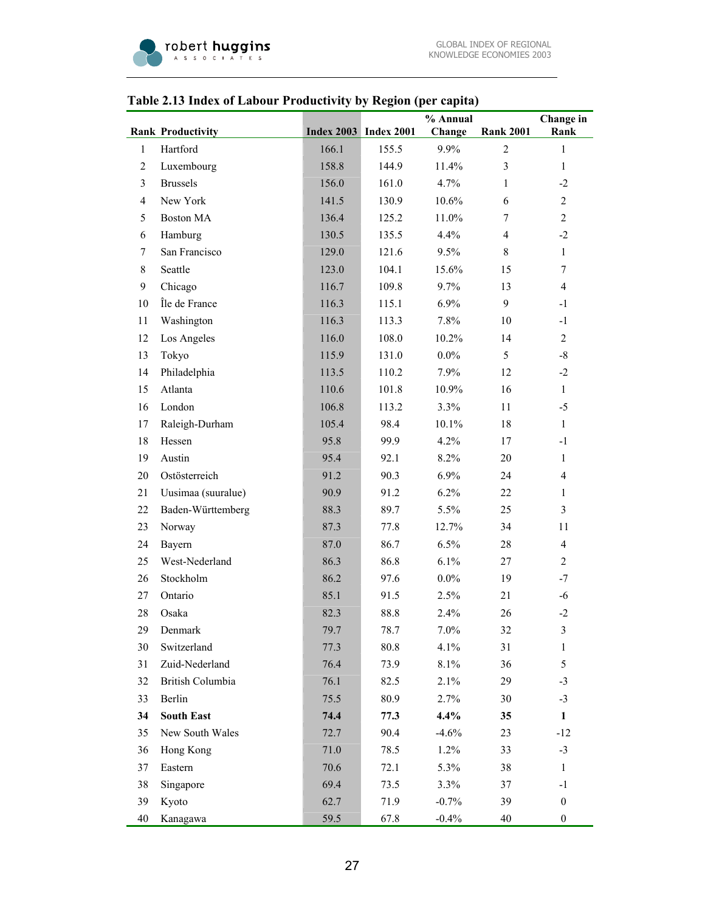## Table 2.13 Index of Labour Productivity by Region (per capita)

| Rank | Productivity | Index 2003 | Index 2001 | % Annual Change | Rank 2001 | Change in Rank |
|---|---|---|---|---|---|---|
| 1 | Hartford | 166.1 | 155.5 | 9.9% | 2 | 1 |
| 2 | Luxembourg | 158.8 | 144.9 | 11.4% | 3 | 1 |
| 3 | Brussels | 156.0 | 161.0 | 4.7% | 1 | -2 |
| 4 | New York | 141.5 | 130.9 | 10.6% | 6 | 2 |
| 5 | Boston MA | 136.4 | 125.2 | 11.0% | 7 | 2 |
| 6 | Hamburg | 130.5 | 135.5 | 4.4% | 4 | -2 |
| 7 | San Francisco | 129.0 | 121.6 | 9.5% | 8 | 1 |
| 8 | Seattle | 123.0 | 104.1 | 15.6% | 15 | 7 |
| 9 | Chicago | 116.7 | 109.8 | 9.7% | 13 | 4 |
| 10 | Île de France | 116.3 | 115.1 | 6.9% | 9 | -1 |
| 11 | Washington | 116.3 | 113.3 | 7.8% | 10 | -1 |
| 12 | Los Angeles | 116.0 | 108.0 | 10.2% | 14 | 2 |
| 13 | Tokyo | 115.9 | 131.0 | 0.0% | 5 | -8 |
| 14 | Philadelphia | 113.5 | 110.2 | 7.9% | 12 | -2 |
| 15 | Atlanta | 110.6 | 101.8 | 10.9% | 16 | 1 |
| 16 | London | 106.8 | 113.2 | 3.3% | 11 | -5 |
| 17 | Raleigh-Durham | 105.4 | 98.4 | 10.1% | 18 | 1 |
| 18 | Hessen | 95.8 | 99.9 | 4.2% | 17 | -1 |
| 19 | Austin | 95.4 | 92.1 | 8.2% | 20 | 1 |
| 20 | Ostösterreich | 91.2 | 90.3 | 6.9% | 24 | 4 |
| 21 | Uusimaa (suuralue) | 90.9 | 91.2 | 6.2% | 22 | 1 |
| 22 | Baden-Württemberg | 88.3 | 89.7 | 5.5% | 25 | 3 |
| 23 | Norway | 87.3 | 77.8 | 12.7% | 34 | 11 |
| 24 | Bayern | 87.0 | 86.7 | 6.5% | 28 | 4 |
| 25 | West-Nederland | 86.3 | 86.8 | 6.1% | 27 | 2 |
| 26 | Stockholm | 86.2 | 97.6 | 0.0% | 19 | -7 |
| 27 | Ontario | 85.1 | 91.5 | 2.5% | 21 | -6 |
| 28 | Osaka | 82.3 | 88.8 | 2.4% | 26 | -2 |
| 29 | Denmark | 79.7 | 78.7 | 7.0% | 32 | 3 |
| 30 | Switzerland | 77.3 | 80.8 | 4.1% | 31 | 1 |
| 31 | Zuid-Nederland | 76.4 | 73.9 | 8.1% | 36 | 5 |
| 32 | British Columbia | 76.1 | 82.5 | 2.1% | 29 | -3 |
| 33 | Berlin | 75.5 | 80.9 | 2.7% | 30 | -3 |
| **34** | **South East** | **74.4** | **77.3** | **4.4%** | **35** | **1** |
| 35 | New South Wales | 72.7 | 90.4 | -4.6% | 23 | -12 |
| 36 | Hong Kong | 71.0 | 78.5 | 1.2% | 33 | -3 |
| 37 | Eastern | 70.6 | 72.1 | 5.3% | 38 | 1 |
| 38 | Singapore | 69.4 | 73.5 | 3.3% | 37 | -1 |
| 39 | Kyoto | 62.7 | 71.9 | -0.7% | 39 | 0 |
| 40 | Kanagawa | 59.5 | 67.8 | -0.4% | 40 | 0 |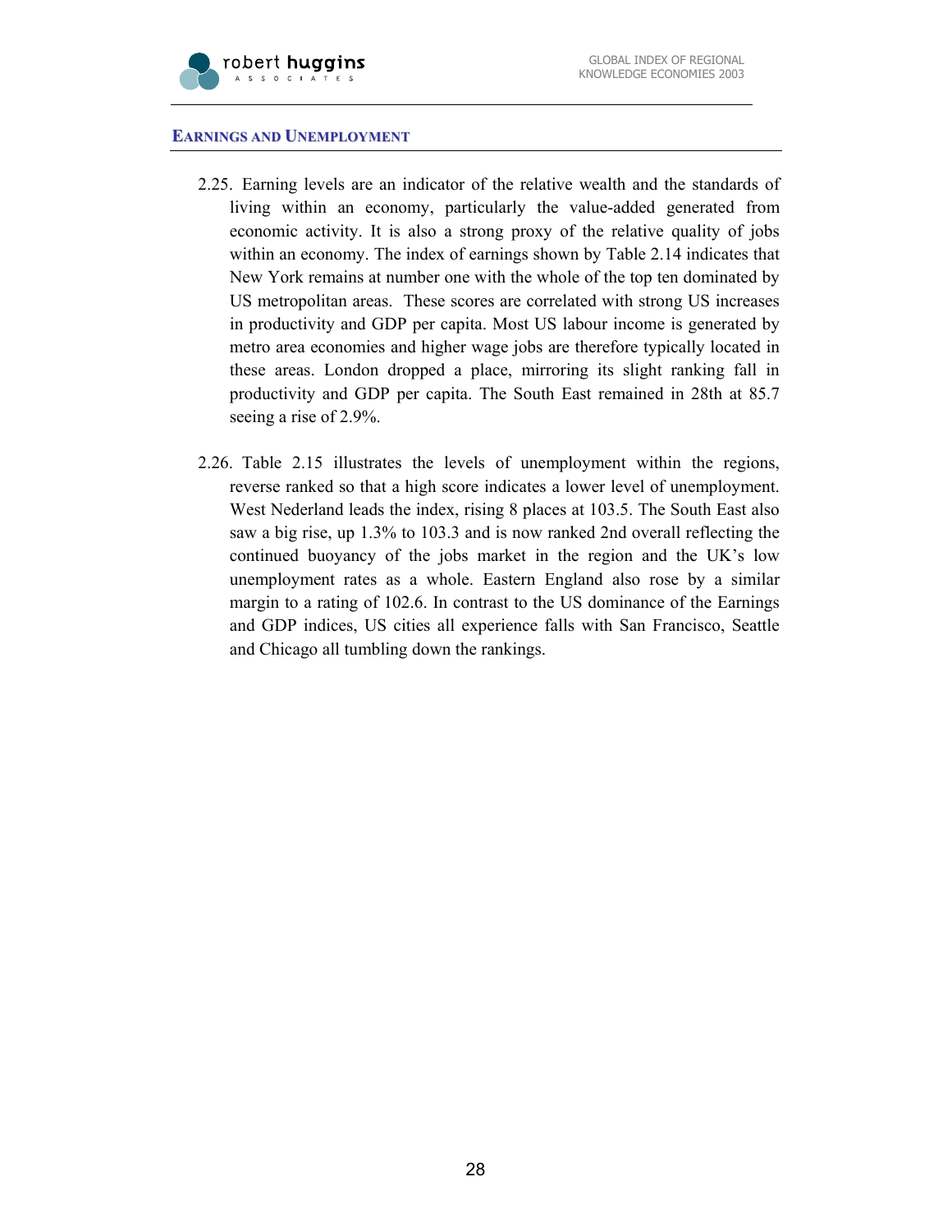## EARNINGS AND UNEMPLOYMENT

2.25. Earning levels are an indicator of the relative wealth and the standards of living within an economy, particularly the value-added generated from economic activity. It is also a strong proxy of the relative quality of jobs within an economy. The index of earnings shown by Table 2.14 indicates that New York remains at number one with the whole of the top ten dominated by US metropolitan areas. These scores are correlated with strong US increases in productivity and GDP per capita. Most US labour income is generated by metro area economies and higher wage jobs are therefore typically located in these areas. London dropped a place, mirroring its slight ranking fall in productivity and GDP per capita. The South East remained in 28th at 85.7 seeing a rise of 2.9%.

2.26. Table 2.15 illustrates the levels of unemployment within the regions, reverse ranked so that a high score indicates a lower level of unemployment. West Nederland leads the index, rising 8 places at 103.5. The South East also saw a big rise, up 1.3% to 103.3 and is now ranked 2nd overall reflecting the continued buoyancy of the jobs market in the region and the UK's low unemployment rates as a whole. Eastern England also rose by a similar margin to a rating of 102.6. In contrast to the US dominance of the Earnings and GDP indices, US cities all experience falls with San Francisco, Seattle and Chicago all tumbling down the rankings.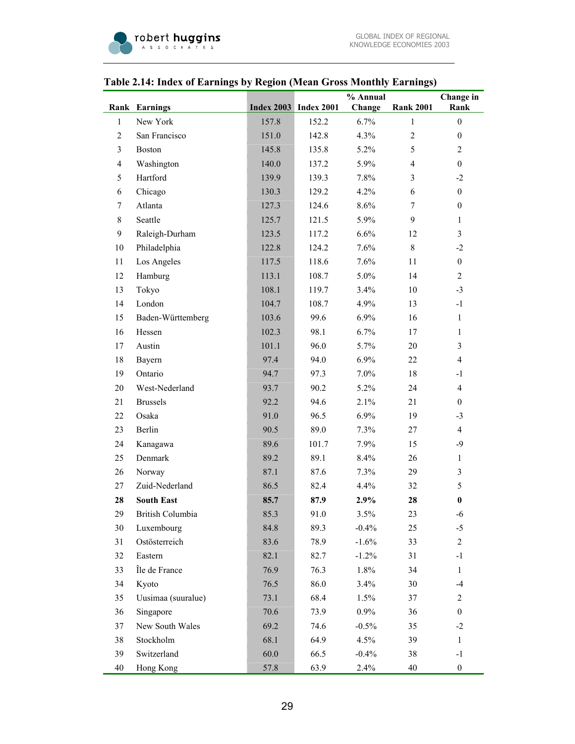**Table 2.14: Index of Earnings by Region (Mean Gross Monthly Earnings)**

| Rank | Earnings | Index 2003 | Index 2001 | % Annual Change | Rank 2001 | Change in Rank |
|---|---|---|---|---|---|---|
| 1 | New York | 157.8 | 152.2 | 6.7% | 1 | 0 |
| 2 | San Francisco | 151.0 | 142.8 | 4.3% | 2 | 0 |
| 3 | Boston | 145.8 | 135.8 | 5.2% | 5 | 2 |
| 4 | Washington | 140.0 | 137.2 | 5.9% | 4 | 0 |
| 5 | Hartford | 139.9 | 139.3 | 7.8% | 3 | -2 |
| 6 | Chicago | 130.3 | 129.2 | 4.2% | 6 | 0 |
| 7 | Atlanta | 127.3 | 124.6 | 8.6% | 7 | 0 |
| 8 | Seattle | 125.7 | 121.5 | 5.9% | 9 | 1 |
| 9 | Raleigh-Durham | 123.5 | 117.2 | 6.6% | 12 | 3 |
| 10 | Philadelphia | 122.8 | 124.2 | 7.6% | 8 | -2 |
| 11 | Los Angeles | 117.5 | 118.6 | 7.6% | 11 | 0 |
| 12 | Hamburg | 113.1 | 108.7 | 5.0% | 14 | 2 |
| 13 | Tokyo | 108.1 | 119.7 | 3.4% | 10 | -3 |
| 14 | London | 104.7 | 108.7 | 4.9% | 13 | -1 |
| 15 | Baden-Württemberg | 103.6 | 99.6 | 6.9% | 16 | 1 |
| 16 | Hessen | 102.3 | 98.1 | 6.7% | 17 | 1 |
| 17 | Austin | 101.1 | 96.0 | 5.7% | 20 | 3 |
| 18 | Bayern | 97.4 | 94.0 | 6.9% | 22 | 4 |
| 19 | Ontario | 94.7 | 97.3 | 7.0% | 18 | -1 |
| 20 | West-Nederland | 93.7 | 90.2 | 5.2% | 24 | 4 |
| 21 | Brussels | 92.2 | 94.6 | 2.1% | 21 | 0 |
| 22 | Osaka | 91.0 | 96.5 | 6.9% | 19 | -3 |
| 23 | Berlin | 90.5 | 89.0 | 7.3% | 27 | 4 |
| 24 | Kanagawa | 89.6 | 101.7 | 7.9% | 15 | -9 |
| 25 | Denmark | 89.2 | 89.1 | 8.4% | 26 | 1 |
| 26 | Norway | 87.1 | 87.6 | 7.3% | 29 | 3 |
| 27 | Zuid-Nederland | 86.5 | 82.4 | 4.4% | 32 | 5 |
| **28** | **South East** | **85.7** | **87.9** | **2.9%** | **28** | **0** |
| 29 | British Columbia | 85.3 | 91.0 | 3.5% | 23 | -6 |
| 30 | Luxembourg | 84.8 | 89.3 | -0.4% | 25 | -5 |
| 31 | Ostösterreich | 83.6 | 78.9 | -1.6% | 33 | 2 |
| 32 | Eastern | 82.1 | 82.7 | -1.2% | 31 | -1 |
| 33 | Île de France | 76.9 | 76.3 | 1.8% | 34 | 1 |
| 34 | Kyoto | 76.5 | 86.0 | 3.4% | 30 | -4 |
| 35 | Uusimaa (suuralue) | 73.1 | 68.4 | 1.5% | 37 | 2 |
| 36 | Singapore | 70.6 | 73.9 | 0.9% | 36 | 0 |
| 37 | New South Wales | 69.2 | 74.6 | -0.5% | 35 | -2 |
| 38 | Stockholm | 68.1 | 64.9 | 4.5% | 39 | 1 |
| 39 | Switzerland | 60.0 | 66.5 | -0.4% | 38 | -1 |
| 40 | Hong Kong | 57.8 | 63.9 | 2.4% | 40 | 0 |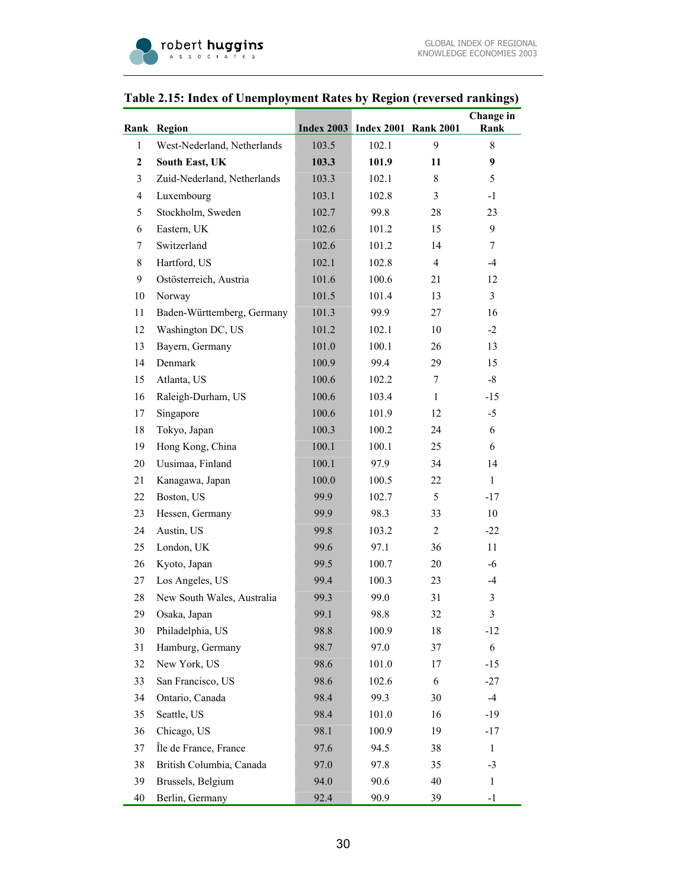**Table 2.15: Index of Unemployment Rates by Region (reversed rankings)**

| Rank | Region | Index 2003 | Index 2001 | Rank 2001 | Change in Rank |
|---|---|---|---|---|---|
| 1 | West-Nederland, Netherlands | 103.5 | 102.1 | 9 | 8 |
| **2** | **South East, UK** | **103.3** | **101.9** | **11** | **9** |
| 3 | Zuid-Nederland, Netherlands | 103.3 | 102.1 | 8 | 5 |
| 4 | Luxembourg | 103.1 | 102.8 | 3 | -1 |
| 5 | Stockholm, Sweden | 102.7 | 99.8 | 28 | 23 |
| 6 | Eastern, UK | 102.6 | 101.2 | 15 | 9 |
| 7 | Switzerland | 102.6 | 101.2 | 14 | 7 |
| 8 | Hartford, US | 102.1 | 102.8 | 4 | -4 |
| 9 | Ostösterreich, Austria | 101.6 | 100.6 | 21 | 12 |
| 10 | Norway | 101.5 | 101.4 | 13 | 3 |
| 11 | Baden-Württemberg, Germany | 101.3 | 99.9 | 27 | 16 |
| 12 | Washington DC, US | 101.2 | 102.1 | 10 | -2 |
| 13 | Bayern, Germany | 101.0 | 100.1 | 26 | 13 |
| 14 | Denmark | 100.9 | 99.4 | 29 | 15 |
| 15 | Atlanta, US | 100.6 | 102.2 | 7 | -8 |
| 16 | Raleigh-Durham, US | 100.6 | 103.4 | 1 | -15 |
| 17 | Singapore | 100.6 | 101.9 | 12 | -5 |
| 18 | Tokyo, Japan | 100.3 | 100.2 | 24 | 6 |
| 19 | Hong Kong, China | 100.1 | 100.1 | 25 | 6 |
| 20 | Uusimaa, Finland | 100.1 | 97.9 | 34 | 14 |
| 21 | Kanagawa, Japan | 100.0 | 100.5 | 22 | 1 |
| 22 | Boston, US | 99.9 | 102.7 | 5 | -17 |
| 23 | Hessen, Germany | 99.9 | 98.3 | 33 | 10 |
| 24 | Austin, US | 99.8 | 103.2 | 2 | -22 |
| 25 | London, UK | 99.6 | 97.1 | 36 | 11 |
| 26 | Kyoto, Japan | 99.5 | 100.7 | 20 | -6 |
| 27 | Los Angeles, US | 99.4 | 100.3 | 23 | -4 |
| 28 | New South Wales, Australia | 99.3 | 99.0 | 31 | 3 |
| 29 | Osaka, Japan | 99.1 | 98.8 | 32 | 3 |
| 30 | Philadelphia, US | 98.8 | 100.9 | 18 | -12 |
| 31 | Hamburg, Germany | 98.7 | 97.0 | 37 | 6 |
| 32 | New York, US | 98.6 | 101.0 | 17 | -15 |
| 33 | San Francisco, US | 98.6 | 102.6 | 6 | -27 |
| 34 | Ontario, Canada | 98.4 | 99.3 | 30 | -4 |
| 35 | Seattle, US | 98.4 | 101.0 | 16 | -19 |
| 36 | Chicago, US | 98.1 | 100.9 | 19 | -17 |
| 37 | Île de France, France | 97.6 | 94.5 | 38 | 1 |
| 38 | British Columbia, Canada | 97.0 | 97.8 | 35 | -3 |
| 39 | Brussels, Belgium | 94.0 | 90.6 | 40 | 1 |
| 40 | Berlin, Germany | 92.4 | 90.9 | 39 | -1 |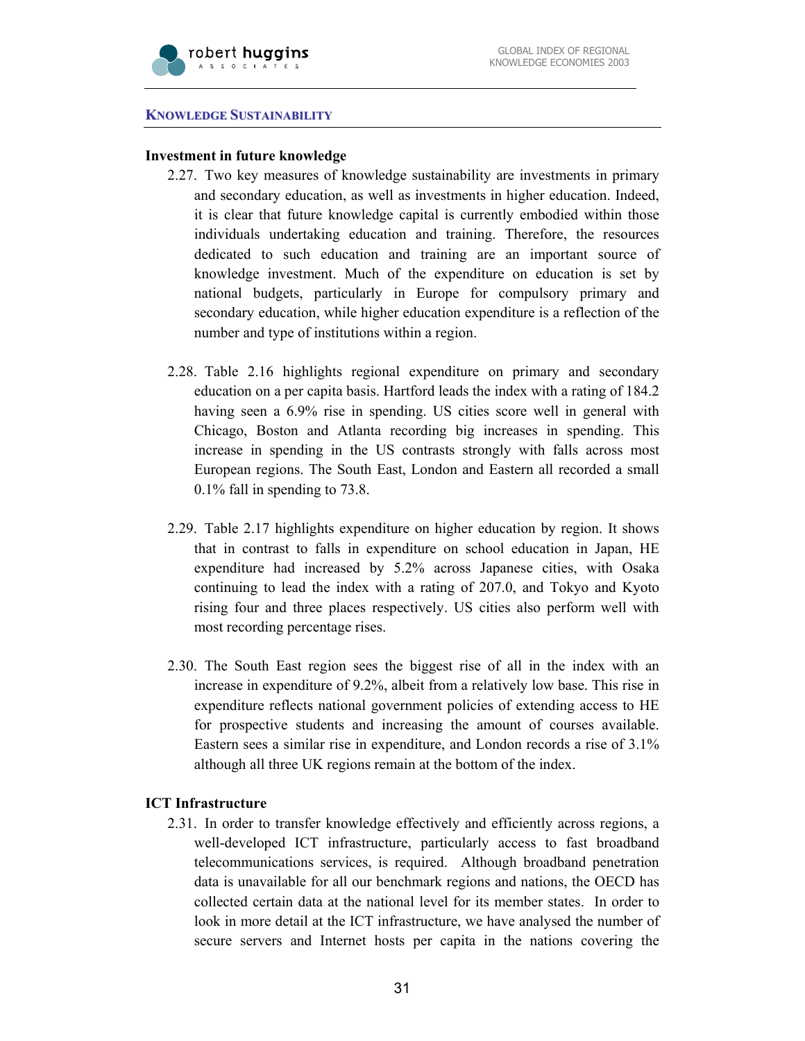## KNOWLEDGE SUSTAINABILITY

### Investment in future knowledge

2.27. Two key measures of knowledge sustainability are investments in primary and secondary education, as well as investments in higher education. Indeed, it is clear that future knowledge capital is currently embodied within those individuals undertaking education and training. Therefore, the resources dedicated to such education and training are an important source of knowledge investment. Much of the expenditure on education is set by national budgets, particularly in Europe for compulsory primary and secondary education, while higher education expenditure is a reflection of the number and type of institutions within a region.

2.28. Table 2.16 highlights regional expenditure on primary and secondary education on a per capita basis. Hartford leads the index with a rating of 184.2 having seen a 6.9% rise in spending. US cities score well in general with Chicago, Boston and Atlanta recording big increases in spending. This increase in spending in the US contrasts strongly with falls across most European regions. The South East, London and Eastern all recorded a small 0.1% fall in spending to 73.8.

2.29. Table 2.17 highlights expenditure on higher education by region. It shows that in contrast to falls in expenditure on school education in Japan, HE expenditure had increased by 5.2% across Japanese cities, with Osaka continuing to lead the index with a rating of 207.0, and Tokyo and Kyoto rising four and three places respectively. US cities also perform well with most recording percentage rises.

2.30. The South East region sees the biggest rise of all in the index with an increase in expenditure of 9.2%, albeit from a relatively low base. This rise in expenditure reflects national government policies of extending access to HE for prospective students and increasing the amount of courses available. Eastern sees a similar rise in expenditure, and London records a rise of 3.1% although all three UK regions remain at the bottom of the index.

### ICT Infrastructure

2.31. In order to transfer knowledge effectively and efficiently across regions, a well-developed ICT infrastructure, particularly access to fast broadband telecommunications services, is required. Although broadband penetration data is unavailable for all our benchmark regions and nations, the OECD has collected certain data at the national level for its member states. In order to look in more detail at the ICT infrastructure, we have analysed the number of secure servers and Internet hosts per capita in the nations covering the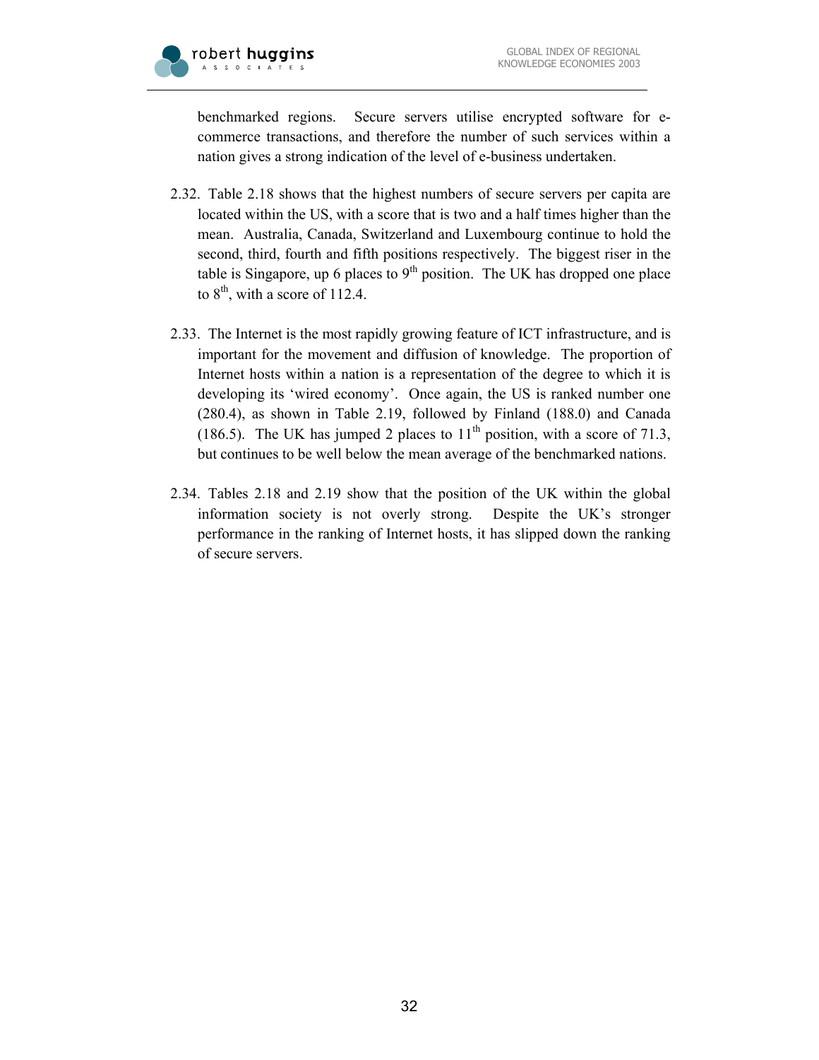benchmarked regions. Secure servers utilise encrypted software for e-commerce transactions, and therefore the number of such services within a nation gives a strong indication of the level of e-business undertaken.

2.32. Table 2.18 shows that the highest numbers of secure servers per capita are located within the US, with a score that is two and a half times higher than the mean. Australia, Canada, Switzerland and Luxembourg continue to hold the second, third, fourth and fifth positions respectively. The biggest riser in the table is Singapore, up 6 places to 9th position. The UK has dropped one place to 8th, with a score of 112.4.

2.33. The Internet is the most rapidly growing feature of ICT infrastructure, and is important for the movement and diffusion of knowledge. The proportion of Internet hosts within a nation is a representation of the degree to which it is developing its 'wired economy'. Once again, the US is ranked number one (280.4), as shown in Table 2.19, followed by Finland (188.0) and Canada (186.5). The UK has jumped 2 places to 11th position, with a score of 71.3, but continues to be well below the mean average of the benchmarked nations.

2.34. Tables 2.18 and 2.19 show that the position of the UK within the global information society is not overly strong. Despite the UK's stronger performance in the ranking of Internet hosts, it has slipped down the ranking of secure servers.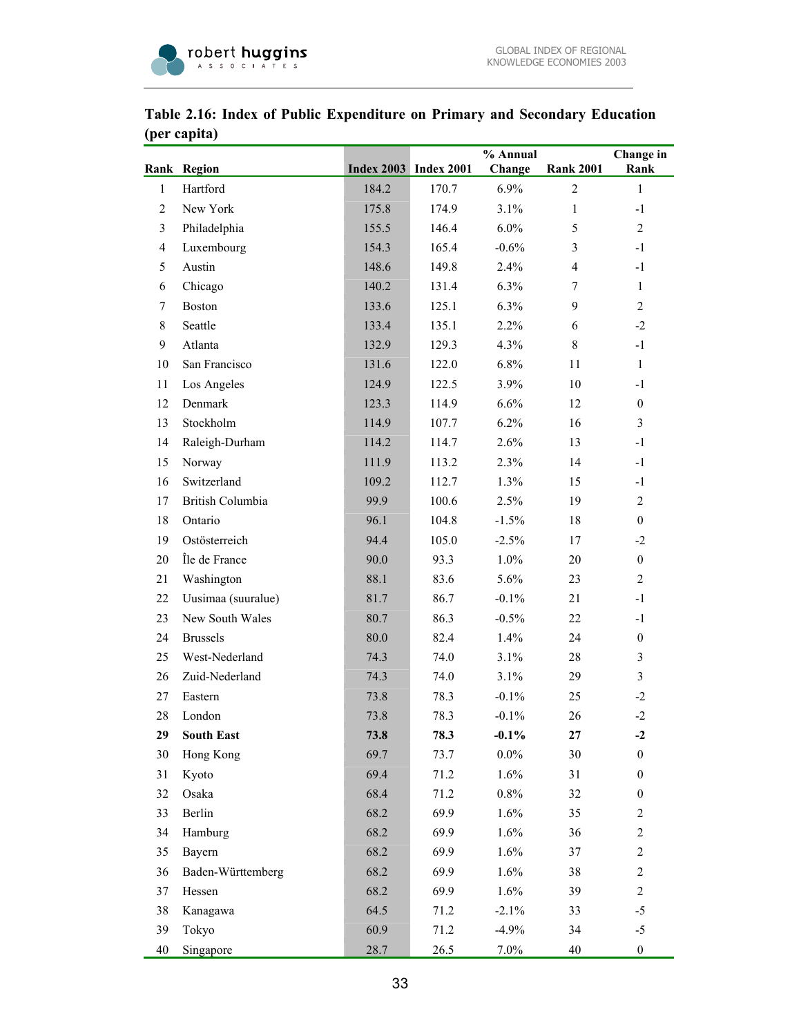**Table 2.16: Index of Public Expenditure on Primary and Secondary Education (per capita)**

| Rank | Region | Index 2003 | Index 2001 | % Annual Change | Rank 2001 | Change in Rank |
|---|---|---|---|---|---|---|
| 1 | Hartford | 184.2 | 170.7 | 6.9% | 2 | 1 |
| 2 | New York | 175.8 | 174.9 | 3.1% | 1 | -1 |
| 3 | Philadelphia | 155.5 | 146.4 | 6.0% | 5 | 2 |
| 4 | Luxembourg | 154.3 | 165.4 | -0.6% | 3 | -1 |
| 5 | Austin | 148.6 | 149.8 | 2.4% | 4 | -1 |
| 6 | Chicago | 140.2 | 131.4 | 6.3% | 7 | 1 |
| 7 | Boston | 133.6 | 125.1 | 6.3% | 9 | 2 |
| 8 | Seattle | 133.4 | 135.1 | 2.2% | 6 | -2 |
| 9 | Atlanta | 132.9 | 129.3 | 4.3% | 8 | -1 |
| 10 | San Francisco | 131.6 | 122.0 | 6.8% | 11 | 1 |
| 11 | Los Angeles | 124.9 | 122.5 | 3.9% | 10 | -1 |
| 12 | Denmark | 123.3 | 114.9 | 6.6% | 12 | 0 |
| 13 | Stockholm | 114.9 | 107.7 | 6.2% | 16 | 3 |
| 14 | Raleigh-Durham | 114.2 | 114.7 | 2.6% | 13 | -1 |
| 15 | Norway | 111.9 | 113.2 | 2.3% | 14 | -1 |
| 16 | Switzerland | 109.2 | 112.7 | 1.3% | 15 | -1 |
| 17 | British Columbia | 99.9 | 100.6 | 2.5% | 19 | 2 |
| 18 | Ontario | 96.1 | 104.8 | -1.5% | 18 | 0 |
| 19 | Ostösterreich | 94.4 | 105.0 | -2.5% | 17 | -2 |
| 20 | Île de France | 90.0 | 93.3 | 1.0% | 20 | 0 |
| 21 | Washington | 88.1 | 83.6 | 5.6% | 23 | 2 |
| 22 | Uusimaa (suuralue) | 81.7 | 86.7 | -0.1% | 21 | -1 |
| 23 | New South Wales | 80.7 | 86.3 | -0.5% | 22 | -1 |
| 24 | Brussels | 80.0 | 82.4 | 1.4% | 24 | 0 |
| 25 | West-Nederland | 74.3 | 74.0 | 3.1% | 28 | 3 |
| 26 | Zuid-Nederland | 74.3 | 74.0 | 3.1% | 29 | 3 |
| 27 | Eastern | 73.8 | 78.3 | -0.1% | 25 | -2 |
| 28 | London | 73.8 | 78.3 | -0.1% | 26 | -2 |
| **29** | **South East** | **73.8** | **78.3** | **-0.1%** | **27** | **-2** |
| 30 | Hong Kong | 69.7 | 73.7 | 0.0% | 30 | 0 |
| 31 | Kyoto | 69.4 | 71.2 | 1.6% | 31 | 0 |
| 32 | Osaka | 68.4 | 71.2 | 0.8% | 32 | 0 |
| 33 | Berlin | 68.2 | 69.9 | 1.6% | 35 | 2 |
| 34 | Hamburg | 68.2 | 69.9 | 1.6% | 36 | 2 |
| 35 | Bayern | 68.2 | 69.9 | 1.6% | 37 | 2 |
| 36 | Baden-Württemberg | 68.2 | 69.9 | 1.6% | 38 | 2 |
| 37 | Hessen | 68.2 | 69.9 | 1.6% | 39 | 2 |
| 38 | Kanagawa | 64.5 | 71.2 | -2.1% | 33 | -5 |
| 39 | Tokyo | 60.9 | 71.2 | -4.9% | 34 | -5 |
| 40 | Singapore | 28.7 | 26.5 | 7.0% | 40 | 0 |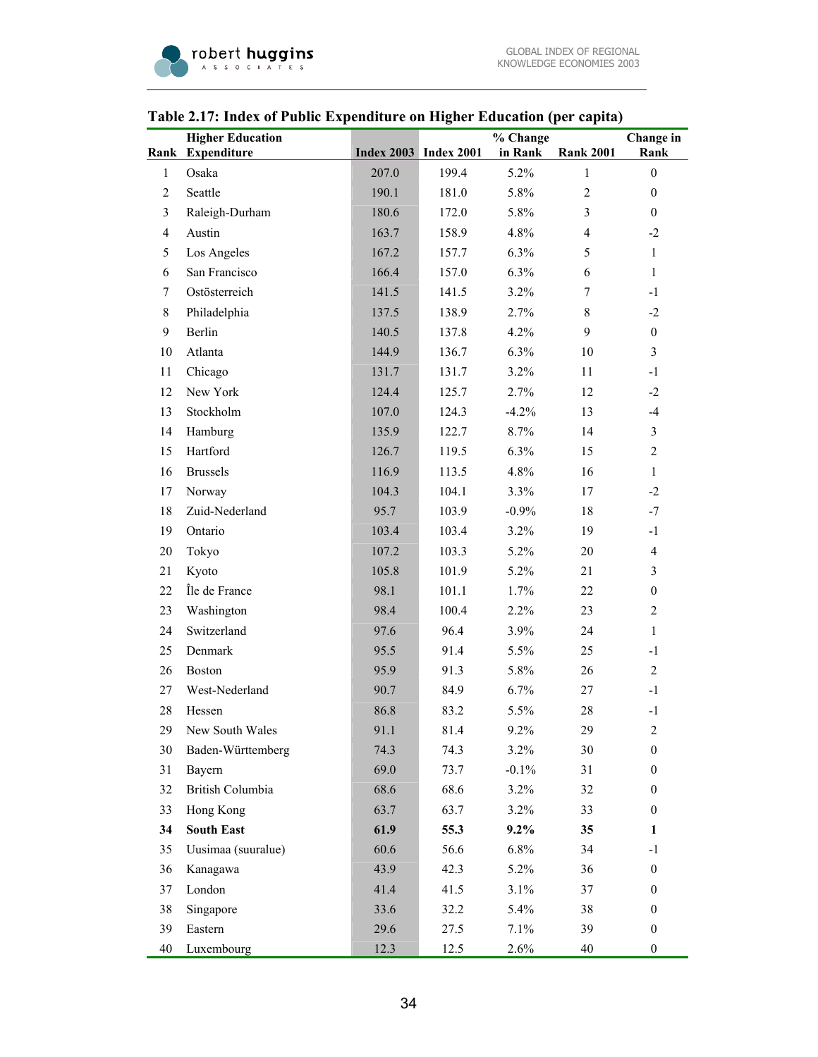**Table 2.17: Index of Public Expenditure on Higher Education (per capita)**

| Rank | Higher Education Expenditure | Index 2003 | Index 2001 | % Change in Rank | Rank 2001 | Change in Rank |
|---|---|---|---|---|---|---|
| 1 | Osaka | 207.0 | 199.4 | 5.2% | 1 | 0 |
| 2 | Seattle | 190.1 | 181.0 | 5.8% | 2 | 0 |
| 3 | Raleigh-Durham | 180.6 | 172.0 | 5.8% | 3 | 0 |
| 4 | Austin | 163.7 | 158.9 | 4.8% | 4 | -2 |
| 5 | Los Angeles | 167.2 | 157.7 | 6.3% | 5 | 1 |
| 6 | San Francisco | 166.4 | 157.0 | 6.3% | 6 | 1 |
| 7 | Ostösterreich | 141.5 | 141.5 | 3.2% | 7 | -1 |
| 8 | Philadelphia | 137.5 | 138.9 | 2.7% | 8 | -2 |
| 9 | Berlin | 140.5 | 137.8 | 4.2% | 9 | 0 |
| 10 | Atlanta | 144.9 | 136.7 | 6.3% | 10 | 3 |
| 11 | Chicago | 131.7 | 131.7 | 3.2% | 11 | -1 |
| 12 | New York | 124.4 | 125.7 | 2.7% | 12 | -2 |
| 13 | Stockholm | 107.0 | 124.3 | -4.2% | 13 | -4 |
| 14 | Hamburg | 135.9 | 122.7 | 8.7% | 14 | 3 |
| 15 | Hartford | 126.7 | 119.5 | 6.3% | 15 | 2 |
| 16 | Brussels | 116.9 | 113.5 | 4.8% | 16 | 1 |
| 17 | Norway | 104.3 | 104.1 | 3.3% | 17 | -2 |
| 18 | Zuid-Nederland | 95.7 | 103.9 | -0.9% | 18 | -7 |
| 19 | Ontario | 103.4 | 103.4 | 3.2% | 19 | -1 |
| 20 | Tokyo | 107.2 | 103.3 | 5.2% | 20 | 4 |
| 21 | Kyoto | 105.8 | 101.9 | 5.2% | 21 | 3 |
| 22 | Île de France | 98.1 | 101.1 | 1.7% | 22 | 0 |
| 23 | Washington | 98.4 | 100.4 | 2.2% | 23 | 2 |
| 24 | Switzerland | 97.6 | 96.4 | 3.9% | 24 | 1 |
| 25 | Denmark | 95.5 | 91.4 | 5.5% | 25 | -1 |
| 26 | Boston | 95.9 | 91.3 | 5.8% | 26 | 2 |
| 27 | West-Nederland | 90.7 | 84.9 | 6.7% | 27 | -1 |
| 28 | Hessen | 86.8 | 83.2 | 5.5% | 28 | -1 |
| 29 | New South Wales | 91.1 | 81.4 | 9.2% | 29 | 2 |
| 30 | Baden-Württemberg | 74.3 | 74.3 | 3.2% | 30 | 0 |
| 31 | Bayern | 69.0 | 73.7 | -0.1% | 31 | 0 |
| 32 | British Columbia | 68.6 | 68.6 | 3.2% | 32 | 0 |
| 33 | Hong Kong | 63.7 | 63.7 | 3.2% | 33 | 0 |
| **34** | **South East** | **61.9** | **55.3** | **9.2%** | **35** | **1** |
| 35 | Uusimaa (suuralue) | 60.6 | 56.6 | 6.8% | 34 | -1 |
| 36 | Kanagawa | 43.9 | 42.3 | 5.2% | 36 | 0 |
| 37 | London | 41.4 | 41.5 | 3.1% | 37 | 0 |
| 38 | Singapore | 33.6 | 32.2 | 5.4% | 38 | 0 |
| 39 | Eastern | 29.6 | 27.5 | 7.1% | 39 | 0 |
| 40 | Luxembourg | 12.3 | 12.5 | 2.6% | 40 | 0 |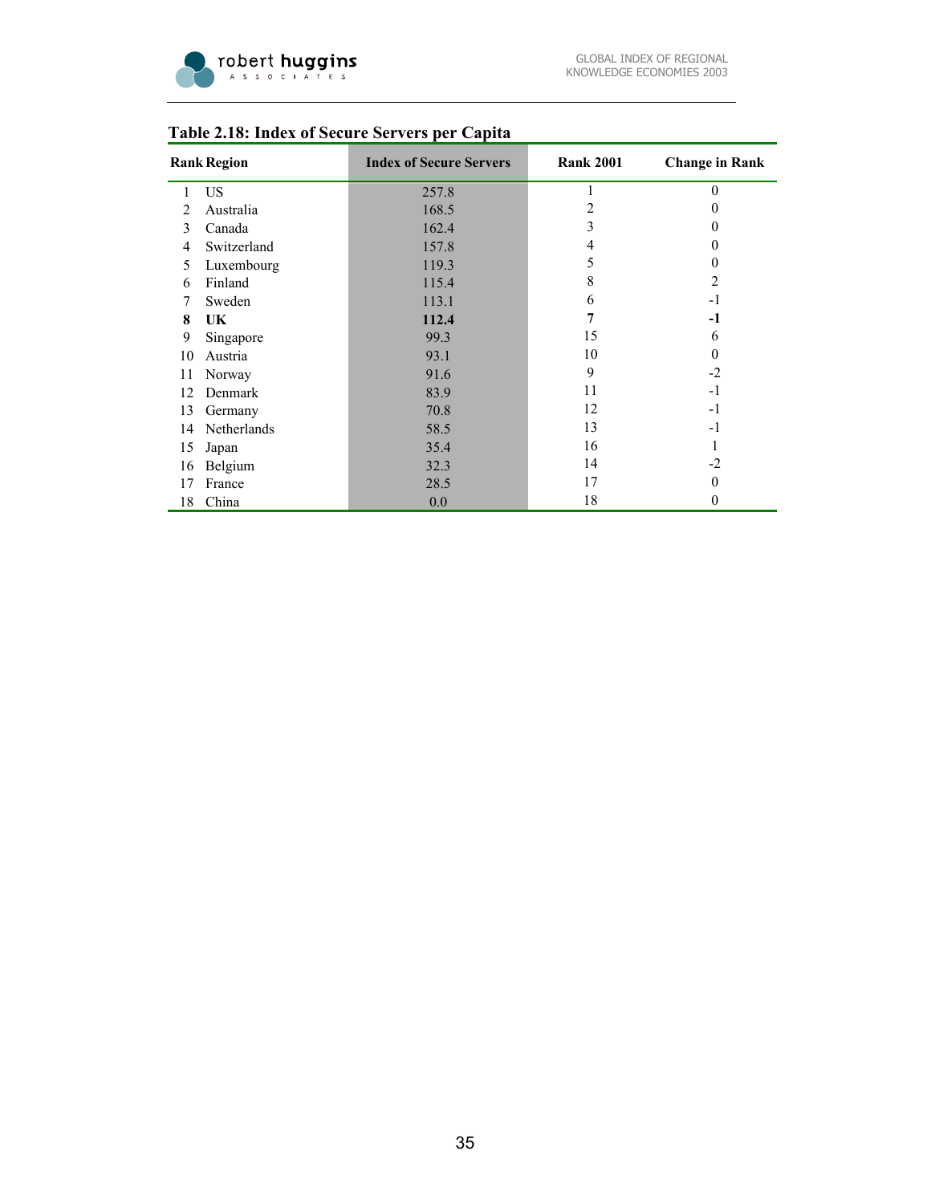**Table 2.18: Index of Secure Servers per Capita**

| Rank | Region | Index of Secure Servers | Rank 2001 | Change in Rank |
|---|---|---|---|---|
| 1 | US | 257.8 | 1 | 0 |
| 2 | Australia | 168.5 | 2 | 0 |
| 3 | Canada | 162.4 | 3 | 0 |
| 4 | Switzerland | 157.8 | 4 | 0 |
| 5 | Luxembourg | 119.3 | 5 | 0 |
| 6 | Finland | 115.4 | 8 | 2 |
| 7 | Sweden | 113.1 | 6 | -1 |
| **8** | **UK** | **112.4** | **7** | **-1** |
| 9 | Singapore | 99.3 | 15 | 6 |
| 10 | Austria | 93.1 | 10 | 0 |
| 11 | Norway | 91.6 | 9 | -2 |
| 12 | Denmark | 83.9 | 11 | -1 |
| 13 | Germany | 70.8 | 12 | -1 |
| 14 | Netherlands | 58.5 | 13 | -1 |
| 15 | Japan | 35.4 | 16 | 1 |
| 16 | Belgium | 32.3 | 14 | -2 |
| 17 | France | 28.5 | 17 | 0 |
| 18 | China | 0.0 | 18 | 0 |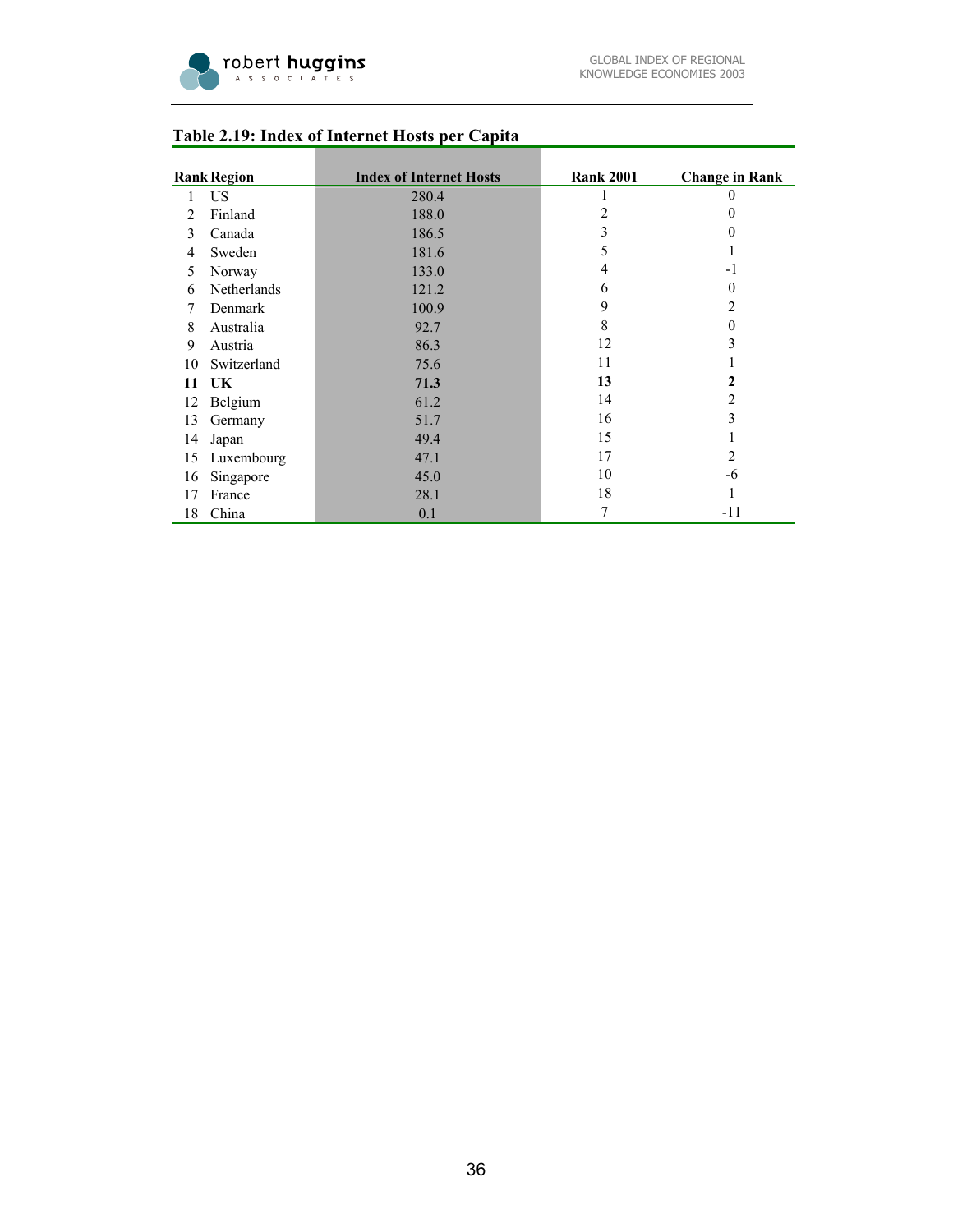## Table 2.19: Index of Internet Hosts per Capita

| Rank | Region | Index of Internet Hosts | Rank 2001 | Change in Rank |
|---|---|---|---|---|
| 1 | US | 280.4 | 1 | 0 |
| 2 | Finland | 188.0 | 2 | 0 |
| 3 | Canada | 186.5 | 3 | 0 |
| 4 | Sweden | 181.6 | 5 | 1 |
| 5 | Norway | 133.0 | 4 | -1 |
| 6 | Netherlands | 121.2 | 6 | 0 |
| 7 | Denmark | 100.9 | 9 | 2 |
| 8 | Australia | 92.7 | 8 | 0 |
| 9 | Austria | 86.3 | 12 | 3 |
| 10 | Switzerland | 75.6 | 11 | 1 |
| **11** | **UK** | **71.3** | **13** | **2** |
| 12 | Belgium | 61.2 | 14 | 2 |
| 13 | Germany | 51.7 | 16 | 3 |
| 14 | Japan | 49.4 | 15 | 1 |
| 15 | Luxembourg | 47.1 | 17 | 2 |
| 16 | Singapore | 45.0 | 10 | -6 |
| 17 | France | 28.1 | 18 | 1 |
| 18 | China | 0.1 | 7 | -11 |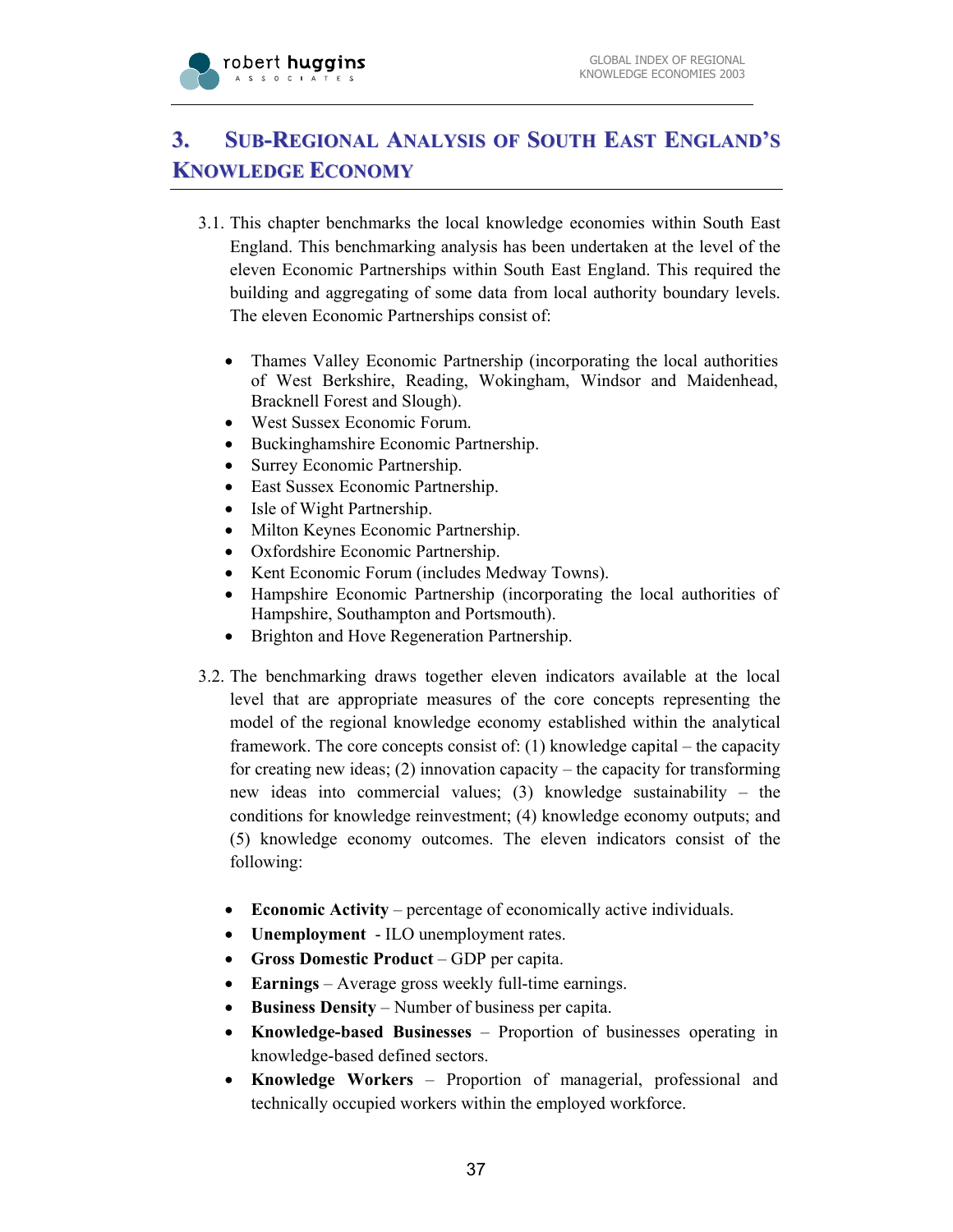## 3. Sub-Regional Analysis of South East England's Knowledge Economy

3.1. This chapter benchmarks the local knowledge economies within South East England. This benchmarking analysis has been undertaken at the level of the eleven Economic Partnerships within South East England. This required the building and aggregating of some data from local authority boundary levels. The eleven Economic Partnerships consist of:

- Thames Valley Economic Partnership (incorporating the local authorities of West Berkshire, Reading, Wokingham, Windsor and Maidenhead, Bracknell Forest and Slough).
- West Sussex Economic Forum.
- Buckinghamshire Economic Partnership.
- Surrey Economic Partnership.
- East Sussex Economic Partnership.
- Isle of Wight Partnership.
- Milton Keynes Economic Partnership.
- Oxfordshire Economic Partnership.
- Kent Economic Forum (includes Medway Towns).
- Hampshire Economic Partnership (incorporating the local authorities of Hampshire, Southampton and Portsmouth).
- Brighton and Hove Regeneration Partnership.

3.2. The benchmarking draws together eleven indicators available at the local level that are appropriate measures of the core concepts representing the model of the regional knowledge economy established within the analytical framework. The core concepts consist of: (1) knowledge capital – the capacity for creating new ideas; (2) innovation capacity – the capacity for transforming new ideas into commercial values; (3) knowledge sustainability – the conditions for knowledge reinvestment; (4) knowledge economy outputs; and (5) knowledge economy outcomes. The eleven indicators consist of the following:

- **Economic Activity** – percentage of economically active individuals.
- **Unemployment** - ILO unemployment rates.
- **Gross Domestic Product** – GDP per capita.
- **Earnings** – Average gross weekly full-time earnings.
- **Business Density** – Number of business per capita.
- **Knowledge-based Businesses** – Proportion of businesses operating in knowledge-based defined sectors.
- **Knowledge Workers** – Proportion of managerial, professional and technically occupied workers within the employed workforce.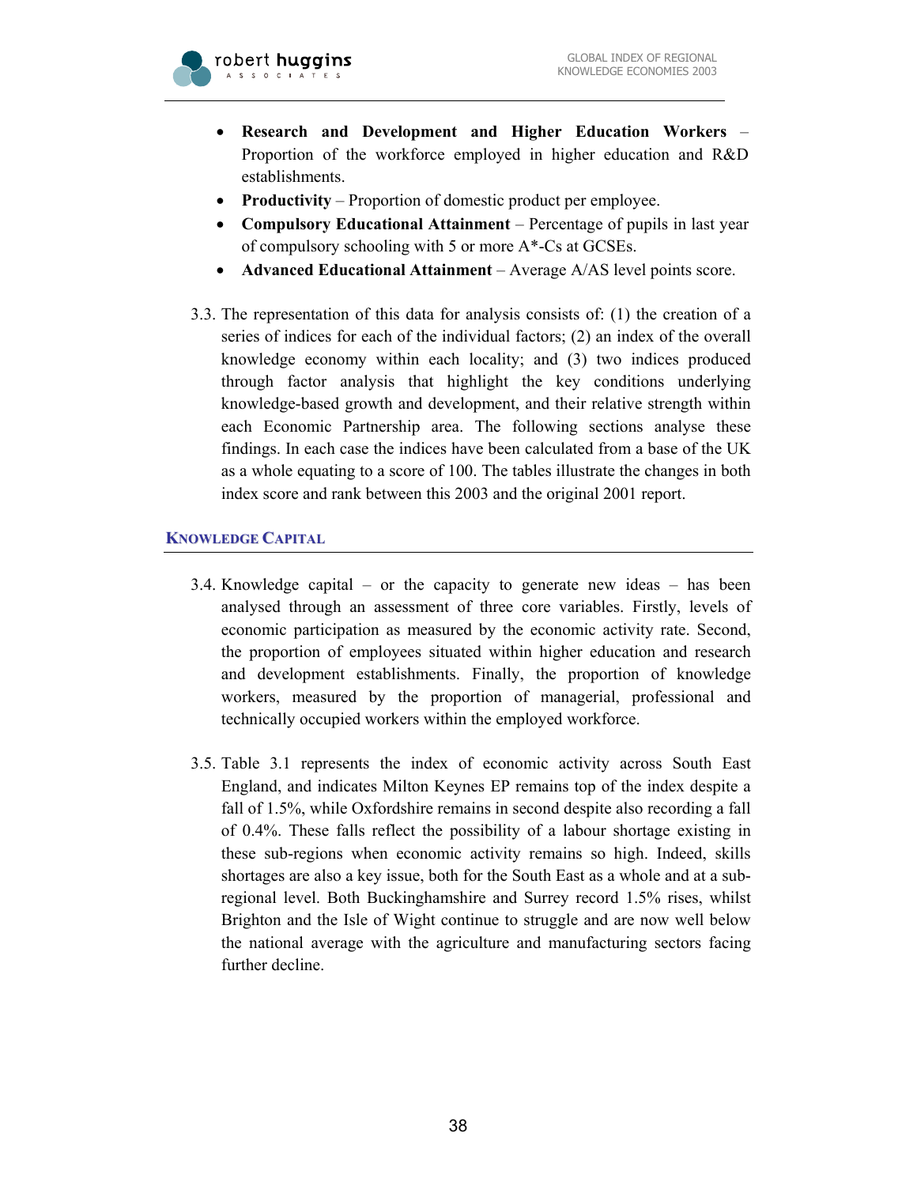- **Research and Development and Higher Education Workers** – Proportion of the workforce employed in higher education and R&D establishments.
- **Productivity** – Proportion of domestic product per employee.
- **Compulsory Educational Attainment** – Percentage of pupils in last year of compulsory schooling with 5 or more A*-Cs at GCSEs.
- **Advanced Educational Attainment** – Average A/AS level points score.

3.3. The representation of this data for analysis consists of: (1) the creation of a series of indices for each of the individual factors; (2) an index of the overall knowledge economy within each locality; and (3) two indices produced through factor analysis that highlight the key conditions underlying knowledge-based growth and development, and their relative strength within each Economic Partnership area. The following sections analyse these findings. In each case the indices have been calculated from a base of the UK as a whole equating to a score of 100. The tables illustrate the changes in both index score and rank between this 2003 and the original 2001 report.

## Knowledge Capital

3.4. Knowledge capital – or the capacity to generate new ideas – has been analysed through an assessment of three core variables. Firstly, levels of economic participation as measured by the economic activity rate. Second, the proportion of employees situated within higher education and research and development establishments. Finally, the proportion of knowledge workers, measured by the proportion of managerial, professional and technically occupied workers within the employed workforce.

3.5. Table 3.1 represents the index of economic activity across South East England, and indicates Milton Keynes EP remains top of the index despite a fall of 1.5%, while Oxfordshire remains in second despite also recording a fall of 0.4%. These falls reflect the possibility of a labour shortage existing in these sub-regions when economic activity remains so high. Indeed, skills shortages are also a key issue, both for the South East as a whole and at a sub-regional level. Both Buckinghamshire and Surrey record 1.5% rises, whilst Brighton and the Isle of Wight continue to struggle and are now well below the national average with the agriculture and manufacturing sectors facing further decline.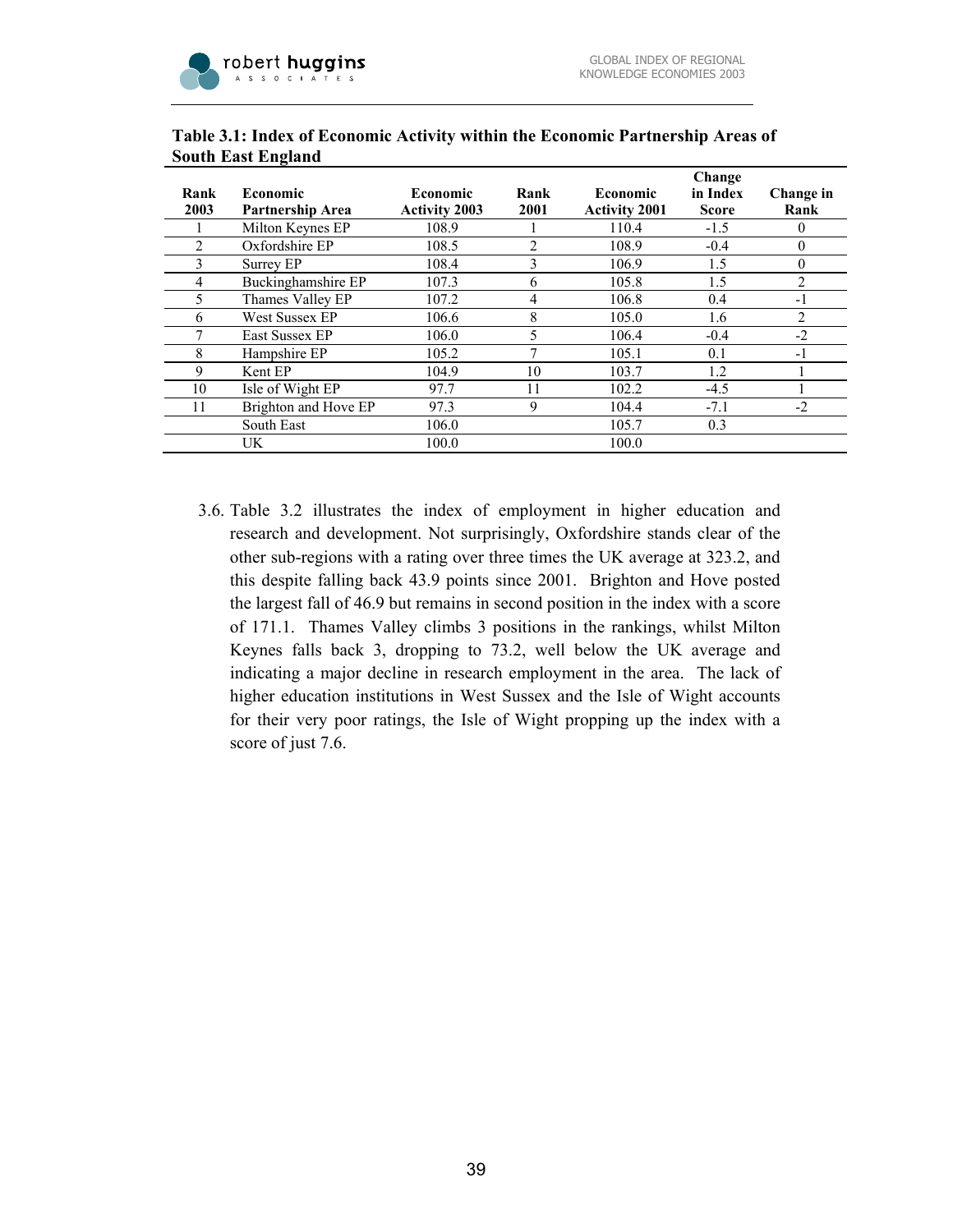**Table 3.1: Index of Economic Activity within the Economic Partnership Areas of South East England**

| Rank 2003 | Economic Partnership Area | Economic Activity 2003 | Rank 2001 | Economic Activity 2001 | Change in Index Score | Change in Rank |
|---|---|---|---|---|---|---|
| 1 | Milton Keynes EP | 108.9 | 1 | 110.4 | -1.5 | 0 |
| 2 | Oxfordshire EP | 108.5 | 2 | 108.9 | -0.4 | 0 |
| 3 | Surrey EP | 108.4 | 3 | 106.9 | 1.5 | 0 |
| 4 | Buckinghamshire EP | 107.3 | 6 | 105.8 | 1.5 | 2 |
| 5 | Thames Valley EP | 107.2 | 4 | 106.8 | 0.4 | -1 |
| 6 | West Sussex EP | 106.6 | 8 | 105.0 | 1.6 | 2 |
| 7 | East Sussex EP | 106.0 | 5 | 106.4 | -0.4 | -2 |
| 8 | Hampshire EP | 105.2 | 7 | 105.1 | 0.1 | -1 |
| 9 | Kent EP | 104.9 | 10 | 103.7 | 1.2 | 1 |
| 10 | Isle of Wight EP | 97.7 | 11 | 102.2 | -4.5 | 1 |
| 11 | Brighton and Hove EP | 97.3 | 9 | 104.4 | -7.1 | -2 |
| | South East | 106.0 | | 105.7 | 0.3 | |
| | UK | 100.0 | | 100.0 | | |

3.6. Table 3.2 illustrates the index of employment in higher education and research and development. Not surprisingly, Oxfordshire stands clear of the other sub-regions with a rating over three times the UK average at 323.2, and this despite falling back 43.9 points since 2001. Brighton and Hove posted the largest fall of 46.9 but remains in second position in the index with a score of 171.1. Thames Valley climbs 3 positions in the rankings, whilst Milton Keynes falls back 3, dropping to 73.2, well below the UK average and indicating a major decline in research employment in the area. The lack of higher education institutions in West Sussex and the Isle of Wight accounts for their very poor ratings, the Isle of Wight propping up the index with a score of just 7.6.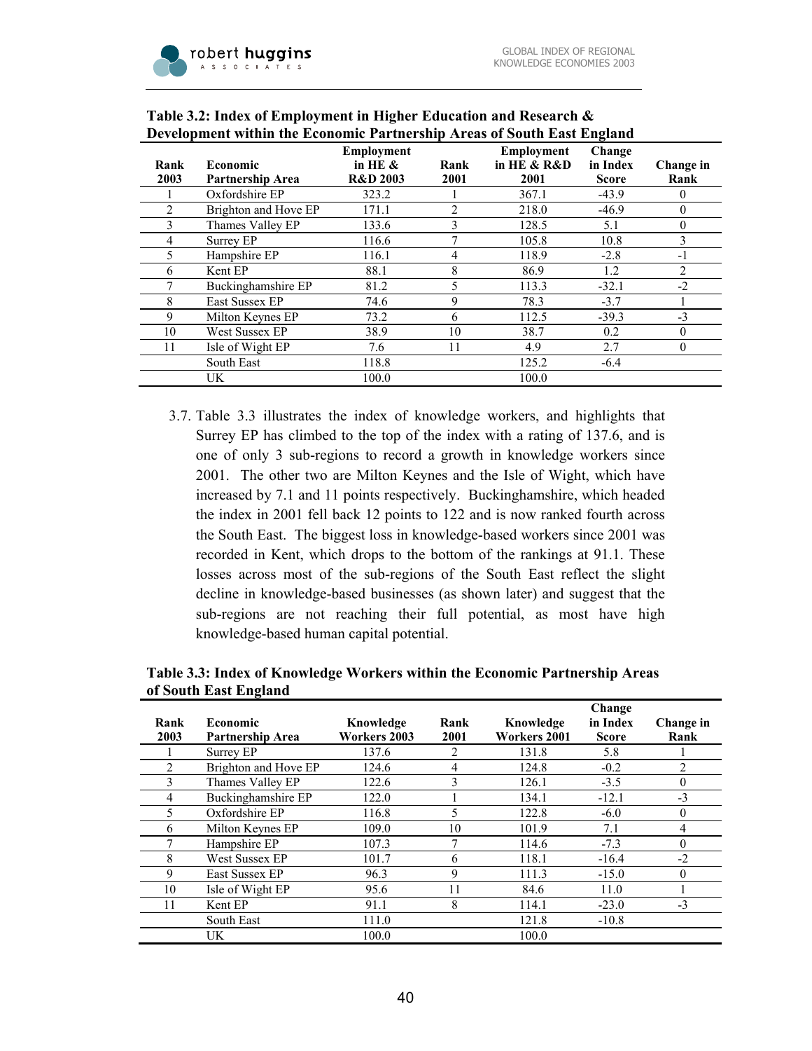**Table 3.2: Index of Employment in Higher Education and Research & Development within the Economic Partnership Areas of South East England**

| Rank 2003 | Economic Partnership Area | Employment in HE & R&D 2003 | Rank 2001 | Employment in HE & R&D 2001 | Change in Index Score | Change in Rank |
|---|---|---|---|---|---|---|
| 1 | Oxfordshire EP | 323.2 | 1 | 367.1 | -43.9 | 0 |
| 2 | Brighton and Hove EP | 171.1 | 2 | 218.0 | -46.9 | 0 |
| 3 | Thames Valley EP | 133.6 | 3 | 128.5 | 5.1 | 0 |
| 4 | Surrey EP | 116.6 | 7 | 105.8 | 10.8 | 3 |
| 5 | Hampshire EP | 116.1 | 4 | 118.9 | -2.8 | -1 |
| 6 | Kent EP | 88.1 | 8 | 86.9 | 1.2 | 2 |
| 7 | Buckinghamshire EP | 81.2 | 5 | 113.3 | -32.1 | -2 |
| 8 | East Sussex EP | 74.6 | 9 | 78.3 | -3.7 | 1 |
| 9 | Milton Keynes EP | 73.2 | 6 | 112.5 | -39.3 | -3 |
| 10 | West Sussex EP | 38.9 | 10 | 38.7 | 0.2 | 0 |
| 11 | Isle of Wight EP | 7.6 | 11 | 4.9 | 2.7 | 0 |
| | South East | 118.8 | | 125.2 | -6.4 | |
| | UK | 100.0 | | 100.0 | | |

3.7. Table 3.3 illustrates the index of knowledge workers, and highlights that Surrey EP has climbed to the top of the index with a rating of 137.6, and is one of only 3 sub-regions to record a growth in knowledge workers since 2001. The other two are Milton Keynes and the Isle of Wight, which have increased by 7.1 and 11 points respectively. Buckinghamshire, which headed the index in 2001 fell back 12 points to 122 and is now ranked fourth across the South East. The biggest loss in knowledge-based workers since 2001 was recorded in Kent, which drops to the bottom of the rankings at 91.1. These losses across most of the sub-regions of the South East reflect the slight decline in knowledge-based businesses (as shown later) and suggest that the sub-regions are not reaching their full potential, as most have high knowledge-based human capital potential.

**Table 3.3: Index of Knowledge Workers within the Economic Partnership Areas of South East England**

| Rank 2003 | Economic Partnership Area | Knowledge Workers 2003 | Rank 2001 | Knowledge Workers 2001 | Change in Index Score | Change in Rank |
|---|---|---|---|---|---|---|
| 1 | Surrey EP | 137.6 | 2 | 131.8 | 5.8 | 1 |
| 2 | Brighton and Hove EP | 124.6 | 4 | 124.8 | -0.2 | 2 |
| 3 | Thames Valley EP | 122.6 | 3 | 126.1 | -3.5 | 0 |
| 4 | Buckinghamshire EP | 122.0 | 1 | 134.1 | -12.1 | -3 |
| 5 | Oxfordshire EP | 116.8 | 5 | 122.8 | -6.0 | 0 |
| 6 | Milton Keynes EP | 109.0 | 10 | 101.9 | 7.1 | 4 |
| 7 | Hampshire EP | 107.3 | 7 | 114.6 | -7.3 | 0 |
| 8 | West Sussex EP | 101.7 | 6 | 118.1 | -16.4 | -2 |
| 9 | East Sussex EP | 96.3 | 9 | 111.3 | -15.0 | 0 |
| 10 | Isle of Wight EP | 95.6 | 11 | 84.6 | 11.0 | 1 |
| 11 | Kent EP | 91.1 | 8 | 114.1 | -23.0 | -3 |
| | South East | 111.0 | | 121.8 | -10.8 | |
| | UK | 100.0 | | 100.0 | | |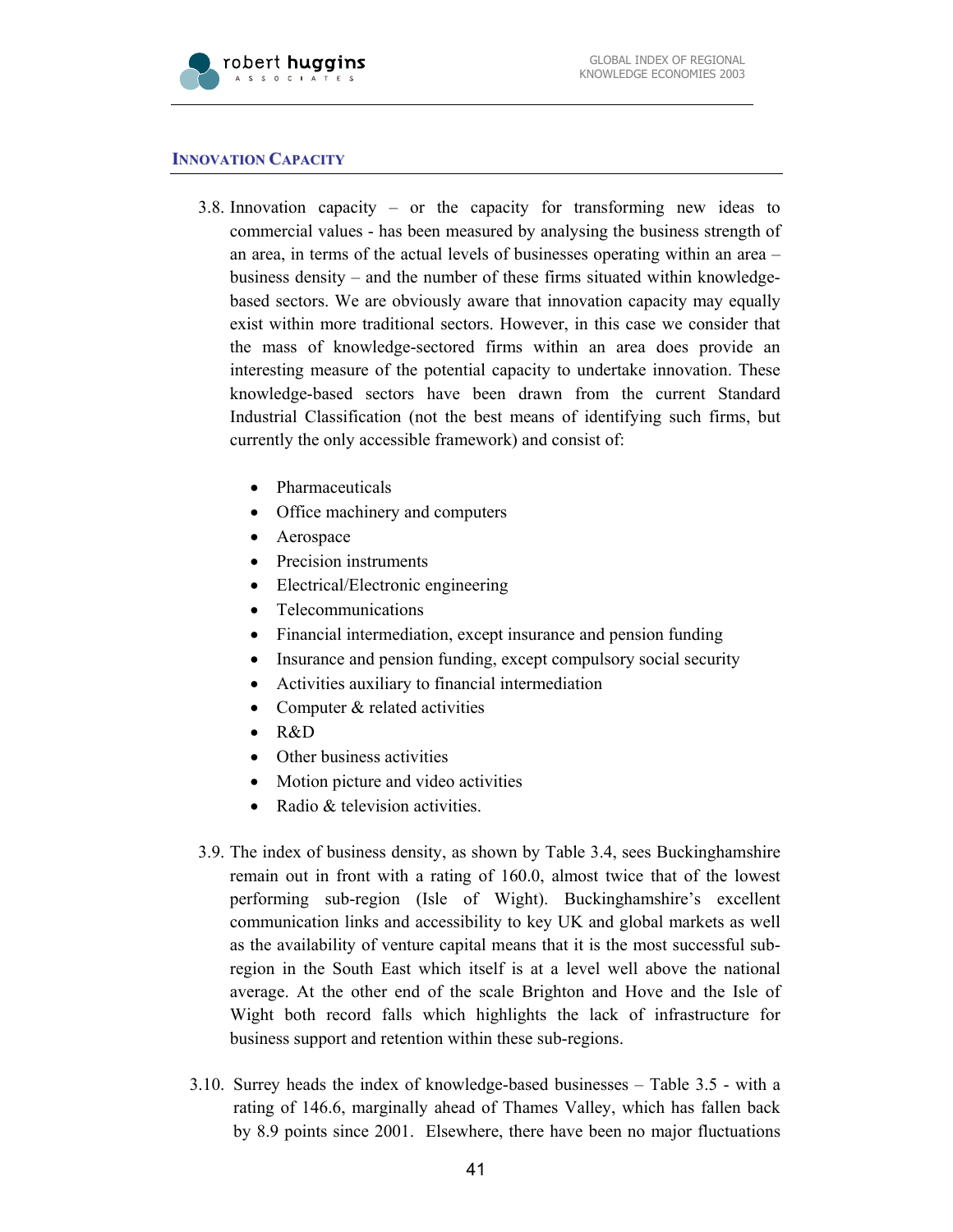## INNOVATION CAPACITY

3.8. Innovation capacity – or the capacity for transforming new ideas to commercial values - has been measured by analysing the business strength of an area, in terms of the actual levels of businesses operating within an area – business density – and the number of these firms situated within knowledge-based sectors. We are obviously aware that innovation capacity may equally exist within more traditional sectors. However, in this case we consider that the mass of knowledge-sectored firms within an area does provide an interesting measure of the potential capacity to undertake innovation. These knowledge-based sectors have been drawn from the current Standard Industrial Classification (not the best means of identifying such firms, but currently the only accessible framework) and consist of:

- Pharmaceuticals
- Office machinery and computers
- Aerospace
- Precision instruments
- Electrical/Electronic engineering
- Telecommunications
- Financial intermediation, except insurance and pension funding
- Insurance and pension funding, except compulsory social security
- Activities auxiliary to financial intermediation
- Computer & related activities
- R&D
- Other business activities
- Motion picture and video activities
- Radio & television activities.

3.9. The index of business density, as shown by Table 3.4, sees Buckinghamshire remain out in front with a rating of 160.0, almost twice that of the lowest performing sub-region (Isle of Wight). Buckinghamshire's excellent communication links and accessibility to key UK and global markets as well as the availability of venture capital means that it is the most successful sub-region in the South East which itself is at a level well above the national average. At the other end of the scale Brighton and Hove and the Isle of Wight both record falls which highlights the lack of infrastructure for business support and retention within these sub-regions.

3.10. Surrey heads the index of knowledge-based businesses – Table 3.5 - with a rating of 146.6, marginally ahead of Thames Valley, which has fallen back by 8.9 points since 2001. Elsewhere, there have been no major fluctuations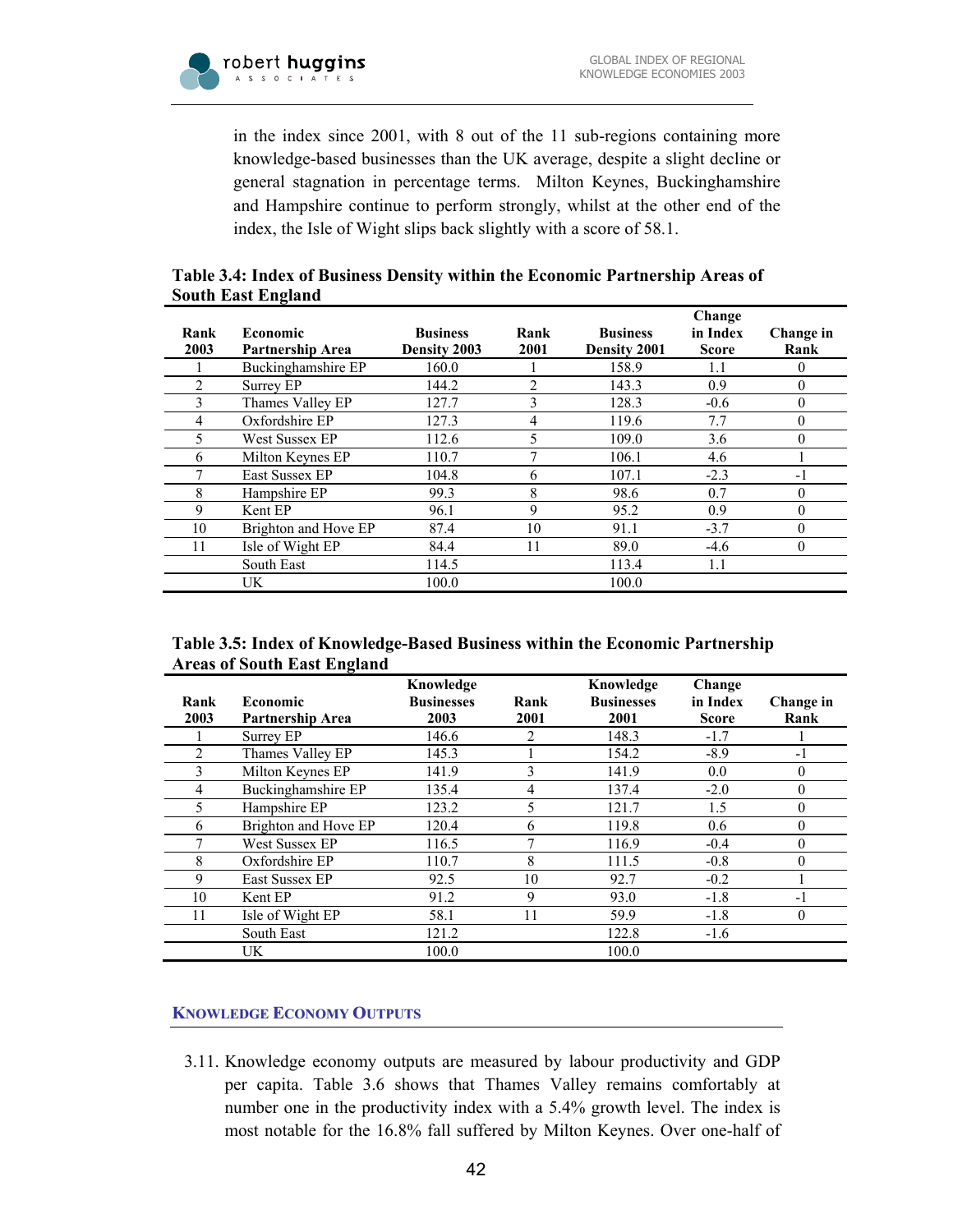in the index since 2001, with 8 out of the 11 sub-regions containing more knowledge-based businesses than the UK average, despite a slight decline or general stagnation in percentage terms. Milton Keynes, Buckinghamshire and Hampshire continue to perform strongly, whilst at the other end of the index, the Isle of Wight slips back slightly with a score of 58.1.

**Table 3.4: Index of Business Density within the Economic Partnership Areas of South East England**

| Rank 2003 | Economic Partnership Area | Business Density 2003 | Rank 2001 | Business Density 2001 | Change in Index Score | Change in Rank |
|---|---|---|---|---|---|---|
| 1 | Buckinghamshire EP | 160.0 | 1 | 158.9 | 1.1 | 0 |
| 2 | Surrey EP | 144.2 | 2 | 143.3 | 0.9 | 0 |
| 3 | Thames Valley EP | 127.7 | 3 | 128.3 | -0.6 | 0 |
| 4 | Oxfordshire EP | 127.3 | 4 | 119.6 | 7.7 | 0 |
| 5 | West Sussex EP | 112.6 | 5 | 109.0 | 3.6 | 0 |
| 6 | Milton Keynes EP | 110.7 | 7 | 106.1 | 4.6 | 1 |
| 7 | East Sussex EP | 104.8 | 6 | 107.1 | -2.3 | -1 |
| 8 | Hampshire EP | 99.3 | 8 | 98.6 | 0.7 | 0 |
| 9 | Kent EP | 96.1 | 9 | 95.2 | 0.9 | 0 |
| 10 | Brighton and Hove EP | 87.4 | 10 | 91.1 | -3.7 | 0 |
| 11 | Isle of Wight EP | 84.4 | 11 | 89.0 | -4.6 | 0 |
| | South East | 114.5 | | 113.4 | 1.1 | |
| | UK | 100.0 | | 100.0 | | |

**Table 3.5: Index of Knowledge-Based Business within the Economic Partnership Areas of South East England**

| Rank 2003 | Economic Partnership Area | Knowledge Businesses 2003 | Rank 2001 | Knowledge Businesses 2001 | Change in Index Score | Change in Rank |
|---|---|---|---|---|---|---|
| 1 | Surrey EP | 146.6 | 2 | 148.3 | -1.7 | 1 |
| 2 | Thames Valley EP | 145.3 | 1 | 154.2 | -8.9 | -1 |
| 3 | Milton Keynes EP | 141.9 | 3 | 141.9 | 0.0 | 0 |
| 4 | Buckinghamshire EP | 135.4 | 4 | 137.4 | -2.0 | 0 |
| 5 | Hampshire EP | 123.2 | 5 | 121.7 | 1.5 | 0 |
| 6 | Brighton and Hove EP | 120.4 | 6 | 119.8 | 0.6 | 0 |
| 7 | West Sussex EP | 116.5 | 7 | 116.9 | -0.4 | 0 |
| 8 | Oxfordshire EP | 110.7 | 8 | 111.5 | -0.8 | 0 |
| 9 | East Sussex EP | 92.5 | 10 | 92.7 | -0.2 | 1 |
| 10 | Kent EP | 91.2 | 9 | 93.0 | -1.8 | -1 |
| 11 | Isle of Wight EP | 58.1 | 11 | 59.9 | -1.8 | 0 |
| | South East | 121.2 | | 122.8 | -1.6 | |
| | UK | 100.0 | | 100.0 | | |

### Knowledge Economy Outputs

3.11. Knowledge economy outputs are measured by labour productivity and GDP per capita. Table 3.6 shows that Thames Valley remains comfortably at number one in the productivity index with a 5.4% growth level. The index is most notable for the 16.8% fall suffered by Milton Keynes. Over one-half of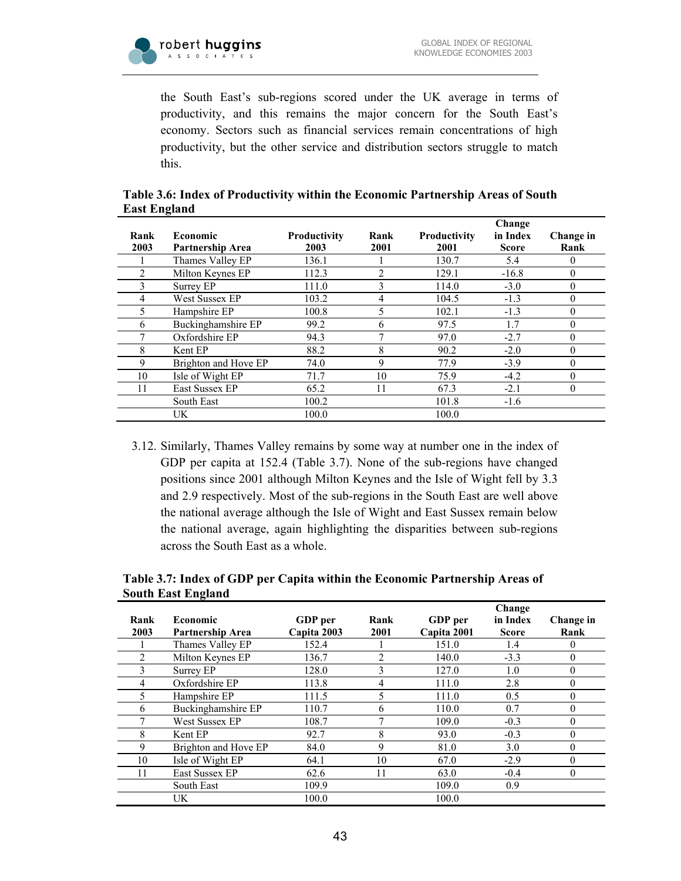the South East's sub-regions scored under the UK average in terms of productivity, and this remains the major concern for the South East's economy. Sectors such as financial services remain concentrations of high productivity, but the other service and distribution sectors struggle to match this.

**Table 3.6: Index of Productivity within the Economic Partnership Areas of South East England**

| Rank 2003 | Economic Partnership Area | Productivity 2003 | Rank 2001 | Productivity 2001 | Change in Index Score | Change in Rank |
|---|---|---|---|---|---|---|
| 1 | Thames Valley EP | 136.1 | 1 | 130.7 | 5.4 | 0 |
| 2 | Milton Keynes EP | 112.3 | 2 | 129.1 | -16.8 | 0 |
| 3 | Surrey EP | 111.0 | 3 | 114.0 | -3.0 | 0 |
| 4 | West Sussex EP | 103.2 | 4 | 104.5 | -1.3 | 0 |
| 5 | Hampshire EP | 100.8 | 5 | 102.1 | -1.3 | 0 |
| 6 | Buckinghamshire EP | 99.2 | 6 | 97.5 | 1.7 | 0 |
| 7 | Oxfordshire EP | 94.3 | 7 | 97.0 | -2.7 | 0 |
| 8 | Kent EP | 88.2 | 8 | 90.2 | -2.0 | 0 |
| 9 | Brighton and Hove EP | 74.0 | 9 | 77.9 | -3.9 | 0 |
| 10 | Isle of Wight EP | 71.7 | 10 | 75.9 | -4.2 | 0 |
| 11 | East Sussex EP | 65.2 | 11 | 67.3 | -2.1 | 0 |
| | South East | 100.2 | | 101.8 | -1.6 | |
| | UK | 100.0 | | 100.0 | | |

3.12. Similarly, Thames Valley remains by some way at number one in the index of GDP per capita at 152.4 (Table 3.7). None of the sub-regions have changed positions since 2001 although Milton Keynes and the Isle of Wight fell by 3.3 and 2.9 respectively. Most of the sub-regions in the South East are well above the national average although the Isle of Wight and East Sussex remain below the national average, again highlighting the disparities between sub-regions across the South East as a whole.

**Table 3.7: Index of GDP per Capita within the Economic Partnership Areas of South East England**

| Rank 2003 | Economic Partnership Area | GDP per Capita 2003 | Rank 2001 | GDP per Capita 2001 | Change in Index Score | Change in Rank |
|---|---|---|---|---|---|---|
| 1 | Thames Valley EP | 152.4 | 1 | 151.0 | 1.4 | 0 |
| 2 | Milton Keynes EP | 136.7 | 2 | 140.0 | -3.3 | 0 |
| 3 | Surrey EP | 128.0 | 3 | 127.0 | 1.0 | 0 |
| 4 | Oxfordshire EP | 113.8 | 4 | 111.0 | 2.8 | 0 |
| 5 | Hampshire EP | 111.5 | 5 | 111.0 | 0.5 | 0 |
| 6 | Buckinghamshire EP | 110.7 | 6 | 110.0 | 0.7 | 0 |
| 7 | West Sussex EP | 108.7 | 7 | 109.0 | -0.3 | 0 |
| 8 | Kent EP | 92.7 | 8 | 93.0 | -0.3 | 0 |
| 9 | Brighton and Hove EP | 84.0 | 9 | 81.0 | 3.0 | 0 |
| 10 | Isle of Wight EP | 64.1 | 10 | 67.0 | -2.9 | 0 |
| 11 | East Sussex EP | 62.6 | 11 | 63.0 | -0.4 | 0 |
| | South East | 109.9 | | 109.0 | 0.9 | |
| | UK | 100.0 | | 100.0 | | |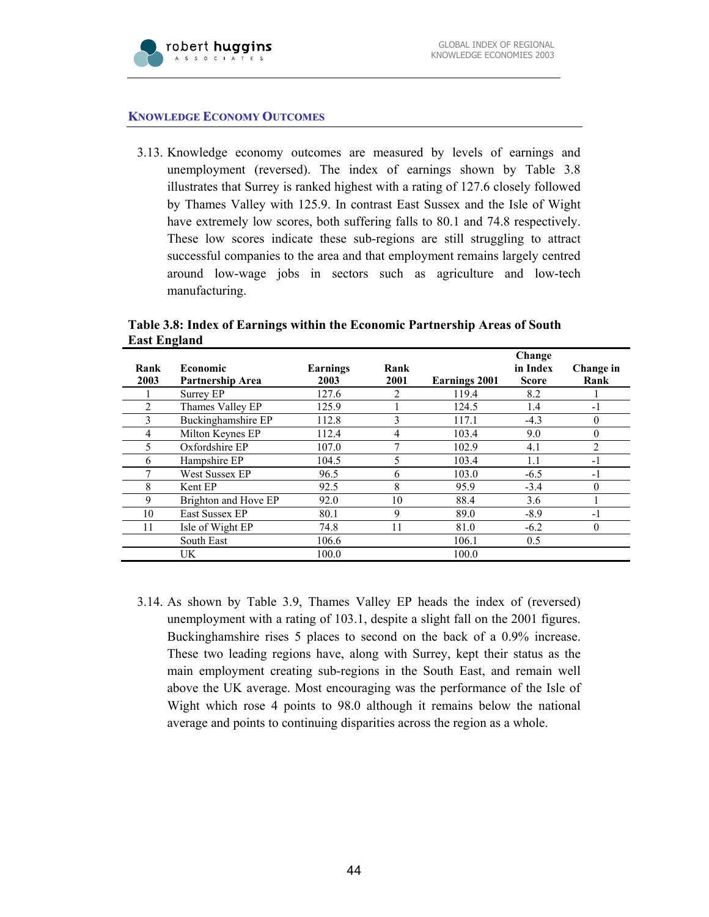## Knowledge Economy Outcomes

3.13. Knowledge economy outcomes are measured by levels of earnings and unemployment (reversed). The index of earnings shown by Table 3.8 illustrates that Surrey is ranked highest with a rating of 127.6 closely followed by Thames Valley with 125.9. In contrast East Sussex and the Isle of Wight have extremely low scores, both suffering falls to 80.1 and 74.8 respectively. These low scores indicate these sub-regions are still struggling to attract successful companies to the area and that employment remains largely centred around low-wage jobs in sectors such as agriculture and low-tech manufacturing.

**Table 3.8: Index of Earnings within the Economic Partnership Areas of South East England**

| Rank 2003 | Economic Partnership Area | Earnings 2003 | Rank 2001 | Earnings 2001 | Change in Index Score | Change in Rank |
|---|---|---|---|---|---|---|
| 1 | Surrey EP | 127.6 | 2 | 119.4 | 8.2 | 1 |
| 2 | Thames Valley EP | 125.9 | 1 | 124.5 | 1.4 | -1 |
| 3 | Buckinghamshire EP | 112.8 | 3 | 117.1 | -4.3 | 0 |
| 4 | Milton Keynes EP | 112.4 | 4 | 103.4 | 9.0 | 0 |
| 5 | Oxfordshire EP | 107.0 | 7 | 102.9 | 4.1 | 2 |
| 6 | Hampshire EP | 104.5 | 5 | 103.4 | 1.1 | -1 |
| 7 | West Sussex EP | 96.5 | 6 | 103.0 | -6.5 | -1 |
| 8 | Kent EP | 92.5 | 8 | 95.9 | -3.4 | 0 |
| 9 | Brighton and Hove EP | 92.0 | 10 | 88.4 | 3.6 | 1 |
| 10 | East Sussex EP | 80.1 | 9 | 89.0 | -8.9 | -1 |
| 11 | Isle of Wight EP | 74.8 | 11 | 81.0 | -6.2 | 0 |
| | South East | 106.6 | | 106.1 | 0.5 | |
| | UK | 100.0 | | 100.0 | | |

3.14. As shown by Table 3.9, Thames Valley EP heads the index of (reversed) unemployment with a rating of 103.1, despite a slight fall on the 2001 figures. Buckinghamshire rises 5 places to second on the back of a 0.9% increase. These two leading regions have, along with Surrey, kept their status as the main employment creating sub-regions in the South East, and remain well above the UK average. Most encouraging was the performance of the Isle of Wight which rose 4 points to 98.0 although it remains below the national average and points to continuing disparities across the region as a whole.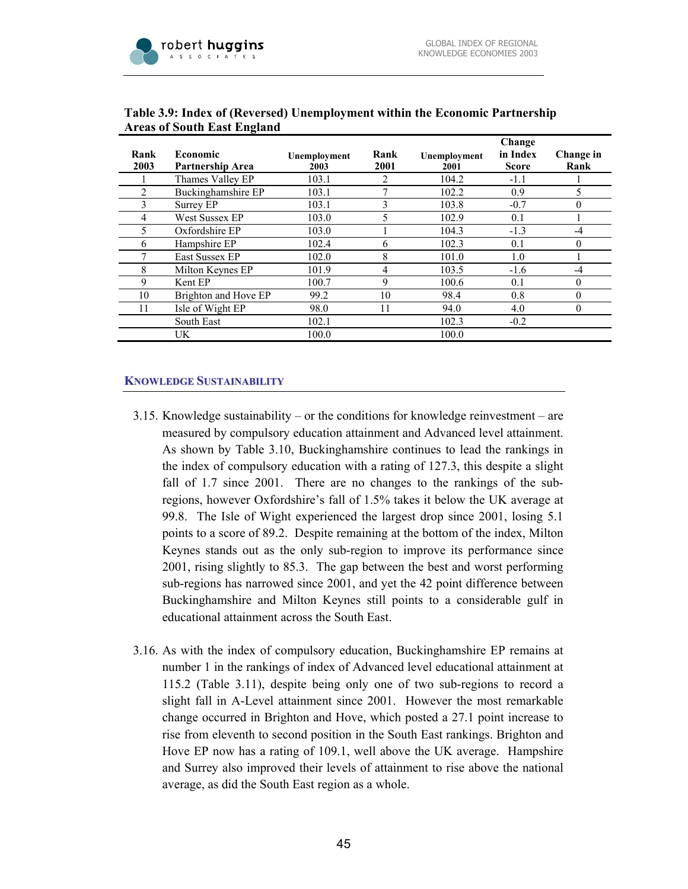**Table 3.9: Index of (Reversed) Unemployment within the Economic Partnership Areas of South East England**

| Rank 2003 | Economic Partnership Area | Unemployment 2003 | Rank 2001 | Unemployment 2001 | Change in Index Score | Change in Rank |
|---|---|---|---|---|---|---|
| 1 | Thames Valley EP | 103.1 | 2 | 104.2 | -1.1 | 1 |
| 2 | Buckinghamshire EP | 103.1 | 7 | 102.2 | 0.9 | 5 |
| 3 | Surrey EP | 103.1 | 3 | 103.8 | -0.7 | 0 |
| 4 | West Sussex EP | 103.0 | 5 | 102.9 | 0.1 | 1 |
| 5 | Oxfordshire EP | 103.0 | 1 | 104.3 | -1.3 | -4 |
| 6 | Hampshire EP | 102.4 | 6 | 102.3 | 0.1 | 0 |
| 7 | East Sussex EP | 102.0 | 8 | 101.0 | 1.0 | 1 |
| 8 | Milton Keynes EP | 101.9 | 4 | 103.5 | -1.6 | -4 |
| 9 | Kent EP | 100.7 | 9 | 100.6 | 0.1 | 0 |
| 10 | Brighton and Hove EP | 99.2 | 10 | 98.4 | 0.8 | 0 |
| 11 | Isle of Wight EP | 98.0 | 11 | 94.0 | 4.0 | 0 |
| | South East | 102.1 | | 102.3 | -0.2 | |
| | UK | 100.0 | | 100.0 | | |

## KNOWLEDGE SUSTAINABILITY

3.15. Knowledge sustainability – or the conditions for knowledge reinvestment – are measured by compulsory education attainment and Advanced level attainment. As shown by Table 3.10, Buckinghamshire continues to lead the rankings in the index of compulsory education with a rating of 127.3, this despite a slight fall of 1.7 since 2001. There are no changes to the rankings of the sub-regions, however Oxfordshire's fall of 1.5% takes it below the UK average at 99.8. The Isle of Wight experienced the largest drop since 2001, losing 5.1 points to a score of 89.2. Despite remaining at the bottom of the index, Milton Keynes stands out as the only sub-region to improve its performance since 2001, rising slightly to 85.3. The gap between the best and worst performing sub-regions has narrowed since 2001, and yet the 42 point difference between Buckinghamshire and Milton Keynes still points to a considerable gulf in educational attainment across the South East.

3.16. As with the index of compulsory education, Buckinghamshire EP remains at number 1 in the rankings of index of Advanced level educational attainment at 115.2 (Table 3.11), despite being only one of two sub-regions to record a slight fall in A-Level attainment since 2001. However the most remarkable change occurred in Brighton and Hove, which posted a 27.1 point increase to rise from eleventh to second position in the South East rankings. Brighton and Hove EP now has a rating of 109.1, well above the UK average. Hampshire and Surrey also improved their levels of attainment to rise above the national average, as did the South East region as a whole.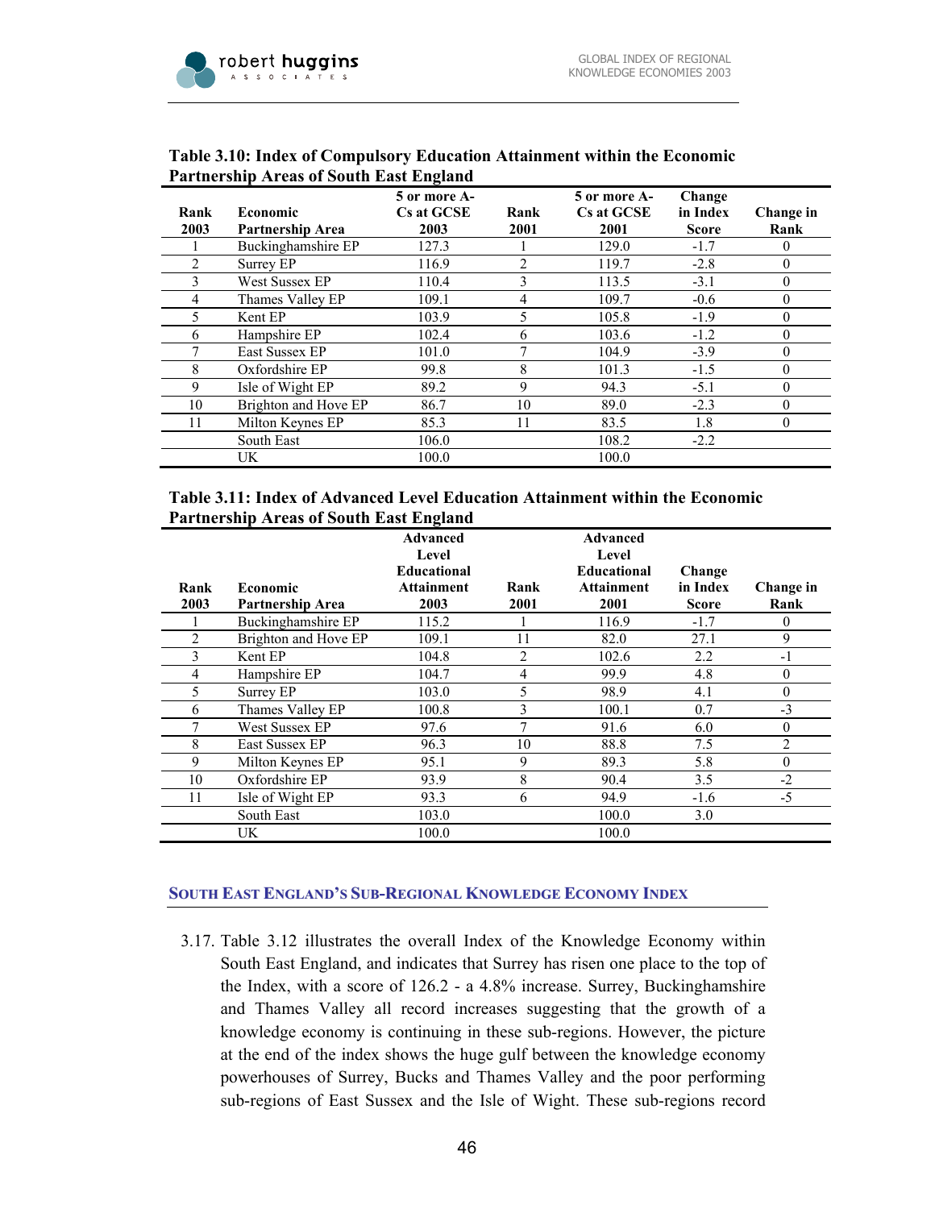**Table 3.10: Index of Compulsory Education Attainment within the Economic Partnership Areas of South East England**

| Rank 2003 | Economic Partnership Area | 5 or more A-Cs at GCSE 2003 | Rank 2001 | 5 or more A-Cs at GCSE 2001 | Change in Index Score | Change in Rank |
|---|---|---|---|---|---|---|
| 1 | Buckinghamshire EP | 127.3 | 1 | 129.0 | -1.7 | 0 |
| 2 | Surrey EP | 116.9 | 2 | 119.7 | -2.8 | 0 |
| 3 | West Sussex EP | 110.4 | 3 | 113.5 | -3.1 | 0 |
| 4 | Thames Valley EP | 109.1 | 4 | 109.7 | -0.6 | 0 |
| 5 | Kent EP | 103.9 | 5 | 105.8 | -1.9 | 0 |
| 6 | Hampshire EP | 102.4 | 6 | 103.6 | -1.2 | 0 |
| 7 | East Sussex EP | 101.0 | 7 | 104.9 | -3.9 | 0 |
| 8 | Oxfordshire EP | 99.8 | 8 | 101.3 | -1.5 | 0 |
| 9 | Isle of Wight EP | 89.2 | 9 | 94.3 | -5.1 | 0 |
| 10 | Brighton and Hove EP | 86.7 | 10 | 89.0 | -2.3 | 0 |
| 11 | Milton Keynes EP | 85.3 | 11 | 83.5 | 1.8 | 0 |
| | South East | 106.0 | | 108.2 | -2.2 | |
| | UK | 100.0 | | 100.0 | | |

**Table 3.11: Index of Advanced Level Education Attainment within the Economic Partnership Areas of South East England**

| Rank 2003 | Economic Partnership Area | Advanced Level Educational Attainment 2003 | Rank 2001 | Advanced Level Educational Attainment 2001 | Change in Index Score | Change in Rank |
|---|---|---|---|---|---|---|
| 1 | Buckinghamshire EP | 115.2 | 1 | 116.9 | -1.7 | 0 |
| 2 | Brighton and Hove EP | 109.1 | 11 | 82.0 | 27.1 | 9 |
| 3 | Kent EP | 104.8 | 2 | 102.6 | 2.2 | -1 |
| 4 | Hampshire EP | 104.7 | 4 | 99.9 | 4.8 | 0 |
| 5 | Surrey EP | 103.0 | 5 | 98.9 | 4.1 | 0 |
| 6 | Thames Valley EP | 100.8 | 3 | 100.1 | 0.7 | -3 |
| 7 | West Sussex EP | 97.6 | 7 | 91.6 | 6.0 | 0 |
| 8 | East Sussex EP | 96.3 | 10 | 88.8 | 7.5 | 2 |
| 9 | Milton Keynes EP | 95.1 | 9 | 89.3 | 5.8 | 0 |
| 10 | Oxfordshire EP | 93.9 | 8 | 90.4 | 3.5 | -2 |
| 11 | Isle of Wight EP | 93.3 | 6 | 94.9 | -1.6 | -5 |
| | South East | 103.0 | | 100.0 | 3.0 | |
| | UK | 100.0 | | 100.0 | | |

## SOUTH EAST ENGLAND'S SUB-REGIONAL KNOWLEDGE ECONOMY INDEX

3.17. Table 3.12 illustrates the overall Index of the Knowledge Economy within South East England, and indicates that Surrey has risen one place to the top of the Index, with a score of 126.2 - a 4.8% increase. Surrey, Buckinghamshire and Thames Valley all record increases suggesting that the growth of a knowledge economy is continuing in these sub-regions. However, the picture at the end of the index shows the huge gulf between the knowledge economy powerhouses of Surrey, Bucks and Thames Valley and the poor performing sub-regions of East Sussex and the Isle of Wight. These sub-regions record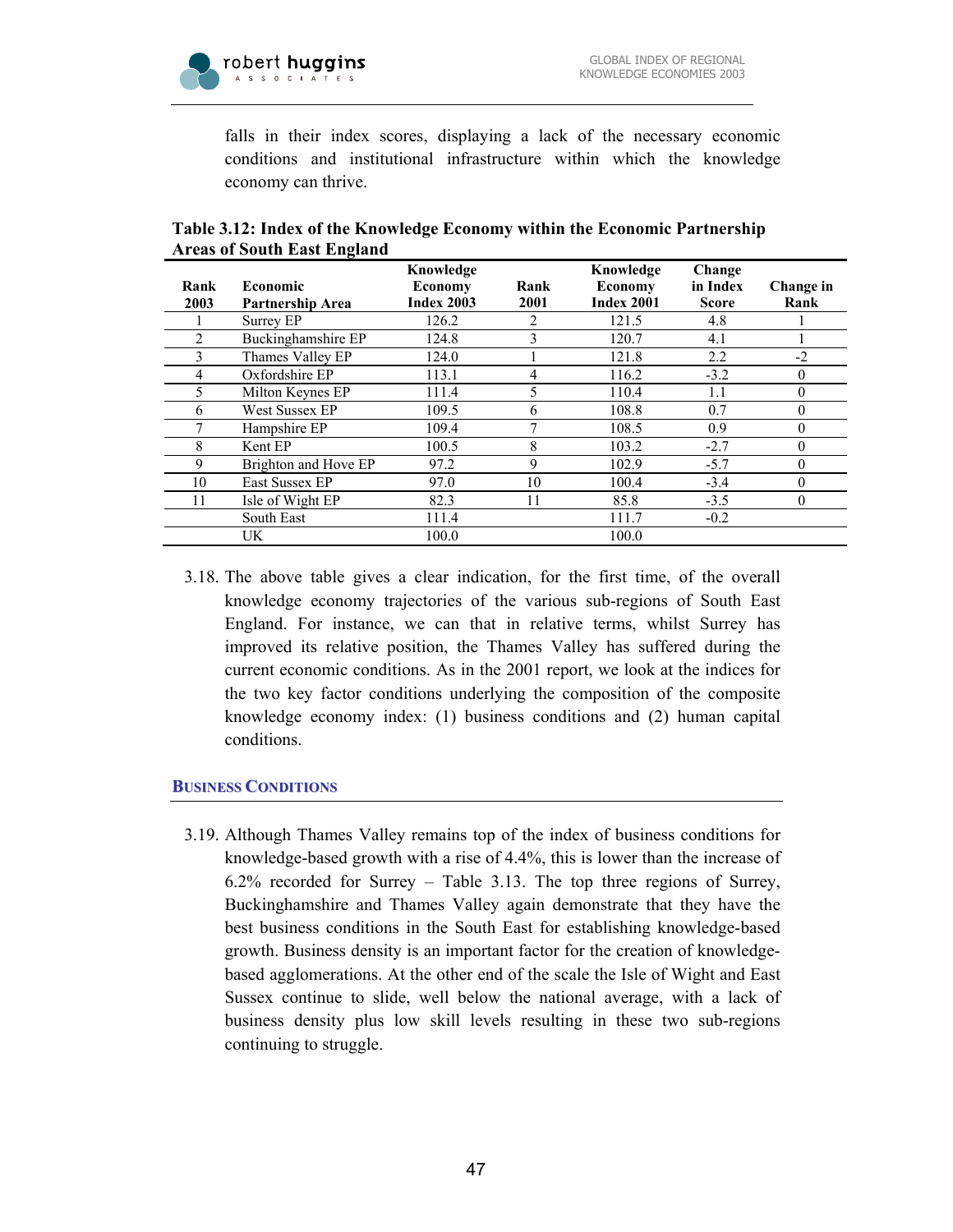falls in their index scores, displaying a lack of the necessary economic conditions and institutional infrastructure within which the knowledge economy can thrive.

**Table 3.12: Index of the Knowledge Economy within the Economic Partnership Areas of South East England**

| Rank 2003 | Economic Partnership Area | Knowledge Economy Index 2003 | Rank 2001 | Knowledge Economy Index 2001 | Change in Index Score | Change in Rank |
|---|---|---|---|---|---|---|
| 1 | Surrey EP | 126.2 | 2 | 121.5 | 4.8 | 1 |
| 2 | Buckinghamshire EP | 124.8 | 3 | 120.7 | 4.1 | 1 |
| 3 | Thames Valley EP | 124.0 | 1 | 121.8 | 2.2 | -2 |
| 4 | Oxfordshire EP | 113.1 | 4 | 116.2 | -3.2 | 0 |
| 5 | Milton Keynes EP | 111.4 | 5 | 110.4 | 1.1 | 0 |
| 6 | West Sussex EP | 109.5 | 6 | 108.8 | 0.7 | 0 |
| 7 | Hampshire EP | 109.4 | 7 | 108.5 | 0.9 | 0 |
| 8 | Kent EP | 100.5 | 8 | 103.2 | -2.7 | 0 |
| 9 | Brighton and Hove EP | 97.2 | 9 | 102.9 | -5.7 | 0 |
| 10 | East Sussex EP | 97.0 | 10 | 100.4 | -3.4 | 0 |
| 11 | Isle of Wight EP | 82.3 | 11 | 85.8 | -3.5 | 0 |
| | South East | 111.4 | | 111.7 | -0.2 | |
| | UK | 100.0 | | 100.0 | | |

3.18. The above table gives a clear indication, for the first time, of the overall knowledge economy trajectories of the various sub-regions of South East England. For instance, we can that in relative terms, whilst Surrey has improved its relative position, the Thames Valley has suffered during the current economic conditions. As in the 2001 report, we look at the indices for the two key factor conditions underlying the composition of the composite knowledge economy index: (1) business conditions and (2) human capital conditions.

### Business Conditions

3.19. Although Thames Valley remains top of the index of business conditions for knowledge-based growth with a rise of 4.4%, this is lower than the increase of 6.2% recorded for Surrey – Table 3.13. The top three regions of Surrey, Buckinghamshire and Thames Valley again demonstrate that they have the best business conditions in the South East for establishing knowledge-based growth. Business density is an important factor for the creation of knowledge-based agglomerations. At the other end of the scale the Isle of Wight and East Sussex continue to slide, well below the national average, with a lack of business density plus low skill levels resulting in these two sub-regions continuing to struggle.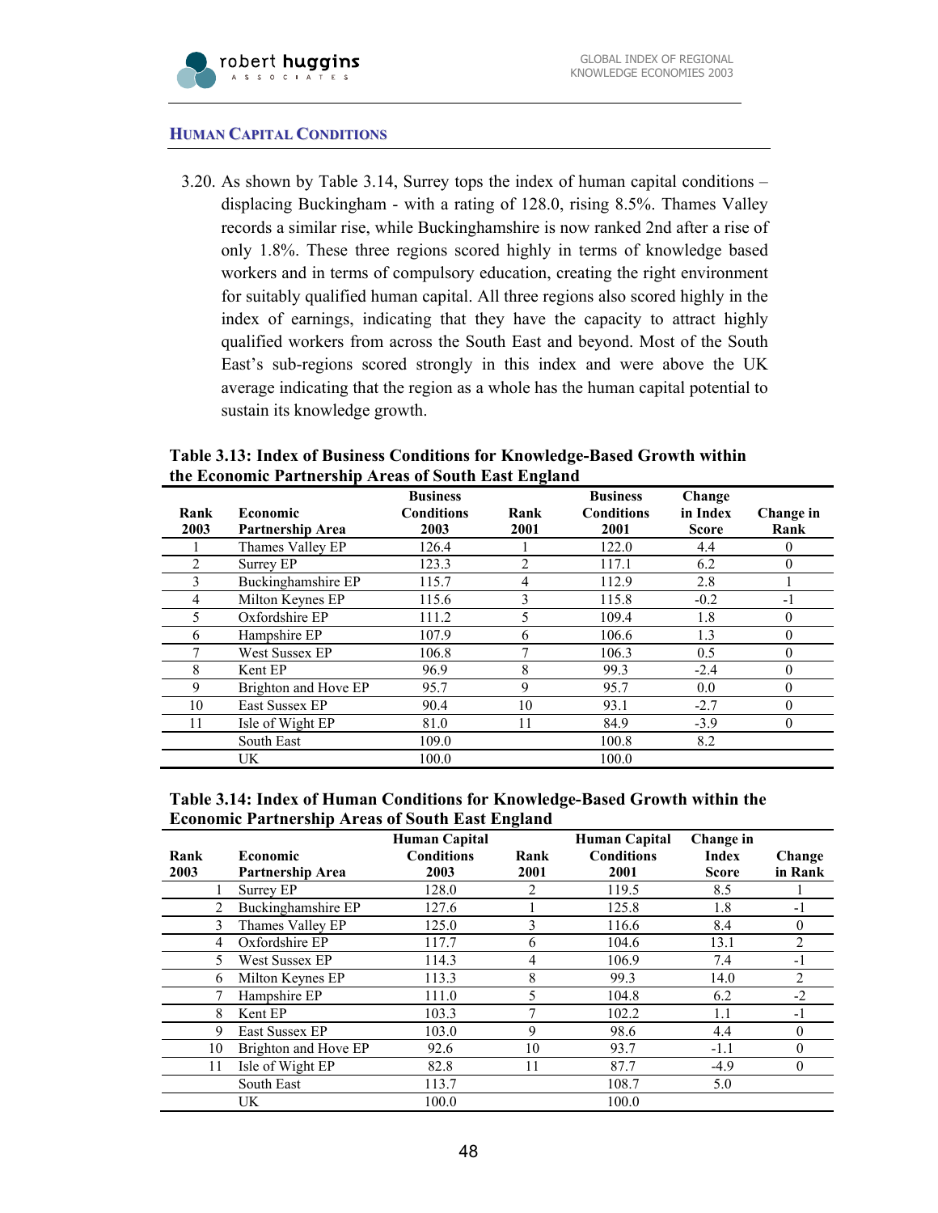## Human Capital Conditions

3.20. As shown by Table 3.14, Surrey tops the index of human capital conditions – displacing Buckingham - with a rating of 128.0, rising 8.5%. Thames Valley records a similar rise, while Buckinghamshire is now ranked 2nd after a rise of only 1.8%. These three regions scored highly in terms of knowledge based workers and in terms of compulsory education, creating the right environment for suitably qualified human capital. All three regions also scored highly in the index of earnings, indicating that they have the capacity to attract highly qualified workers from across the South East and beyond. Most of the South East's sub-regions scored strongly in this index and were above the UK average indicating that the region as a whole has the human capital potential to sustain its knowledge growth.

**Table 3.13: Index of Business Conditions for Knowledge-Based Growth within the Economic Partnership Areas of South East England**

| Rank 2003 | Economic Partnership Area | Business Conditions 2003 | Rank 2001 | Business Conditions 2001 | Change in Index Score | Change in Rank |
|---|---|---|---|---|---|---|
| 1 | Thames Valley EP | 126.4 | 1 | 122.0 | 4.4 | 0 |
| 2 | Surrey EP | 123.3 | 2 | 117.1 | 6.2 | 0 |
| 3 | Buckinghamshire EP | 115.7 | 4 | 112.9 | 2.8 | 1 |
| 4 | Milton Keynes EP | 115.6 | 3 | 115.8 | -0.2 | -1 |
| 5 | Oxfordshire EP | 111.2 | 5 | 109.4 | 1.8 | 0 |
| 6 | Hampshire EP | 107.9 | 6 | 106.6 | 1.3 | 0 |
| 7 | West Sussex EP | 106.8 | 7 | 106.3 | 0.5 | 0 |
| 8 | Kent EP | 96.9 | 8 | 99.3 | -2.4 | 0 |
| 9 | Brighton and Hove EP | 95.7 | 9 | 95.7 | 0.0 | 0 |
| 10 | East Sussex EP | 90.4 | 10 | 93.1 | -2.7 | 0 |
| 11 | Isle of Wight EP | 81.0 | 11 | 84.9 | -3.9 | 0 |
| | South East | 109.0 | | 100.8 | 8.2 | |
| | UK | 100.0 | | 100.0 | | |

**Table 3.14: Index of Human Conditions for Knowledge-Based Growth within the Economic Partnership Areas of South East England**

| Rank 2003 | Economic Partnership Area | Human Capital Conditions 2003 | Rank 2001 | Human Capital Conditions 2001 | Change in Index Score | Change in Rank |
|---|---|---|---|---|---|---|
| 1 | Surrey EP | 128.0 | 2 | 119.5 | 8.5 | 1 |
| 2 | Buckinghamshire EP | 127.6 | 1 | 125.8 | 1.8 | -1 |
| 3 | Thames Valley EP | 125.0 | 3 | 116.6 | 8.4 | 0 |
| 4 | Oxfordshire EP | 117.7 | 6 | 104.6 | 13.1 | 2 |
| 5 | West Sussex EP | 114.3 | 4 | 106.9 | 7.4 | -1 |
| 6 | Milton Keynes EP | 113.3 | 8 | 99.3 | 14.0 | 2 |
| 7 | Hampshire EP | 111.0 | 5 | 104.8 | 6.2 | -2 |
| 8 | Kent EP | 103.3 | 7 | 102.2 | 1.1 | -1 |
| 9 | East Sussex EP | 103.0 | 9 | 98.6 | 4.4 | 0 |
| 10 | Brighton and Hove EP | 92.6 | 10 | 93.7 | -1.1 | 0 |
| 11 | Isle of Wight EP | 82.8 | 11 | 87.7 | -4.9 | 0 |
| | South East | 113.7 | | 108.7 | 5.0 | |
| | UK | 100.0 | | 100.0 | | |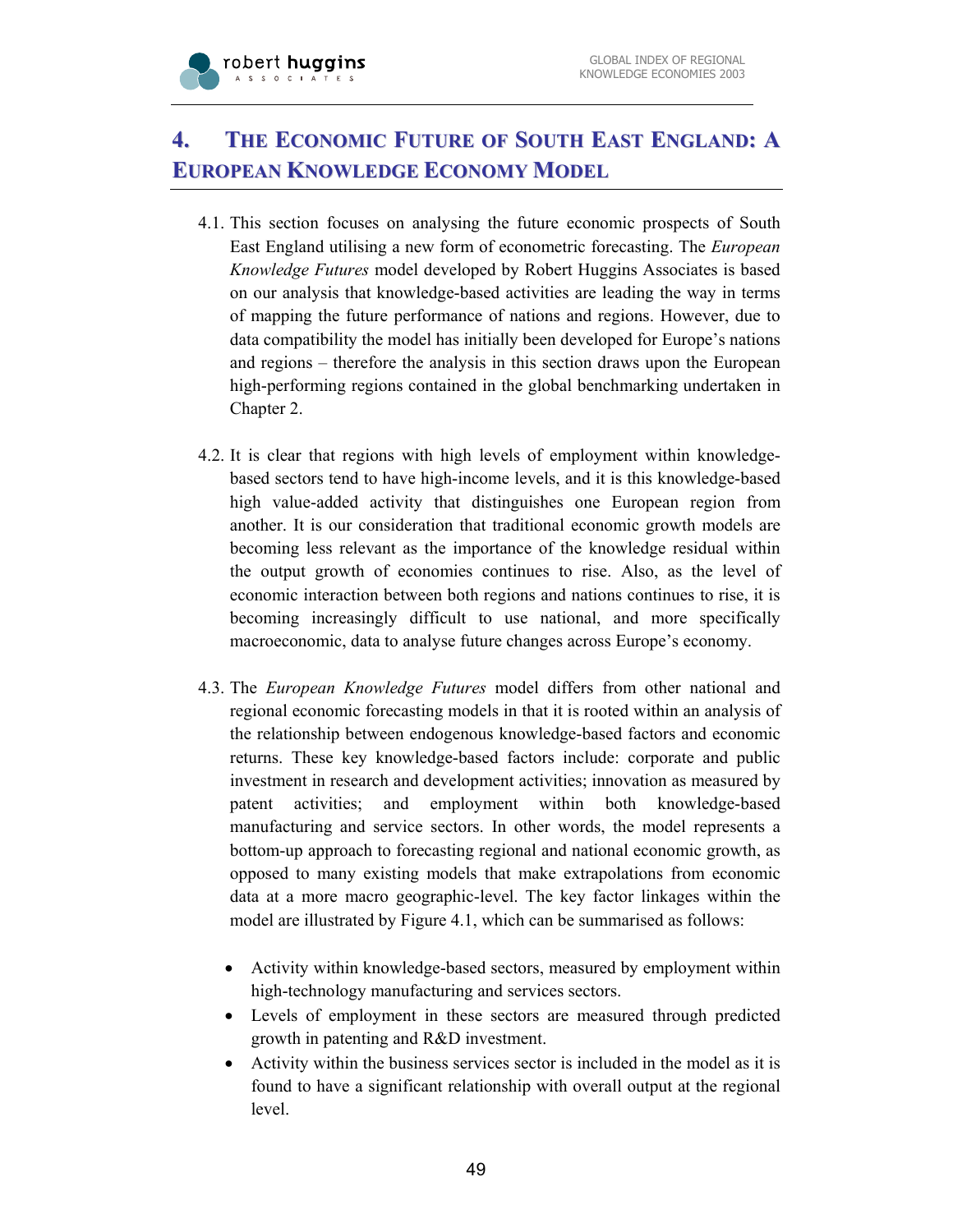# 4. The Economic Future of South East England: A European Knowledge Economy Model

4.1. This section focuses on analysing the future economic prospects of South East England utilising a new form of econometric forecasting. The *European Knowledge Futures* model developed by Robert Huggins Associates is based on our analysis that knowledge-based activities are leading the way in terms of mapping the future performance of nations and regions. However, due to data compatibility the model has initially been developed for Europe's nations and regions – therefore the analysis in this section draws upon the European high-performing regions contained in the global benchmarking undertaken in Chapter 2.

4.2. It is clear that regions with high levels of employment within knowledge-based sectors tend to have high-income levels, and it is this knowledge-based high value-added activity that distinguishes one European region from another. It is our consideration that traditional economic growth models are becoming less relevant as the importance of the knowledge residual within the output growth of economies continues to rise. Also, as the level of economic interaction between both regions and nations continues to rise, it is becoming increasingly difficult to use national, and more specifically macroeconomic, data to analyse future changes across Europe's economy.

4.3. The *European Knowledge Futures* model differs from other national and regional economic forecasting models in that it is rooted within an analysis of the relationship between endogenous knowledge-based factors and economic returns. These key knowledge-based factors include: corporate and public investment in research and development activities; innovation as measured by patent activities; and employment within both knowledge-based manufacturing and service sectors. In other words, the model represents a bottom-up approach to forecasting regional and national economic growth, as opposed to many existing models that make extrapolations from economic data at a more macro geographic-level. The key factor linkages within the model are illustrated by Figure 4.1, which can be summarised as follows:

- Activity within knowledge-based sectors, measured by employment within high-technology manufacturing and services sectors.
- Levels of employment in these sectors are measured through predicted growth in patenting and R&D investment.
- Activity within the business services sector is included in the model as it is found to have a significant relationship with overall output at the regional level.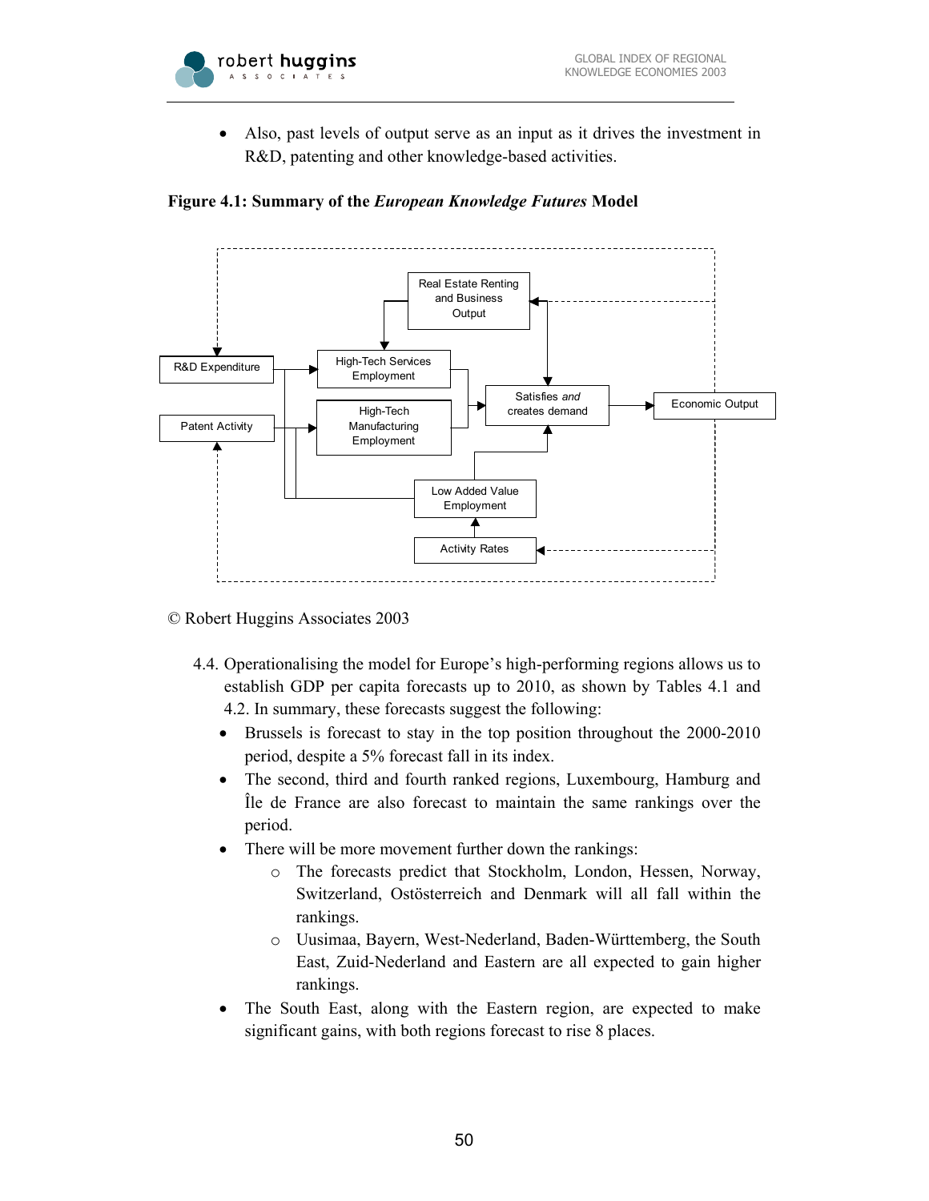- Also, past levels of output serve as an input as it drives the investment in R&D, patenting and other knowledge-based activities.

**Figure 4.1: Summary of the *European Knowledge Futures* Model**

© Robert Huggins Associates 2003

4.4. Operationalising the model for Europe's high-performing regions allows us to establish GDP per capita forecasts up to 2010, as shown by Tables 4.1 and 4.2. In summary, these forecasts suggest the following:

- Brussels is forecast to stay in the top position throughout the 2000-2010 period, despite a 5% forecast fall in its index.
- The second, third and fourth ranked regions, Luxembourg, Hamburg and Île de France are also forecast to maintain the same rankings over the period.
- There will be more movement further down the rankings:
  - The forecasts predict that Stockholm, London, Hessen, Norway, Switzerland, Ostösterreich and Denmark will all fall within the rankings.
  - Uusimaa, Bayern, West-Nederland, Baden-Württemberg, the South East, Zuid-Nederland and Eastern are all expected to gain higher rankings.
- The South East, along with the Eastern region, are expected to make significant gains, with both regions forecast to rise 8 places.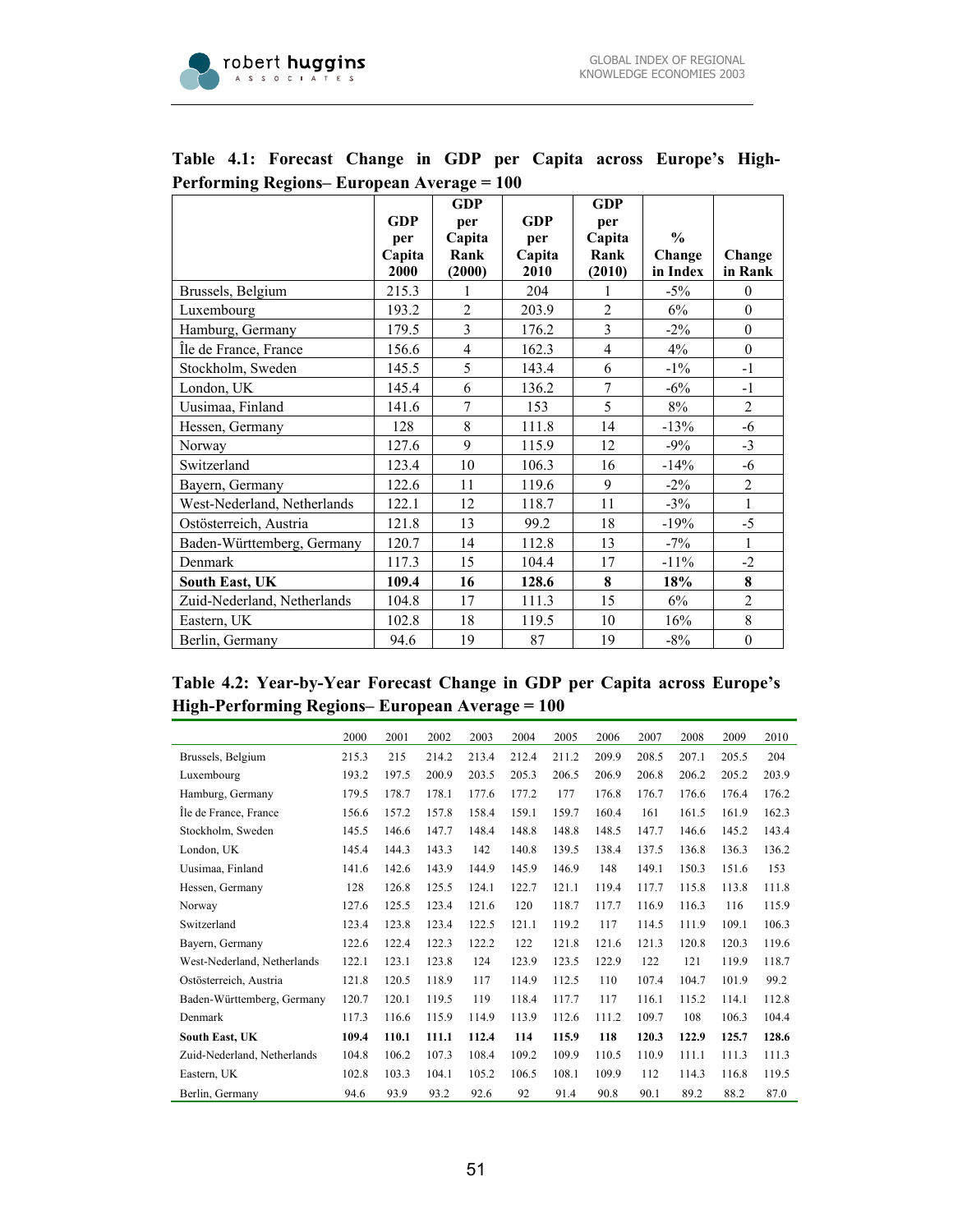**Table 4.1: Forecast Change in GDP per Capita across Europe's High-Performing Regions– European Average = 100**

| | GDP per Capita 2000 | GDP per Capita Rank (2000) | GDP per Capita 2010 | GDP per Capita Rank (2010) | % Change in Index | Change in Rank |
|---|---|---|---|---|---|---|
| Brussels, Belgium | 215.3 | 1 | 204 | 1 | -5% | 0 |
| Luxembourg | 193.2 | 2 | 203.9 | 2 | 6% | 0 |
| Hamburg, Germany | 179.5 | 3 | 176.2 | 3 | -2% | 0 |
| Île de France, France | 156.6 | 4 | 162.3 | 4 | 4% | 0 |
| Stockholm, Sweden | 145.5 | 5 | 143.4 | 6 | -1% | -1 |
| London, UK | 145.4 | 6 | 136.2 | 7 | -6% | -1 |
| Uusimaa, Finland | 141.6 | 7 | 153 | 5 | 8% | 2 |
| Hessen, Germany | 128 | 8 | 111.8 | 14 | -13% | -6 |
| Norway | 127.6 | 9 | 115.9 | 12 | -9% | -3 |
| Switzerland | 123.4 | 10 | 106.3 | 16 | -14% | -6 |
| Bayern, Germany | 122.6 | 11 | 119.6 | 9 | -2% | 2 |
| West-Nederland, Netherlands | 122.1 | 12 | 118.7 | 11 | -3% | 1 |
| Ostösterreich, Austria | 121.8 | 13 | 99.2 | 18 | -19% | -5 |
| Baden-Württemberg, Germany | 120.7 | 14 | 112.8 | 13 | -7% | 1 |
| Denmark | 117.3 | 15 | 104.4 | 17 | -11% | -2 |
| **South East, UK** | **109.4** | **16** | **128.6** | **8** | **18%** | **8** |
| Zuid-Nederland, Netherlands | 104.8 | 17 | 111.3 | 15 | 6% | 2 |
| Eastern, UK | 102.8 | 18 | 119.5 | 10 | 16% | 8 |
| Berlin, Germany | 94.6 | 19 | 87 | 19 | -8% | 0 |

**Table 4.2: Year-by-Year Forecast Change in GDP per Capita across Europe's High-Performing Regions– European Average = 100**

| | 2000 | 2001 | 2002 | 2003 | 2004 | 2005 | 2006 | 2007 | 2008 | 2009 | 2010 |
|---|---|---|---|---|---|---|---|---|---|---|---|
| Brussels, Belgium | 215.3 | 215 | 214.2 | 213.4 | 212.4 | 211.2 | 209.9 | 208.5 | 207.1 | 205.5 | 204 |
| Luxembourg | 193.2 | 197.5 | 200.9 | 203.5 | 205.3 | 206.5 | 206.9 | 206.8 | 206.2 | 205.2 | 203.9 |
| Hamburg, Germany | 179.5 | 178.7 | 178.1 | 177.6 | 177.2 | 177 | 176.8 | 176.7 | 176.6 | 176.4 | 176.2 |
| Île de France, France | 156.6 | 157.2 | 157.8 | 158.4 | 159.1 | 159.7 | 160.4 | 161 | 161.5 | 161.9 | 162.3 |
| Stockholm, Sweden | 145.5 | 146.6 | 147.7 | 148.4 | 148.8 | 148.8 | 148.5 | 147.7 | 146.6 | 145.2 | 143.4 |
| London, UK | 145.4 | 144.3 | 143.3 | 142 | 140.8 | 139.5 | 138.4 | 137.5 | 136.8 | 136.3 | 136.2 |
| Uusimaa, Finland | 141.6 | 142.6 | 143.9 | 144.9 | 145.9 | 146.9 | 148 | 149.1 | 150.3 | 151.6 | 153 |
| Hessen, Germany | 128 | 126.8 | 125.5 | 124.1 | 122.7 | 121.1 | 119.4 | 117.7 | 115.8 | 113.8 | 111.8 |
| Norway | 127.6 | 125.5 | 123.4 | 121.6 | 120 | 118.7 | 117.7 | 116.9 | 116.3 | 116 | 115.9 |
| Switzerland | 123.4 | 123.8 | 123.4 | 122.5 | 121.1 | 119.2 | 117 | 114.5 | 111.9 | 109.1 | 106.3 |
| Bayern, Germany | 122.6 | 122.4 | 122.3 | 122.2 | 122 | 121.8 | 121.6 | 121.3 | 120.8 | 120.3 | 119.6 |
| West-Nederland, Netherlands | 122.1 | 123.1 | 123.8 | 124 | 123.9 | 123.5 | 122.9 | 122 | 121 | 119.9 | 118.7 |
| Ostösterreich, Austria | 121.8 | 120.5 | 118.9 | 117 | 114.9 | 112.5 | 110 | 107.4 | 104.7 | 101.9 | 99.2 |
| Baden-Württemberg, Germany | 120.7 | 120.1 | 119.5 | 119 | 118.4 | 117.7 | 117 | 116.1 | 115.2 | 114.1 | 112.8 |
| Denmark | 117.3 | 116.6 | 115.9 | 114.9 | 113.9 | 112.6 | 111.2 | 109.7 | 108 | 106.3 | 104.4 |
| **South East, UK** | **109.4** | **110.1** | **111.1** | **112.4** | **114** | **115.9** | **118** | **120.3** | **122.9** | **125.7** | **128.6** |
| Zuid-Nederland, Netherlands | 104.8 | 106.2 | 107.3 | 108.4 | 109.2 | 109.9 | 110.5 | 110.9 | 111.1 | 111.3 | 111.3 |
| Eastern, UK | 102.8 | 103.3 | 104.1 | 105.2 | 106.5 | 108.1 | 109.9 | 112 | 114.3 | 116.8 | 119.5 |
| Berlin, Germany | 94.6 | 93.9 | 93.2 | 92.6 | 92 | 91.4 | 90.8 | 90.1 | 89.2 | 88.2 | 87.0 |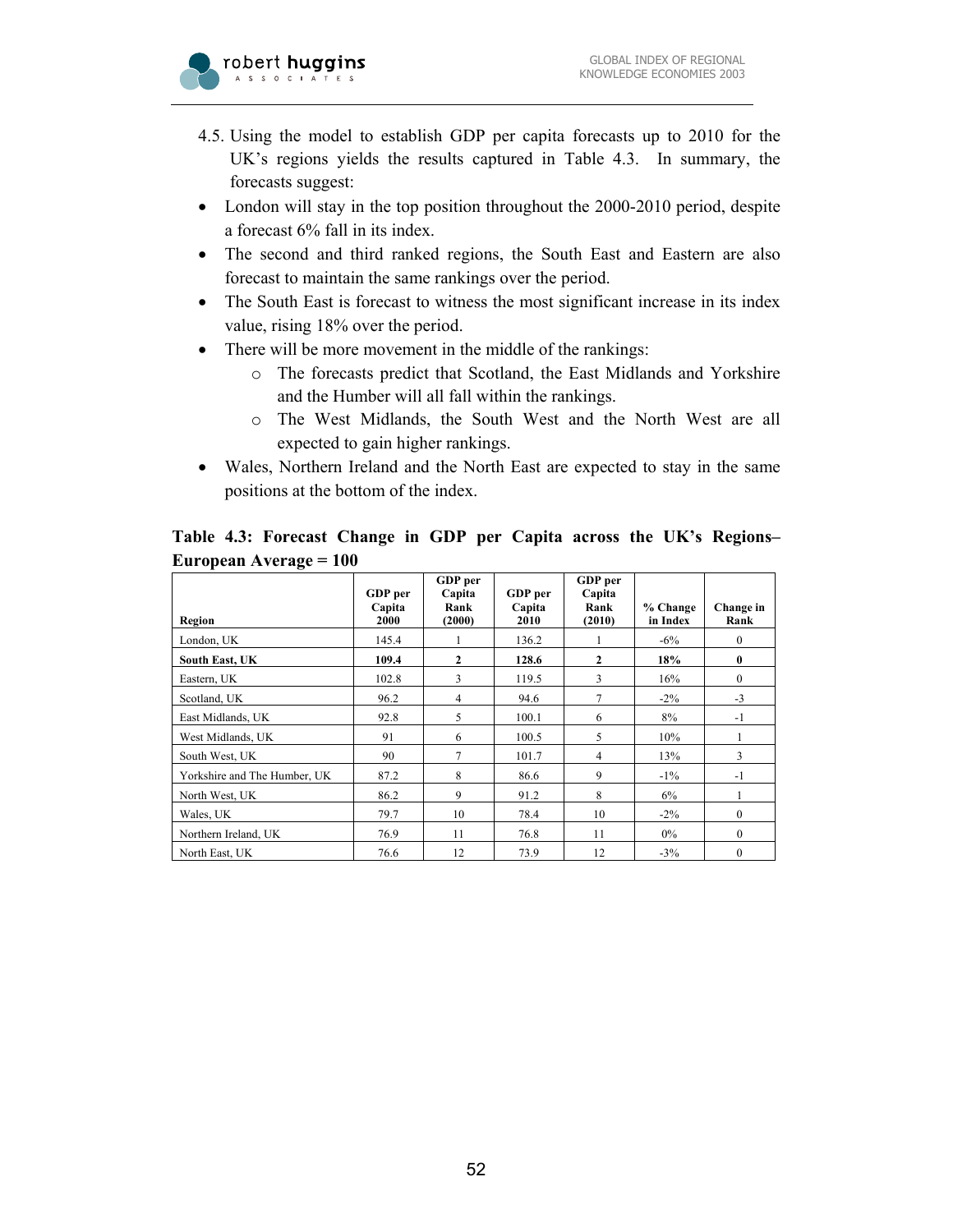4.5. Using the model to establish GDP per capita forecasts up to 2010 for the UK's regions yields the results captured in Table 4.3. In summary, the forecasts suggest:

- London will stay in the top position throughout the 2000-2010 period, despite a forecast 6% fall in its index.
- The second and third ranked regions, the South East and Eastern are also forecast to maintain the same rankings over the period.
- The South East is forecast to witness the most significant increase in its index value, rising 18% over the period.
- There will be more movement in the middle of the rankings:
  - The forecasts predict that Scotland, the East Midlands and Yorkshire and the Humber will all fall within the rankings.
  - The West Midlands, the South West and the North West are all expected to gain higher rankings.
- Wales, Northern Ireland and the North East are expected to stay in the same positions at the bottom of the index.

**Table 4.3: Forecast Change in GDP per Capita across the UK's Regions– European Average = 100**

| Region | GDP per Capita 2000 | GDP per Capita Rank (2000) | GDP per Capita 2010 | GDP per Capita Rank (2010) | % Change in Index | Change in Rank |
|---|---|---|---|---|---|---|
| London, UK | 145.4 | 1 | 136.2 | 1 | -6% | 0 |
| **South East, UK** | **109.4** | **2** | **128.6** | **2** | **18%** | **0** |
| Eastern, UK | 102.8 | 3 | 119.5 | 3 | 16% | 0 |
| Scotland, UK | 96.2 | 4 | 94.6 | 7 | -2% | -3 |
| East Midlands, UK | 92.8 | 5 | 100.1 | 6 | 8% | -1 |
| West Midlands, UK | 91 | 6 | 100.5 | 5 | 10% | 1 |
| South West, UK | 90 | 7 | 101.7 | 4 | 13% | 3 |
| Yorkshire and The Humber, UK | 87.2 | 8 | 86.6 | 9 | -1% | -1 |
| North West, UK | 86.2 | 9 | 91.2 | 8 | 6% | 1 |
| Wales, UK | 79.7 | 10 | 78.4 | 10 | -2% | 0 |
| Northern Ireland, UK | 76.9 | 11 | 76.8 | 11 | 0% | 0 |
| North East, UK | 76.6 | 12 | 73.9 | 12 | -3% | 0 |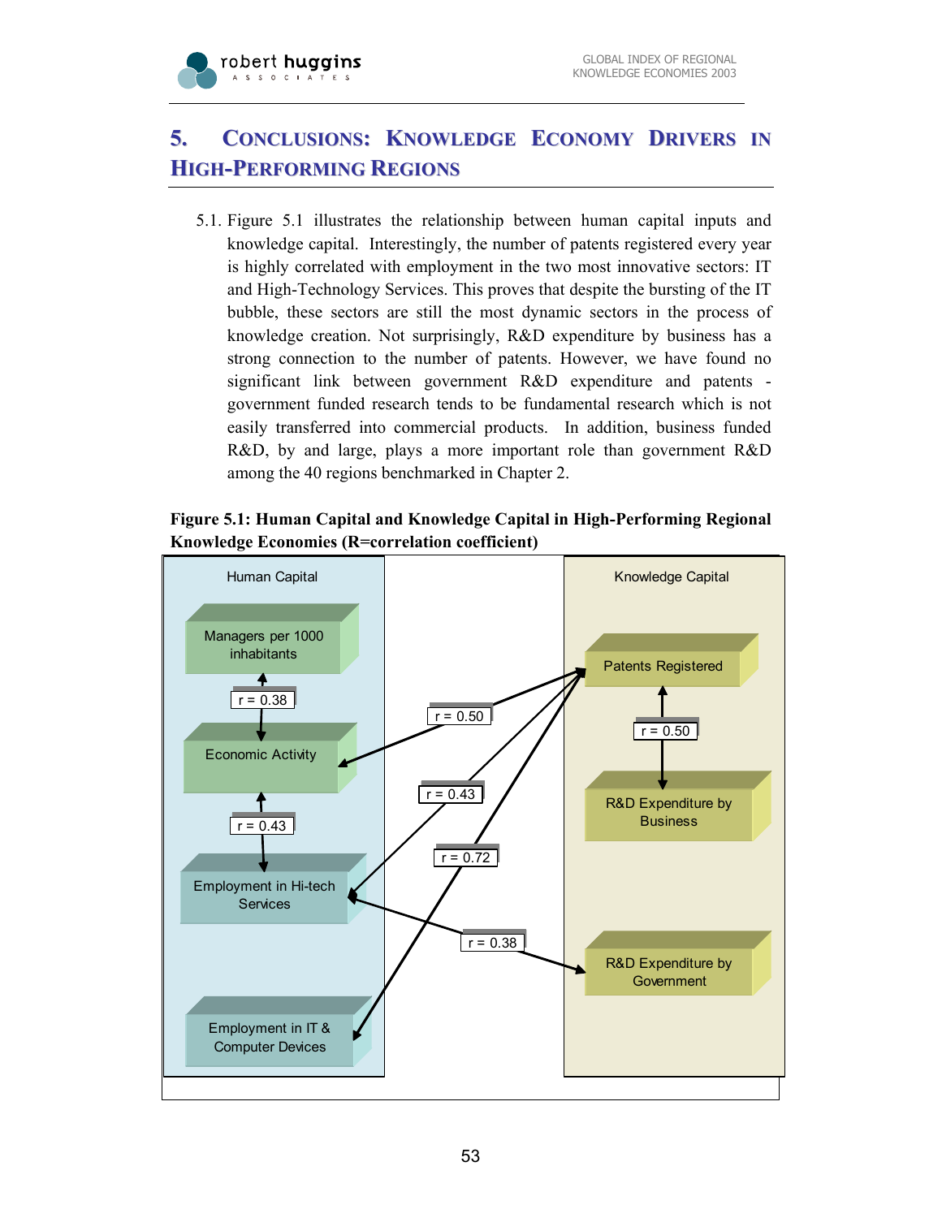# 5. Conclusions: Knowledge Economy Drivers in High-Performing Regions

5.1. Figure 5.1 illustrates the relationship between human capital inputs and knowledge capital. Interestingly, the number of patents registered every year is highly correlated with employment in the two most innovative sectors: IT and High-Technology Services. This proves that despite the bursting of the IT bubble, these sectors are still the most dynamic sectors in the process of knowledge creation. Not surprisingly, R&D expenditure by business has a strong connection to the number of patents. However, we have found no significant link between government R&D expenditure and patents - government funded research tends to be fundamental research which is not easily transferred into commercial products. In addition, business funded R&D, by and large, plays a more important role than government R&D among the 40 regions benchmarked in Chapter 2.

**Figure 5.1: Human Capital and Knowledge Capital in High-Performing Regional Knowledge Economies (R=correlation coefficient)**

Human Capital

Managers per 1000 inhabitants

r = 0.38

Economic Activity

r = 0.43

Employment in Hi-tech Services

Employment in IT & Computer Devices

Knowledge Capital

Patents Registered

r = 0.50

R&D Expenditure by Business

R&D Expenditure by Government

r = 0.50

r = 0.43

r = 0.72

r = 0.38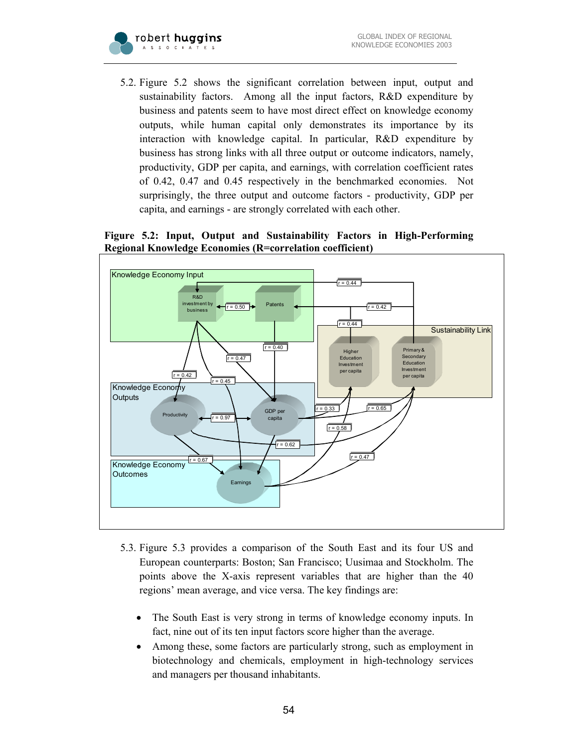5.2. Figure 5.2 shows the significant correlation between input, output and sustainability factors. Among all the input factors, R&D expenditure by business and patents seem to have most direct effect on knowledge economy outputs, while human capital only demonstrates its importance by its interaction with knowledge capital. In particular, R&D expenditure by business has strong links with all three output or outcome indicators, namely, productivity, GDP per capita, and earnings, with correlation coefficient rates of 0.42, 0.47 and 0.45 respectively in the benchmarked economies. Not surprisingly, the three output and outcome factors - productivity, GDP per capita, and earnings - are strongly correlated with each other.

**Figure 5.2: Input, Output and Sustainability Factors in High-Performing Regional Knowledge Economies (R=correlation coefficient)**

5.3. Figure 5.3 provides a comparison of the South East and its four US and European counterparts: Boston; San Francisco; Uusimaa and Stockholm. The points above the X-axis represent variables that are higher than the 40 regions' mean average, and vice versa. The key findings are:

- The South East is very strong in terms of knowledge economy inputs. In fact, nine out of its ten input factors score higher than the average.
- Among these, some factors are particularly strong, such as employment in biotechnology and chemicals, employment in high-technology services and managers per thousand inhabitants.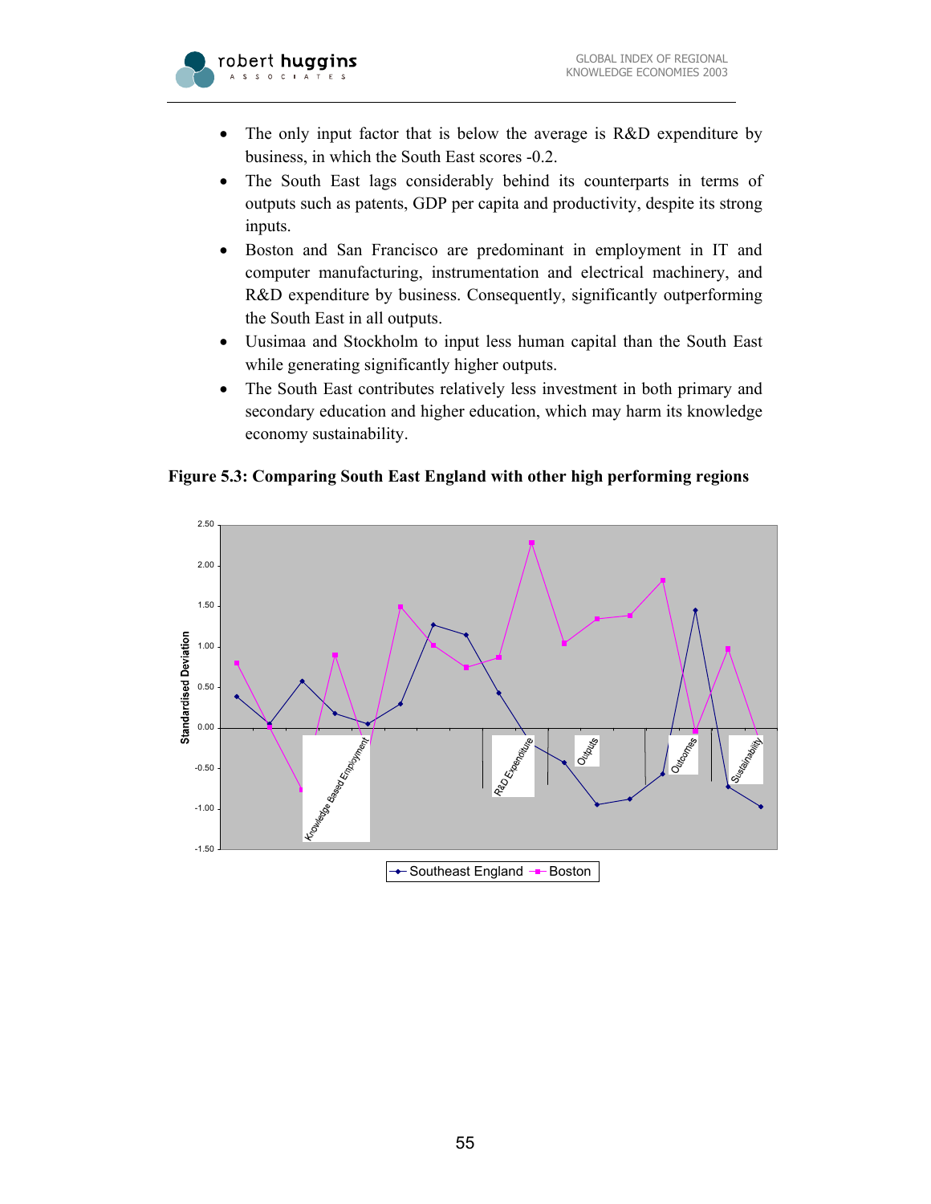- The only input factor that is below the average is R&D expenditure by business, in which the South East scores -0.2.
- The South East lags considerably behind its counterparts in terms of outputs such as patents, GDP per capita and productivity, despite its strong inputs.
- Boston and San Francisco are predominant in employment in IT and computer manufacturing, instrumentation and electrical machinery, and R&D expenditure by business. Consequently, significantly outperforming the South East in all outputs.
- Uusimaa and Stockholm to input less human capital than the South East while generating significantly higher outputs.
- The South East contributes relatively less investment in both primary and secondary education and higher education, which may harm its knowledge economy sustainability.

**Figure 5.3: Comparing South East England with other high performing regions**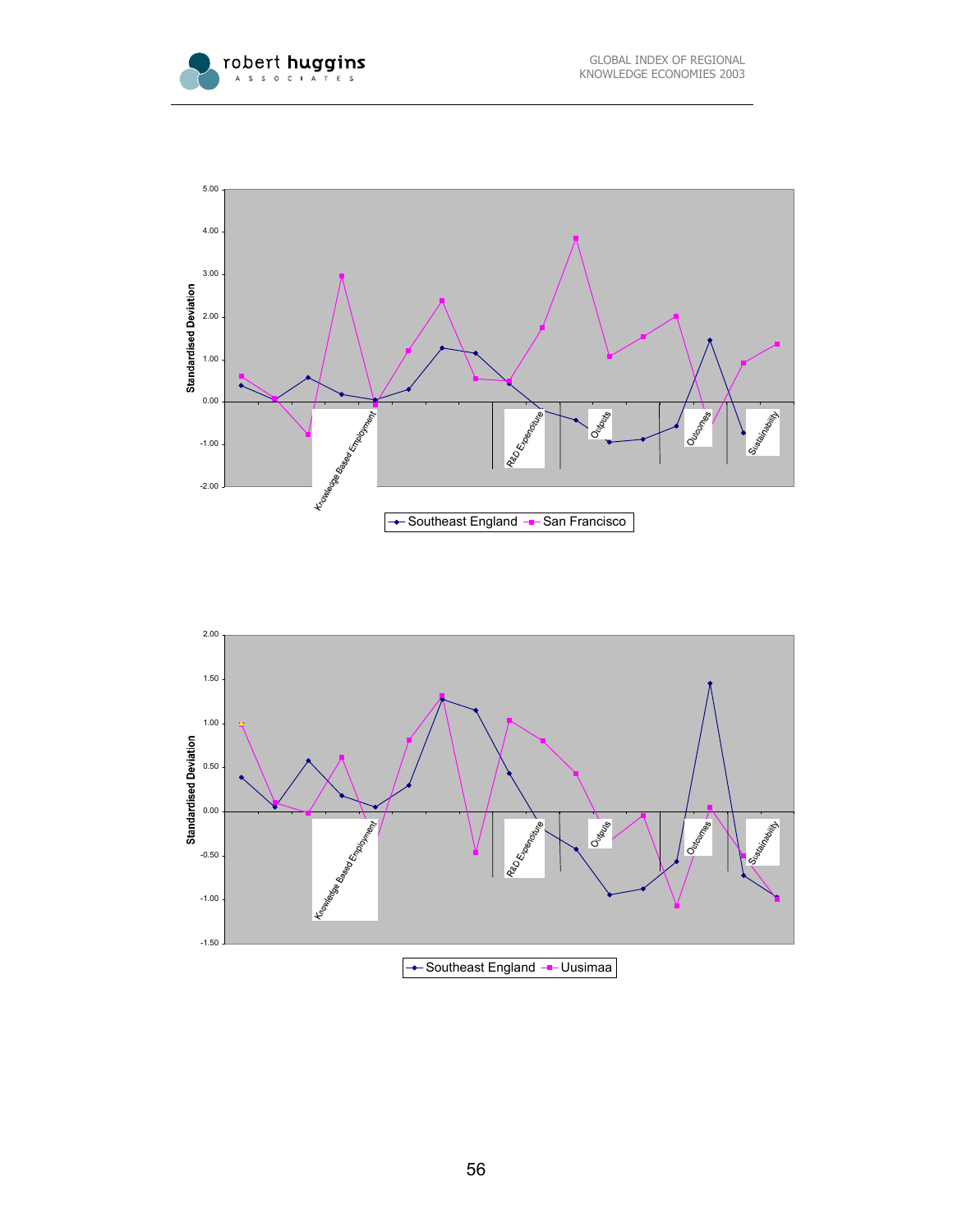Standardised Deviation

5.00

4.00

3.00

2.00

1.00

0.00

-1.00

-2.00

Knowledge Based Employment

R&D Expenditure

Outputs

Outcomes

Sustainability

Southeast England — San Francisco

Standardised Deviation

2.00

1.50

1.00

0.50

0.00

-0.50

-1.00

-1.50

Knowledge Based Employment

R&D Expenditure

Outputs

Outcomes

Sustainability

Southeast England — Uusimaa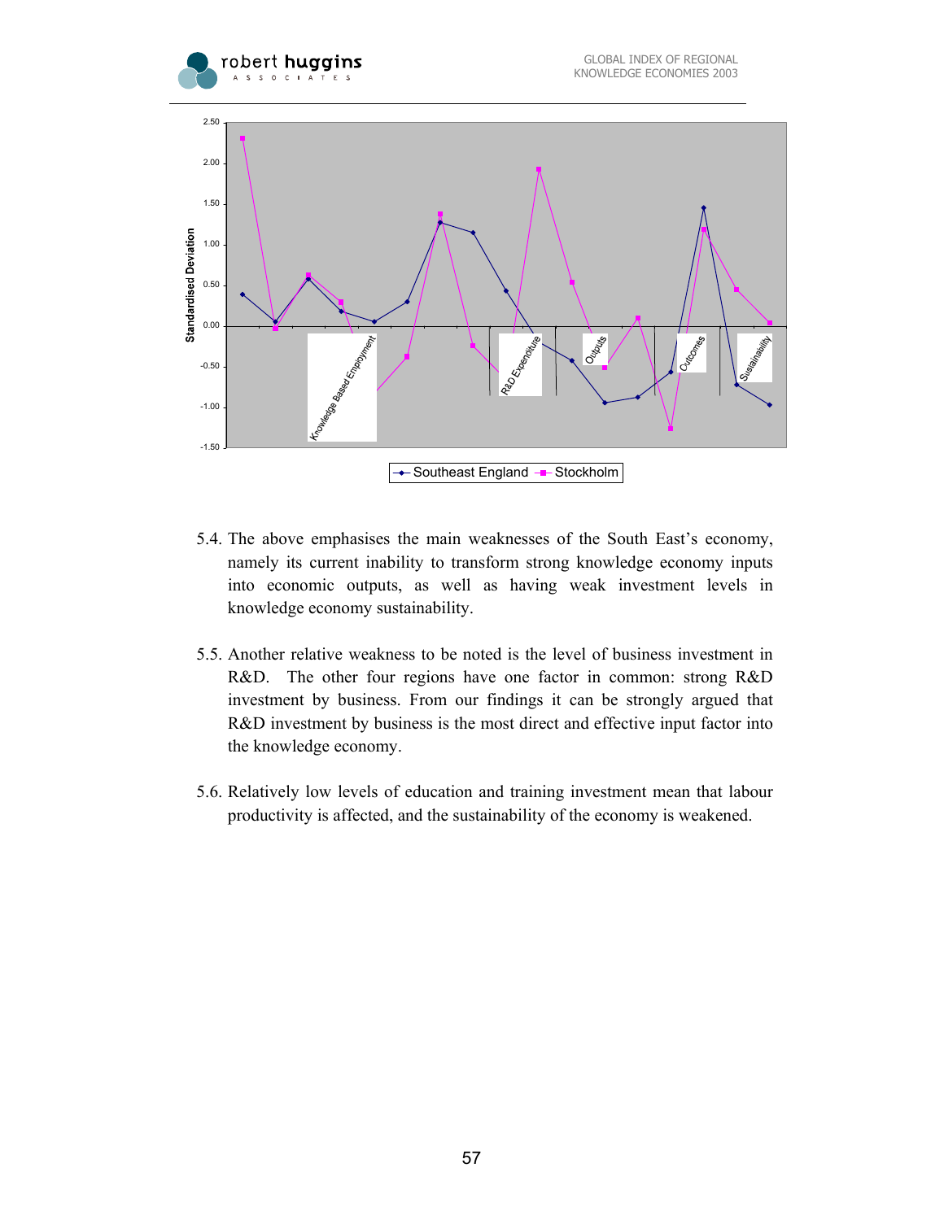Standardised Deviation

Knowledge Based Employment | R&D Expenditure | Outputs | Outcomes | Sustainability

Southeast England | Stockholm

5.4. The above emphasises the main weaknesses of the South East's economy, namely its current inability to transform strong knowledge economy inputs into economic outputs, as well as having weak investment levels in knowledge economy sustainability.

5.5. Another relative weakness to be noted is the level of business investment in R&D. The other four regions have one factor in common: strong R&D investment by business. From our findings it can be strongly argued that R&D investment by business is the most direct and effective input factor into the knowledge economy.

5.6. Relatively low levels of education and training investment mean that labour productivity is affected, and the sustainability of the economy is weakened.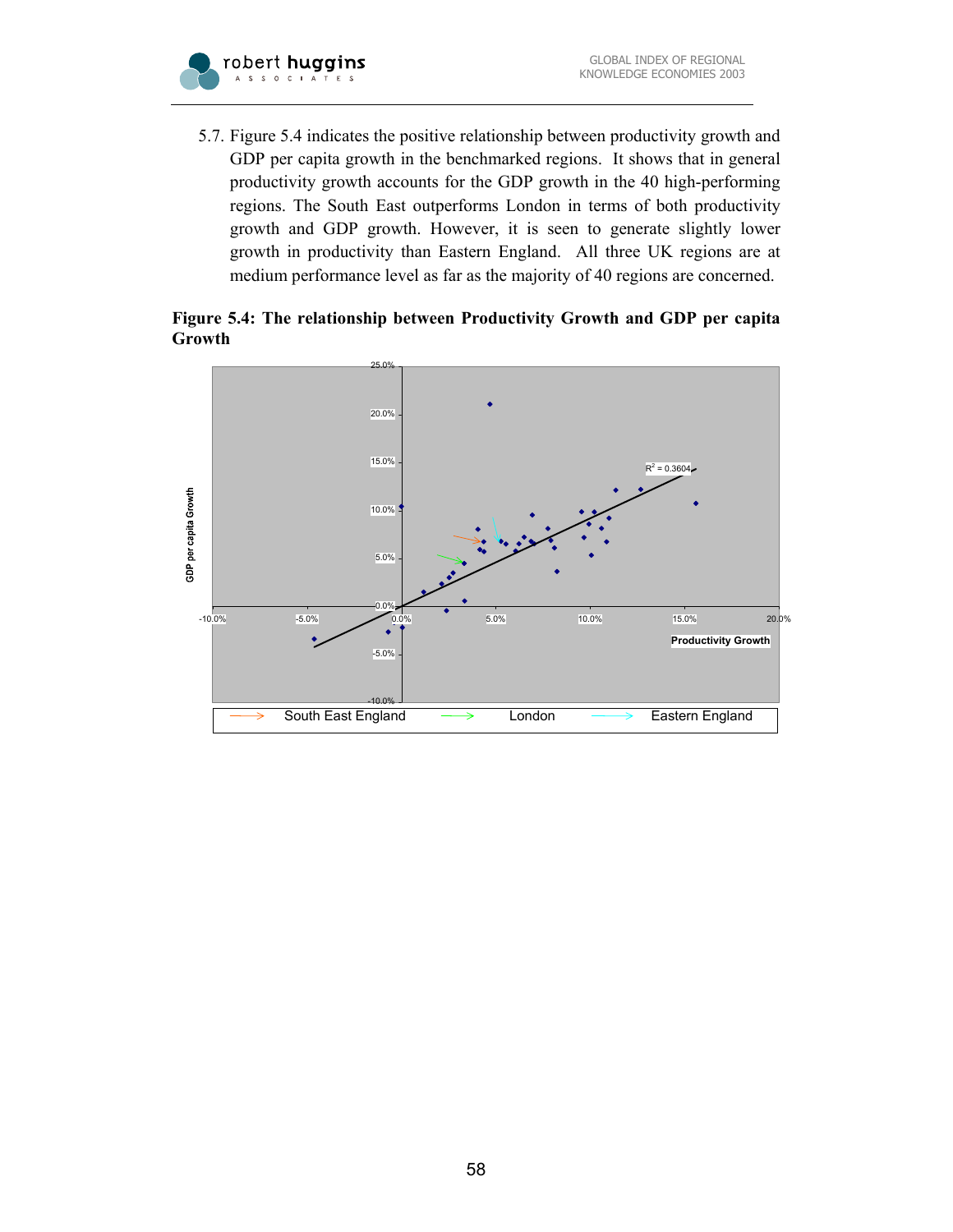5.7. Figure 5.4 indicates the positive relationship between productivity growth and GDP per capita growth in the benchmarked regions. It shows that in general productivity growth accounts for the GDP growth in the 40 high-performing regions. The South East outperforms London in terms of both productivity growth and GDP growth. However, it is seen to generate slightly lower growth in productivity than Eastern England. All three UK regions are at medium performance level as far as the majority of 40 regions are concerned.

**Figure 5.4: The relationship between Productivity Growth and GDP per capita Growth**

GDP per capita Growth

25.0%
20.0%
15.0%
10.0%
5.0%
0.0%
-5.0%
-10.0%

-10.0%
-5.0%
0.0%
5.0%
10.0%
15.0%
20.0%

Productivity Growth

$R^2 = 0.3604$

South East England
London
Eastern England